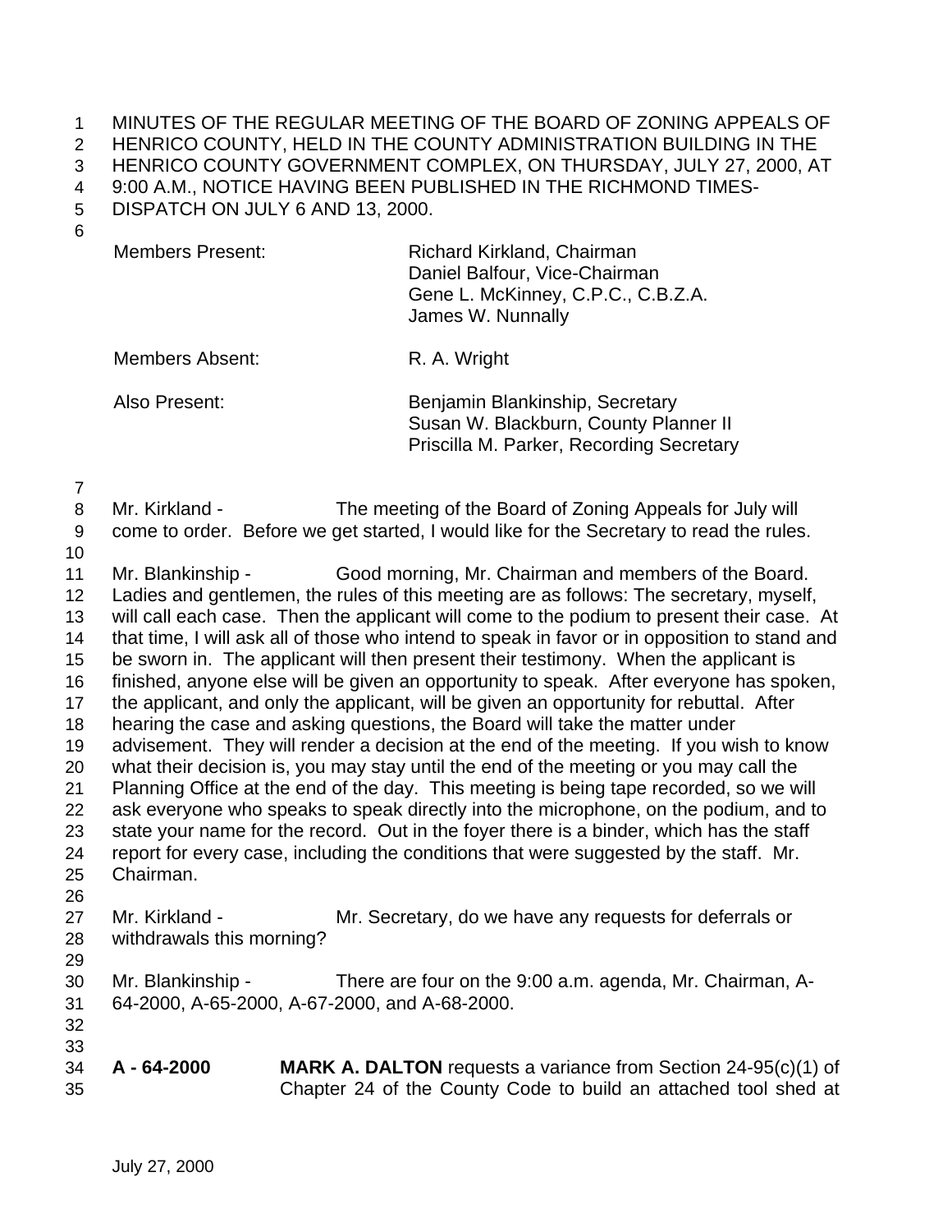MINUTES OF THE REGULAR MEETING OF THE BOARD OF ZONING APPEALS OF HENRICO COUNTY, HELD IN THE COUNTY ADMINISTRATION BUILDING IN THE HENRICO COUNTY GOVERNMENT COMPLEX, ON THURSDAY, JULY 27, 2000, AT 9:00 A.M., NOTICE HAVING BEEN PUBLISHED IN THE RICHMOND TIMES-DISPATCH ON JULY 6 AND 13, 2000.

| | |
|---|---|
| Members Present: | Richard Kirkland, Chairman<br>Daniel Balfour, Vice-Chairman<br>Gene L. McKinney, C.P.C., C.B.Z.A.<br>James W. Nunnally |
| Members Absent: | R. A. Wright |
| Also Present: | Benjamin Blankinship, Secretary<br>Susan W. Blackburn, County Planner II<br>Priscilla M. Parker, Recording Secretary |

Mr. Kirkland - The meeting of the Board of Zoning Appeals for July will come to order. Before we get started, I would like for the Secretary to read the rules.

Mr. Blankinship - Good morning, Mr. Chairman and members of the Board. Ladies and gentlemen, the rules of this meeting are as follows: The secretary, myself, will call each case. Then the applicant will come to the podium to present their case. At that time, I will ask all of those who intend to speak in favor or in opposition to stand and be sworn in. The applicant will then present their testimony. When the applicant is finished, anyone else will be given an opportunity to speak. After everyone has spoken, the applicant, and only the applicant, will be given an opportunity for rebuttal. After hearing the case and asking questions, the Board will take the matter under advisement. They will render a decision at the end of the meeting. If you wish to know what their decision is, you may stay until the end of the meeting or you may call the Planning Office at the end of the day. This meeting is being tape recorded, so we will ask everyone who speaks to speak directly into the microphone, on the podium, and to state your name for the record. Out in the foyer there is a binder, which has the staff report for every case, including the conditions that were suggested by the staff. Mr. Chairman.

Mr. Kirkland - Mr. Secretary, do we have any requests for deferrals or withdrawals this morning?

Mr. Blankinship - There are four on the 9:00 a.m. agenda, Mr. Chairman, A-64-2000, A-65-2000, A-67-2000, and A-68-2000.

**A - 64-2000** **MARK A. DALTON** requests a variance from Section 24-95(c)(1) of Chapter 24 of the County Code to build an attached tool shed at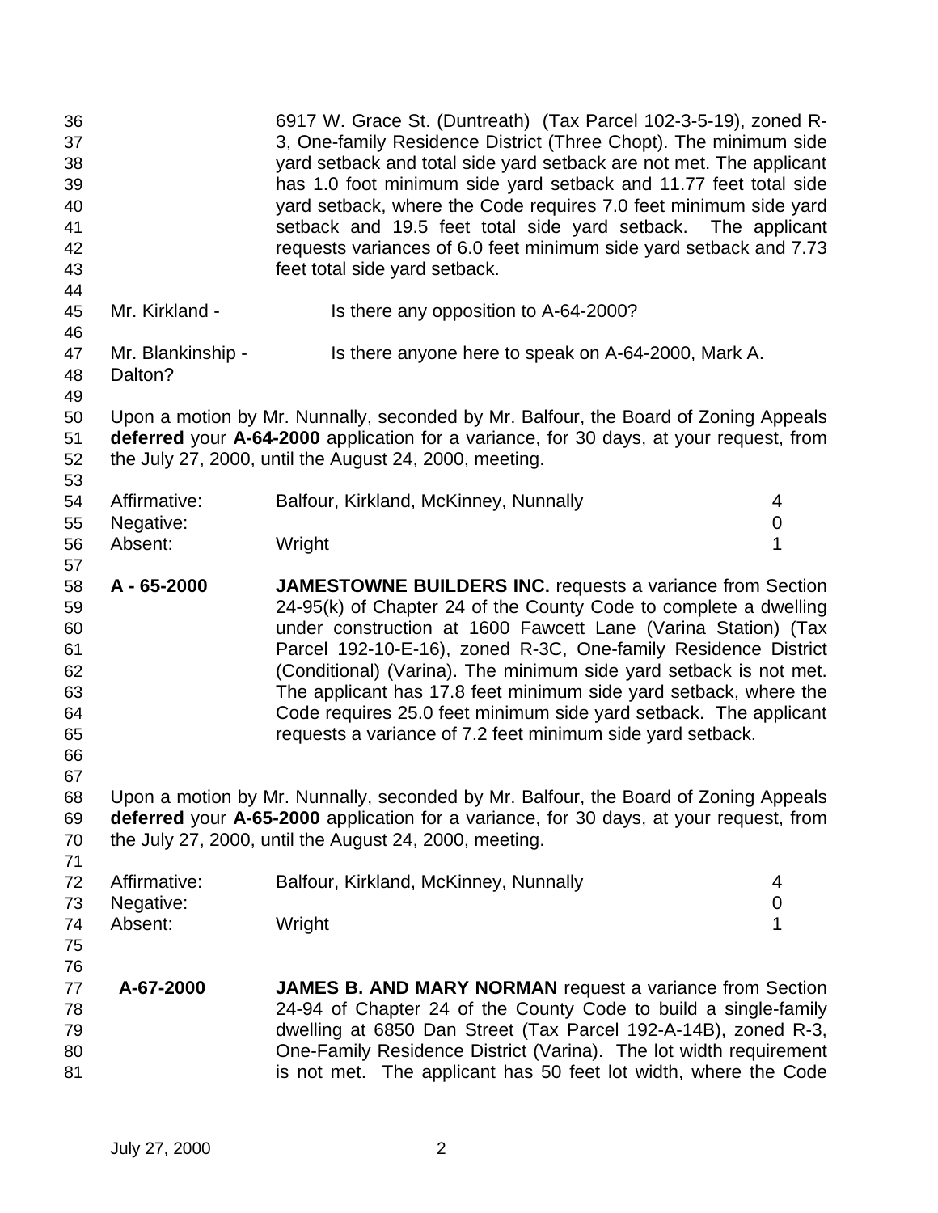6917 W. Grace St. (Duntreath) (Tax Parcel 102-3-5-19), zoned R-3, One-family Residence District (Three Chopt). The minimum side yard setback and total side yard setback are not met. The applicant has 1.0 foot minimum side yard setback and 11.77 feet total side yard setback, where the Code requires 7.0 feet minimum side yard setback and 19.5 feet total side yard setback. The applicant requests variances of 6.0 feet minimum side yard setback and 7.73 feet total side yard setback.

Mr. Kirkland - Is there any opposition to A-64-2000?

Mr. Blankinship - Is there anyone here to speak on A-64-2000, Mark A. Dalton?

Upon a motion by Mr. Nunnally, seconded by Mr. Balfour, the Board of Zoning Appeals **deferred** your **A-64-2000** application for a variance, for 30 days, at your request, from the July 27, 2000, until the August 24, 2000, meeting.

| | | |
|---|---|---|
| Affirmative: | Balfour, Kirkland, McKinney, Nunnally | 4 |
| Negative: | | 0 |
| Absent: | Wright | 1 |

**A - 65-2000** **JAMESTOWNE BUILDERS INC.** requests a variance from Section 24-95(k) of Chapter 24 of the County Code to complete a dwelling under construction at 1600 Fawcett Lane (Varina Station) (Tax Parcel 192-10-E-16), zoned R-3C, One-family Residence District (Conditional) (Varina). The minimum side yard setback is not met. The applicant has 17.8 feet minimum side yard setback, where the Code requires 25.0 feet minimum side yard setback. The applicant requests a variance of 7.2 feet minimum side yard setback.

Upon a motion by Mr. Nunnally, seconded by Mr. Balfour, the Board of Zoning Appeals **deferred** your **A-65-2000** application for a variance, for 30 days, at your request, from the July 27, 2000, until the August 24, 2000, meeting.

| | | |
|---|---|---|
| Affirmative: | Balfour, Kirkland, McKinney, Nunnally | 4 |
| Negative: | | 0 |
| Absent: | Wright | 1 |

**A-67-2000** **JAMES B. AND MARY NORMAN** request a variance from Section 24-94 of Chapter 24 of the County Code to build a single-family dwelling at 6850 Dan Street (Tax Parcel 192-A-14B), zoned R-3, One-Family Residence District (Varina). The lot width requirement is not met. The applicant has 50 feet lot width, where the Code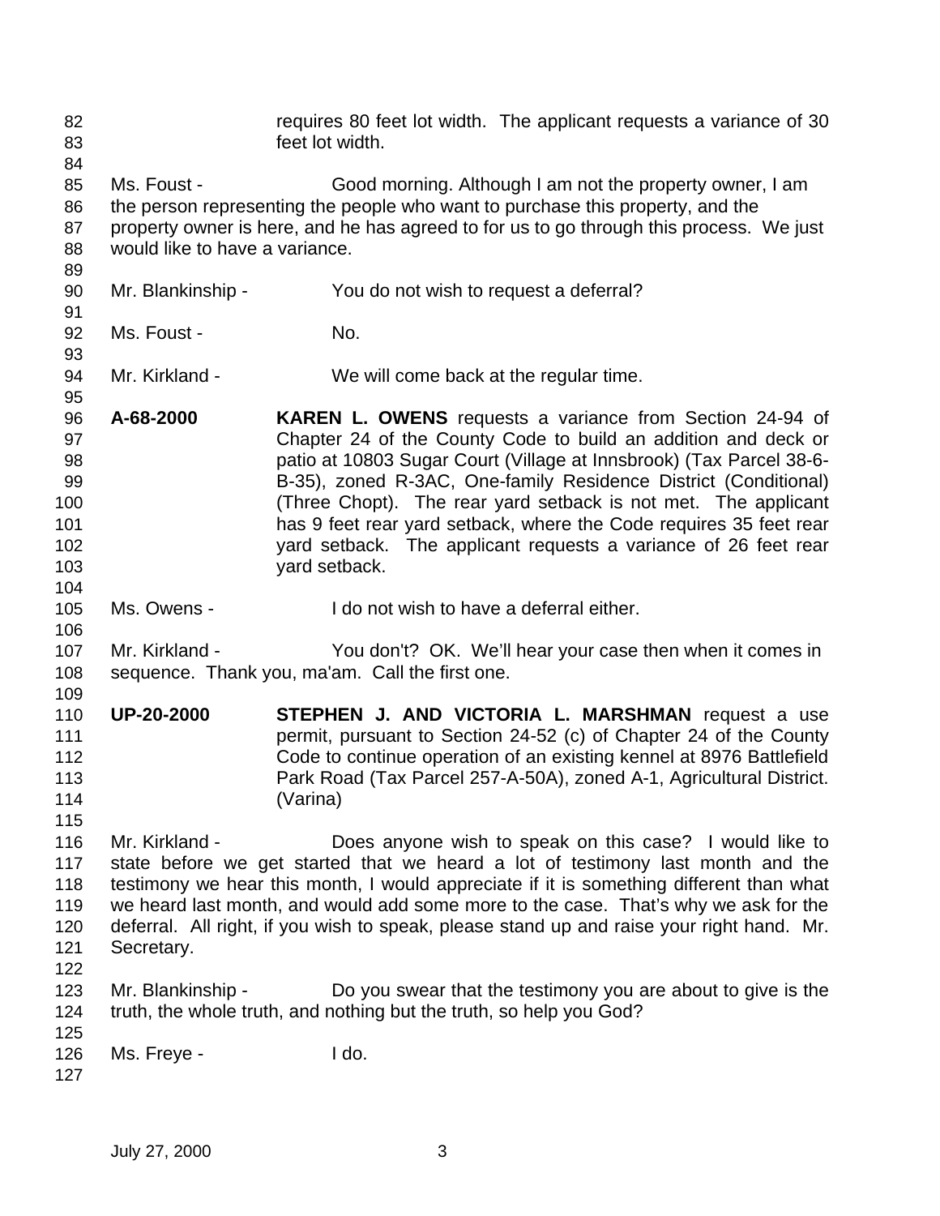requires 80 feet lot width. The applicant requests a variance of 30 feet lot width.

Ms. Foust - Good morning. Although I am not the property owner, I am the person representing the people who want to purchase this property, and the property owner is here, and he has agreed to for us to go through this process. We just would like to have a variance.

Mr. Blankinship - You do not wish to request a deferral?

Ms. Foust - No.

Mr. Kirkland - We will come back at the regular time.

**A-68-2000** **KAREN L. OWENS** requests a variance from Section 24-94 of Chapter 24 of the County Code to build an addition and deck or patio at 10803 Sugar Court (Village at Innsbrook) (Tax Parcel 38-6-B-35), zoned R-3AC, One-family Residence District (Conditional) (Three Chopt). The rear yard setback is not met. The applicant has 9 feet rear yard setback, where the Code requires 35 feet rear yard setback. The applicant requests a variance of 26 feet rear yard setback.

Ms. Owens - I do not wish to have a deferral either.

Mr. Kirkland - You don't? OK. We'll hear your case then when it comes in sequence. Thank you, ma'am. Call the first one.

**UP-20-2000** **STEPHEN J. AND VICTORIA L. MARSHMAN** request a use permit, pursuant to Section 24-52 (c) of Chapter 24 of the County Code to continue operation of an existing kennel at 8976 Battlefield Park Road (Tax Parcel 257-A-50A), zoned A-1, Agricultural District. (Varina)

Mr. Kirkland - Does anyone wish to speak on this case? I would like to state before we get started that we heard a lot of testimony last month and the testimony we hear this month, I would appreciate if it is something different than what we heard last month, and would add some more to the case. That's why we ask for the deferral. All right, if you wish to speak, please stand up and raise your right hand. Mr. Secretary.

Mr. Blankinship - Do you swear that the testimony you are about to give is the truth, the whole truth, and nothing but the truth, so help you God?

Ms. Freye - I do.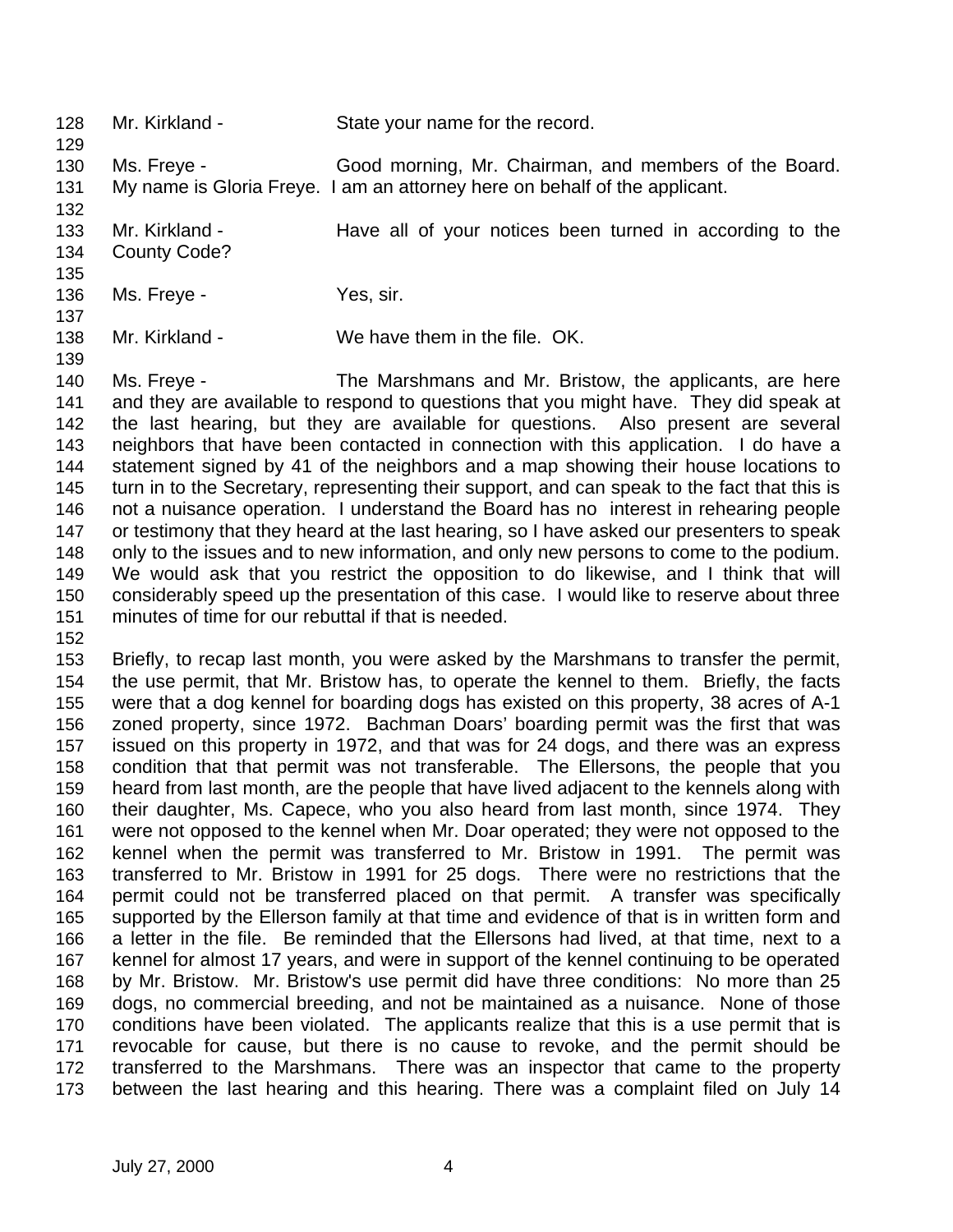128 Mr. Kirkland - State your name for the record.

129

130 Ms. Freye - Good morning, Mr. Chairman, and members of the Board.
131 My name is Gloria Freye. I am an attorney here on behalf of the applicant.

132

133 Mr. Kirkland - Have all of your notices been turned in according to the
134 County Code?

135

136 Ms. Freye - Yes, sir.

137

138 Mr. Kirkland - We have them in the file. OK.

139

140 Ms. Freye - The Marshmans and Mr. Bristow, the applicants, are here
141 and they are available to respond to questions that you might have. They did speak at
142 the last hearing, but they are available for questions. Also present are several
143 neighbors that have been contacted in connection with this application. I do have a
144 statement signed by 41 of the neighbors and a map showing their house locations to
145 turn in to the Secretary, representing their support, and can speak to the fact that this is
146 not a nuisance operation. I understand the Board has no interest in rehearing people
147 or testimony that they heard at the last hearing, so I have asked our presenters to speak
148 only to the issues and to new information, and only new persons to come to the podium.
149 We would ask that you restrict the opposition to do likewise, and I think that will
150 considerably speed up the presentation of this case. I would like to reserve about three
151 minutes of time for our rebuttal if that is needed.

152

153 Briefly, to recap last month, you were asked by the Marshmans to transfer the permit,
154 the use permit, that Mr. Bristow has, to operate the kennel to them. Briefly, the facts
155 were that a dog kennel for boarding dogs has existed on this property, 38 acres of A-1
156 zoned property, since 1972. Bachman Doars' boarding permit was the first that was
157 issued on this property in 1972, and that was for 24 dogs, and there was an express
158 condition that that permit was not transferable. The Ellersons, the people that you
159 heard from last month, are the people that have lived adjacent to the kennels along with
160 their daughter, Ms. Capece, who you also heard from last month, since 1974. They
161 were not opposed to the kennel when Mr. Doar operated; they were not opposed to the
162 kennel when the permit was transferred to Mr. Bristow in 1991. The permit was
163 transferred to Mr. Bristow in 1991 for 25 dogs. There were no restrictions that the
164 permit could not be transferred placed on that permit. A transfer was specifically
165 supported by the Ellerson family at that time and evidence of that is in written form and
166 a letter in the file. Be reminded that the Ellersons had lived, at that time, next to a
167 kennel for almost 17 years, and were in support of the kennel continuing to be operated
168 by Mr. Bristow. Mr. Bristow's use permit did have three conditions: No more than 25
169 dogs, no commercial breeding, and not be maintained as a nuisance. None of those
170 conditions have been violated. The applicants realize that this is a use permit that is
171 revocable for cause, but there is no cause to revoke, and the permit should be
172 transferred to the Marshmans. There was an inspector that came to the property
173 between the last hearing and this hearing. There was a complaint filed on July 14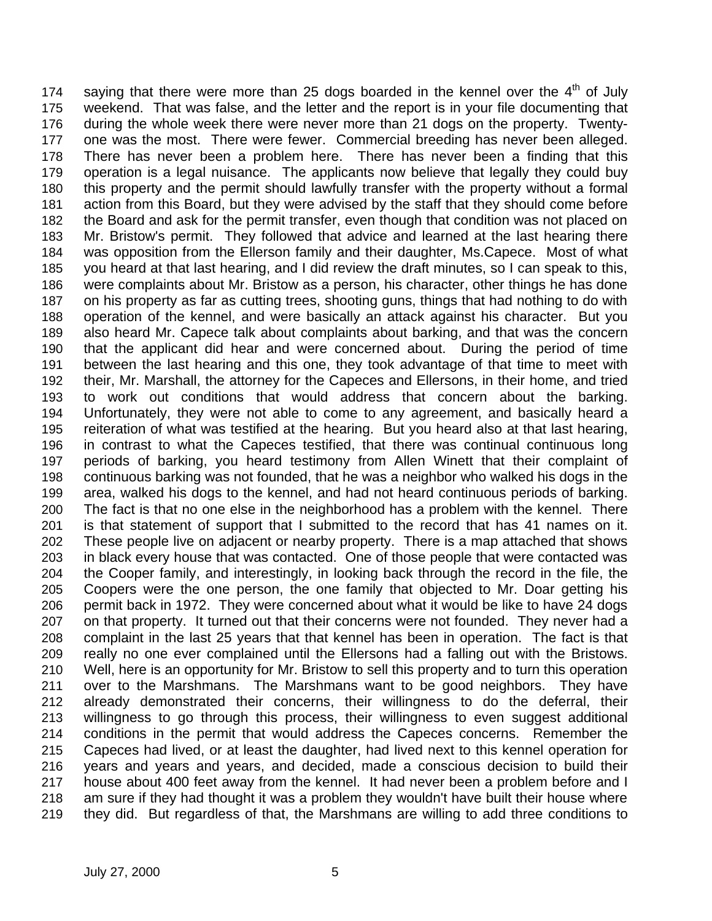174 saying that there were more than 25 dogs boarded in the kennel over the 4th of July
175 weekend. That was false, and the letter and the report is in your file documenting that
176 during the whole week there were never more than 21 dogs on the property. Twenty-
177 one was the most. There were fewer. Commercial breeding has never been alleged.
178 There has never been a problem here. There has never been a finding that this
179 operation is a legal nuisance. The applicants now believe that legally they could buy
180 this property and the permit should lawfully transfer with the property without a formal
181 action from this Board, but they were advised by the staff that they should come before
182 the Board and ask for the permit transfer, even though that condition was not placed on
183 Mr. Bristow's permit. They followed that advice and learned at the last hearing there
184 was opposition from the Ellerson family and their daughter, Ms.Capece. Most of what
185 you heard at that last hearing, and I did review the draft minutes, so I can speak to this,
186 were complaints about Mr. Bristow as a person, his character, other things he has done
187 on his property as far as cutting trees, shooting guns, things that had nothing to do with
188 operation of the kennel, and were basically an attack against his character. But you
189 also heard Mr. Capece talk about complaints about barking, and that was the concern
190 that the applicant did hear and were concerned about. During the period of time
191 between the last hearing and this one, they took advantage of that time to meet with
192 their, Mr. Marshall, the attorney for the Capeces and Ellersons, in their home, and tried
193 to work out conditions that would address that concern about the barking.
194 Unfortunately, they were not able to come to any agreement, and basically heard a
195 reiteration of what was testified at the hearing. But you heard also at that last hearing,
196 in contrast to what the Capeces testified, that there was continual continuous long
197 periods of barking, you heard testimony from Allen Winett that their complaint of
198 continuous barking was not founded, that he was a neighbor who walked his dogs in the
199 area, walked his dogs to the kennel, and had not heard continuous periods of barking.
200 The fact is that no one else in the neighborhood has a problem with the kennel. There
201 is that statement of support that I submitted to the record that has 41 names on it.
202 These people live on adjacent or nearby property. There is a map attached that shows
203 in black every house that was contacted. One of those people that were contacted was
204 the Cooper family, and interestingly, in looking back through the record in the file, the
205 Coopers were the one person, the one family that objected to Mr. Doar getting his
206 permit back in 1972. They were concerned about what it would be like to have 24 dogs
207 on that property. It turned out that their concerns were not founded. They never had a
208 complaint in the last 25 years that that kennel has been in operation. The fact is that
209 really no one ever complained until the Ellersons had a falling out with the Bristows.
210 Well, here is an opportunity for Mr. Bristow to sell this property and to turn this operation
211 over to the Marshmans. The Marshmans want to be good neighbors. They have
212 already demonstrated their concerns, their willingness to do the deferral, their
213 willingness to go through this process, their willingness to even suggest additional
214 conditions in the permit that would address the Capeces concerns. Remember the
215 Capeces had lived, or at least the daughter, had lived next to this kennel operation for
216 years and years and years, and decided, made a conscious decision to build their
217 house about 400 feet away from the kennel. It had never been a problem before and I
218 am sure if they had thought it was a problem they wouldn't have built their house where
219 they did. But regardless of that, the Marshmans are willing to add three conditions to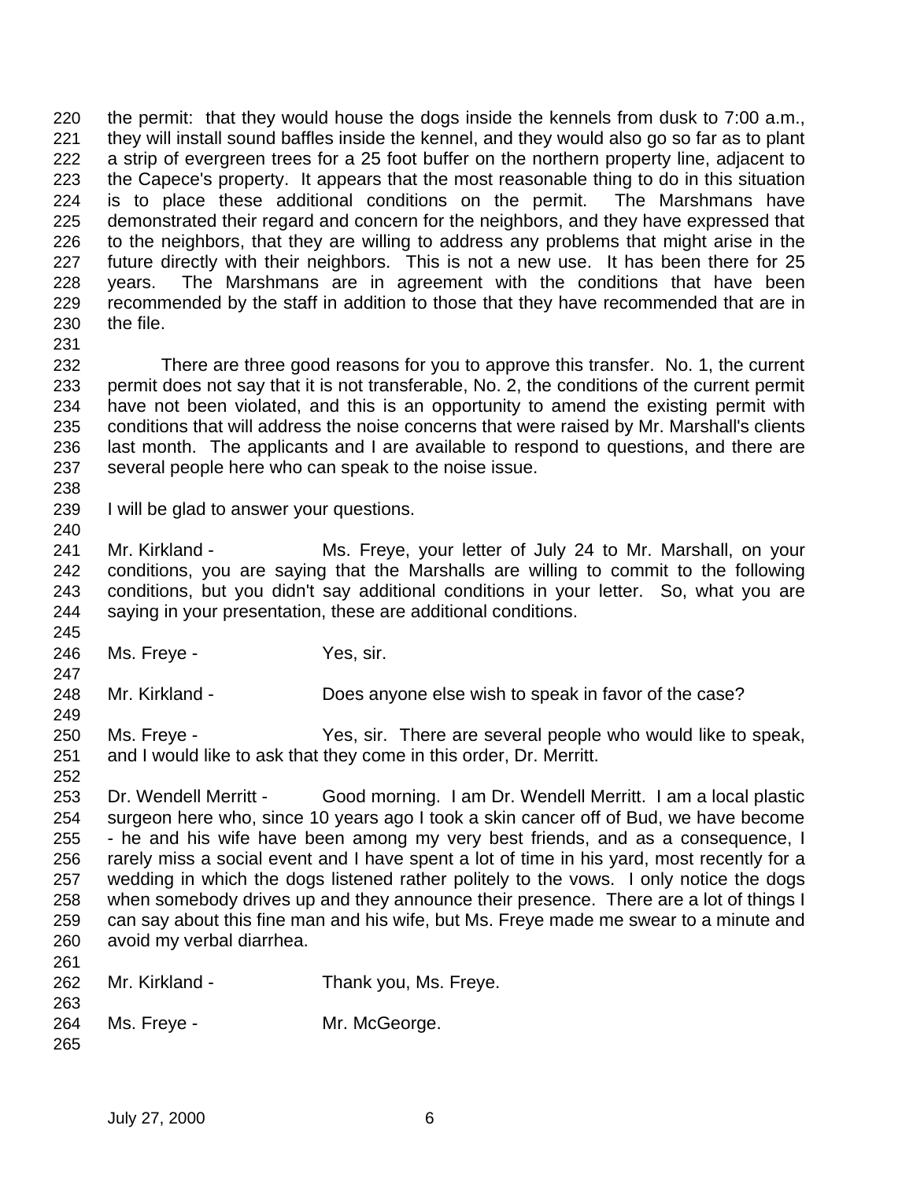the permit: that they would house the dogs inside the kennels from dusk to 7:00 a.m., they will install sound baffles inside the kennel, and they would also go so far as to plant a strip of evergreen trees for a 25 foot buffer on the northern property line, adjacent to the Capece's property. It appears that the most reasonable thing to do in this situation is to place these additional conditions on the permit. The Marshmans have demonstrated their regard and concern for the neighbors, and they have expressed that to the neighbors, that they are willing to address any problems that might arise in the future directly with their neighbors. This is not a new use. It has been there for 25 years. The Marshmans are in agreement with the conditions that have been recommended by the staff in addition to those that they have recommended that are in the file.

There are three good reasons for you to approve this transfer. No. 1, the current permit does not say that it is not transferable, No. 2, the conditions of the current permit have not been violated, and this is an opportunity to amend the existing permit with conditions that will address the noise concerns that were raised by Mr. Marshall's clients last month. The applicants and I are available to respond to questions, and there are several people here who can speak to the noise issue.

I will be glad to answer your questions.

Mr. Kirkland - Ms. Freye, your letter of July 24 to Mr. Marshall, on your conditions, you are saying that the Marshalls are willing to commit to the following conditions, but you didn't say additional conditions in your letter. So, what you are saying in your presentation, these are additional conditions.

Ms. Freye - Yes, sir.

Mr. Kirkland - Does anyone else wish to speak in favor of the case?

Ms. Freye - Yes, sir. There are several people who would like to speak, and I would like to ask that they come in this order, Dr. Merritt.

Dr. Wendell Merritt - Good morning. I am Dr. Wendell Merritt. I am a local plastic surgeon here who, since 10 years ago I took a skin cancer off of Bud, we have become - he and his wife have been among my very best friends, and as a consequence, I rarely miss a social event and I have spent a lot of time in his yard, most recently for a wedding in which the dogs listened rather politely to the vows. I only notice the dogs when somebody drives up and they announce their presence. There are a lot of things I can say about this fine man and his wife, but Ms. Freye made me swear to a minute and avoid my verbal diarrhea.

Mr. Kirkland - Thank you, Ms. Freye.

Ms. Freye - Mr. McGeorge.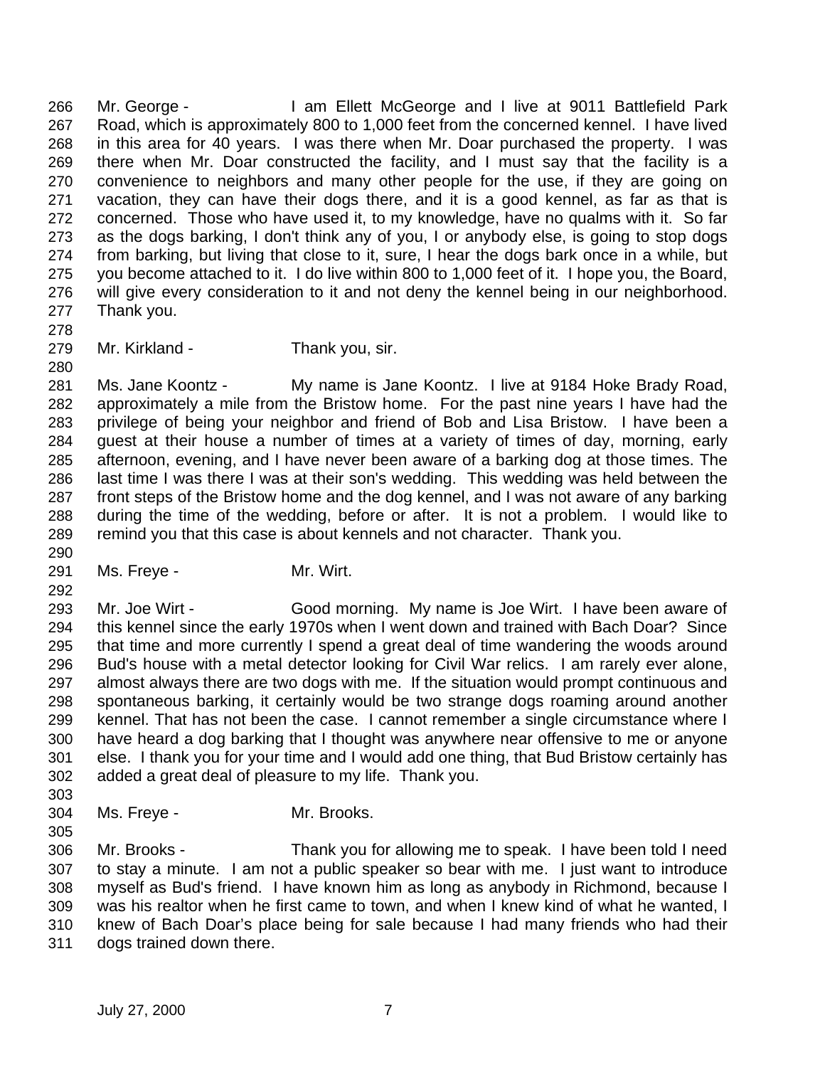266 Mr. George - I am Ellett McGeorge and I live at 9011 Battlefield Park
267 Road, which is approximately 800 to 1,000 feet from the concerned kennel. I have lived
268 in this area for 40 years. I was there when Mr. Doar purchased the property. I was
269 there when Mr. Doar constructed the facility, and I must say that the facility is a
270 convenience to neighbors and many other people for the use, if they are going on
271 vacation, they can have their dogs there, and it is a good kennel, as far as that is
272 concerned. Those who have used it, to my knowledge, have no qualms with it. So far
273 as the dogs barking, I don't think any of you, I or anybody else, is going to stop dogs
274 from barking, but living that close to it, sure, I hear the dogs bark once in a while, but
275 you become attached to it. I do live within 800 to 1,000 feet of it. I hope you, the Board,
276 will give every consideration to it and not deny the kennel being in our neighborhood.
277 Thank you.
278
279 Mr. Kirkland - Thank you, sir.
280
281 Ms. Jane Koontz - My name is Jane Koontz. I live at 9184 Hoke Brady Road,
282 approximately a mile from the Bristow home. For the past nine years I have had the
283 privilege of being your neighbor and friend of Bob and Lisa Bristow. I have been a
284 guest at their house a number of times at a variety of times of day, morning, early
285 afternoon, evening, and I have never been aware of a barking dog at those times. The
286 last time I was there I was at their son's wedding. This wedding was held between the
287 front steps of the Bristow home and the dog kennel, and I was not aware of any barking
288 during the time of the wedding, before or after. It is not a problem. I would like to
289 remind you that this case is about kennels and not character. Thank you.
290
291 Ms. Freye - Mr. Wirt.
292
293 Mr. Joe Wirt - Good morning. My name is Joe Wirt. I have been aware of
294 this kennel since the early 1970s when I went down and trained with Bach Doar? Since
295 that time and more currently I spend a great deal of time wandering the woods around
296 Bud's house with a metal detector looking for Civil War relics. I am rarely ever alone,
297 almost always there are two dogs with me. If the situation would prompt continuous and
298 spontaneous barking, it certainly would be two strange dogs roaming around another
299 kennel. That has not been the case. I cannot remember a single circumstance where I
300 have heard a dog barking that I thought was anywhere near offensive to me or anyone
301 else. I thank you for your time and I would add one thing, that Bud Bristow certainly has
302 added a great deal of pleasure to my life. Thank you.
303
304 Ms. Freye - Mr. Brooks.
305
306 Mr. Brooks - Thank you for allowing me to speak. I have been told I need
307 to stay a minute. I am not a public speaker so bear with me. I just want to introduce
308 myself as Bud's friend. I have known him as long as anybody in Richmond, because I
309 was his realtor when he first came to town, and when I knew kind of what he wanted, I
310 knew of Bach Doar's place being for sale because I had many friends who had their
311 dogs trained down there.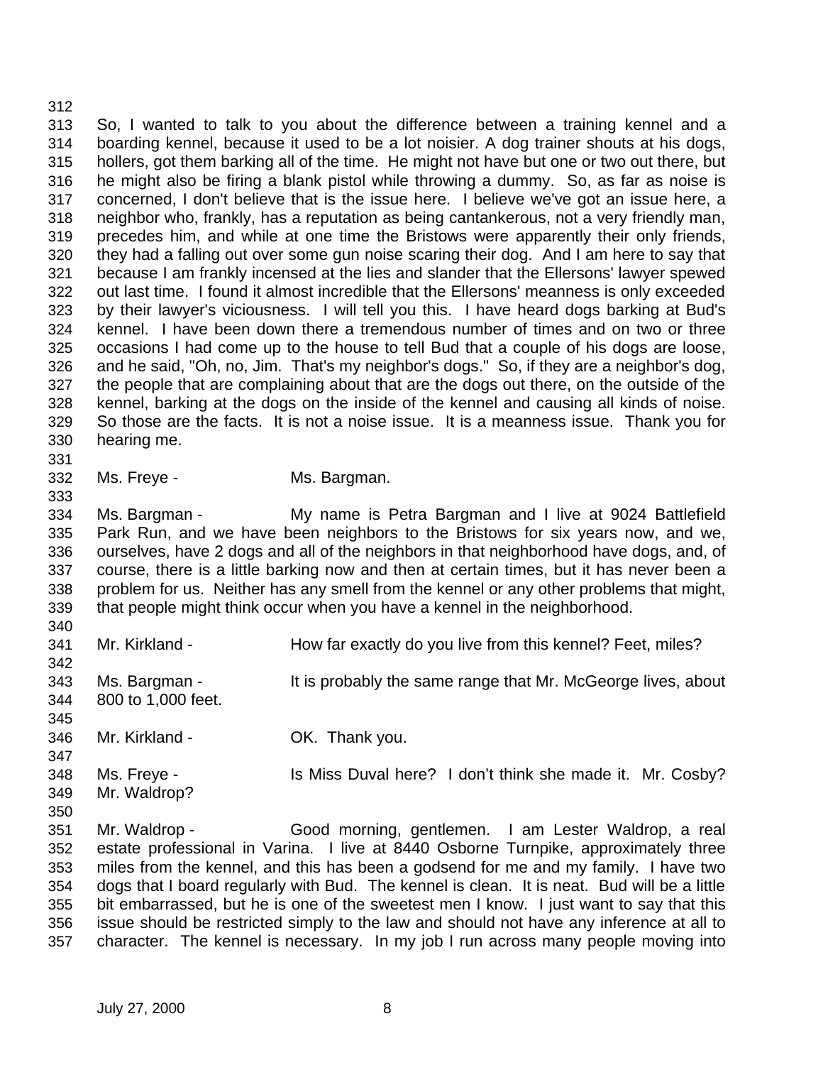So, I wanted to talk to you about the difference between a training kennel and a boarding kennel, because it used to be a lot noisier. A dog trainer shouts at his dogs, hollers, got them barking all of the time. He might not have but one or two out there, but he might also be firing a blank pistol while throwing a dummy. So, as far as noise is concerned, I don't believe that is the issue here. I believe we've got an issue here, a neighbor who, frankly, has a reputation as being cantankerous, not a very friendly man, precedes him, and while at one time the Bristows were apparently their only friends, they had a falling out over some gun noise scaring their dog. And I am here to say that because I am frankly incensed at the lies and slander that the Ellersons' lawyer spewed out last time. I found it almost incredible that the Ellersons' meanness is only exceeded by their lawyer's viciousness. I will tell you this. I have heard dogs barking at Bud's kennel. I have been down there a tremendous number of times and on two or three occasions I had come up to the house to tell Bud that a couple of his dogs are loose, and he said, "Oh, no, Jim. That's my neighbor's dogs." So, if they are a neighbor's dog, the people that are complaining about that are the dogs out there, on the outside of the kennel, barking at the dogs on the inside of the kennel and causing all kinds of noise. So those are the facts. It is not a noise issue. It is a meanness issue. Thank you for hearing me.

Ms. Freye - Ms. Bargman.

Ms. Bargman - My name is Petra Bargman and I live at 9024 Battlefield Park Run, and we have been neighbors to the Bristows for six years now, and we, ourselves, have 2 dogs and all of the neighbors in that neighborhood have dogs, and, of course, there is a little barking now and then at certain times, but it has never been a problem for us. Neither has any smell from the kennel or any other problems that might, that people might think occur when you have a kennel in the neighborhood.

Mr. Kirkland - How far exactly do you live from this kennel? Feet, miles?

Ms. Bargman - It is probably the same range that Mr. McGeorge lives, about 800 to 1,000 feet.

Mr. Kirkland - OK. Thank you.

Ms. Freye - Is Miss Duval here? I don't think she made it. Mr. Cosby? Mr. Waldrop?

Mr. Waldrop - Good morning, gentlemen. I am Lester Waldrop, a real estate professional in Varina. I live at 8440 Osborne Turnpike, approximately three miles from the kennel, and this has been a godsend for me and my family. I have two dogs that I board regularly with Bud. The kennel is clean. It is neat. Bud will be a little bit embarrassed, but he is one of the sweetest men I know. I just want to say that this issue should be restricted simply to the law and should not have any inference at all to character. The kennel is necessary. In my job I run across many people moving into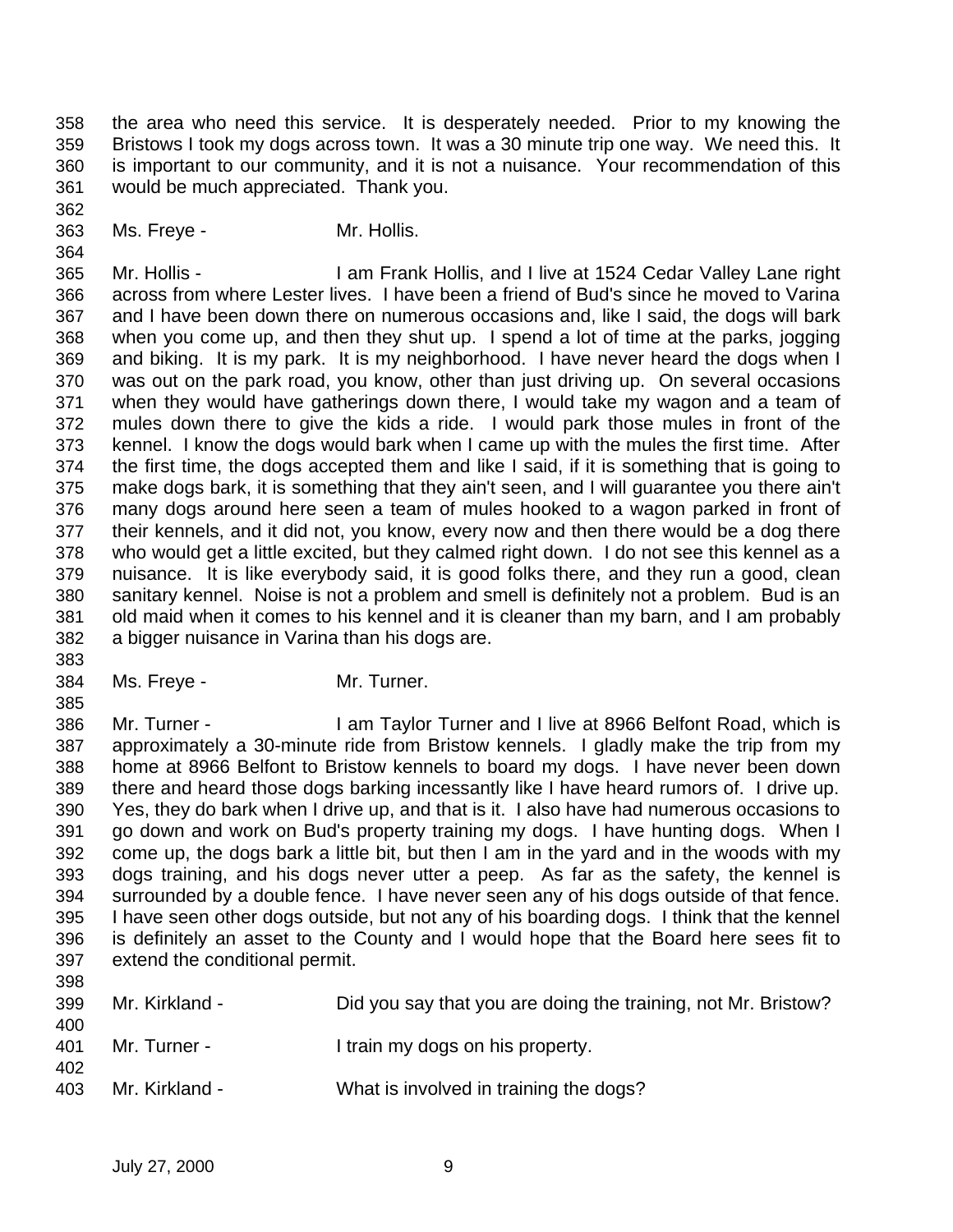the area who need this service. It is desperately needed. Prior to my knowing the Bristows I took my dogs across town. It was a 30 minute trip one way. We need this. It is important to our community, and it is not a nuisance. Your recommendation of this would be much appreciated. Thank you.

Ms. Freye - Mr. Hollis.

Mr. Hollis - I am Frank Hollis, and I live at 1524 Cedar Valley Lane right across from where Lester lives. I have been a friend of Bud's since he moved to Varina and I have been down there on numerous occasions and, like I said, the dogs will bark when you come up, and then they shut up. I spend a lot of time at the parks, jogging and biking. It is my park. It is my neighborhood. I have never heard the dogs when I was out on the park road, you know, other than just driving up. On several occasions when they would have gatherings down there, I would take my wagon and a team of mules down there to give the kids a ride. I would park those mules in front of the kennel. I know the dogs would bark when I came up with the mules the first time. After the first time, the dogs accepted them and like I said, if it is something that is going to make dogs bark, it is something that they ain't seen, and I will guarantee you there ain't many dogs around here seen a team of mules hooked to a wagon parked in front of their kennels, and it did not, you know, every now and then there would be a dog there who would get a little excited, but they calmed right down. I do not see this kennel as a nuisance. It is like everybody said, it is good folks there, and they run a good, clean sanitary kennel. Noise is not a problem and smell is definitely not a problem. Bud is an old maid when it comes to his kennel and it is cleaner than my barn, and I am probably a bigger nuisance in Varina than his dogs are.

Ms. Freye - Mr. Turner.

Mr. Turner - I am Taylor Turner and I live at 8966 Belfont Road, which is approximately a 30-minute ride from Bristow kennels. I gladly make the trip from my home at 8966 Belfont to Bristow kennels to board my dogs. I have never been down there and heard those dogs barking incessantly like I have heard rumors of. I drive up. Yes, they do bark when I drive up, and that is it. I also have had numerous occasions to go down and work on Bud's property training my dogs. I have hunting dogs. When I come up, the dogs bark a little bit, but then I am in the yard and in the woods with my dogs training, and his dogs never utter a peep. As far as the safety, the kennel is surrounded by a double fence. I have never seen any of his dogs outside of that fence. I have seen other dogs outside, but not any of his boarding dogs. I think that the kennel is definitely an asset to the County and I would hope that the Board here sees fit to extend the conditional permit.

Mr. Kirkland - Did you say that you are doing the training, not Mr. Bristow?

Mr. Turner - I train my dogs on his property.

Mr. Kirkland - What is involved in training the dogs?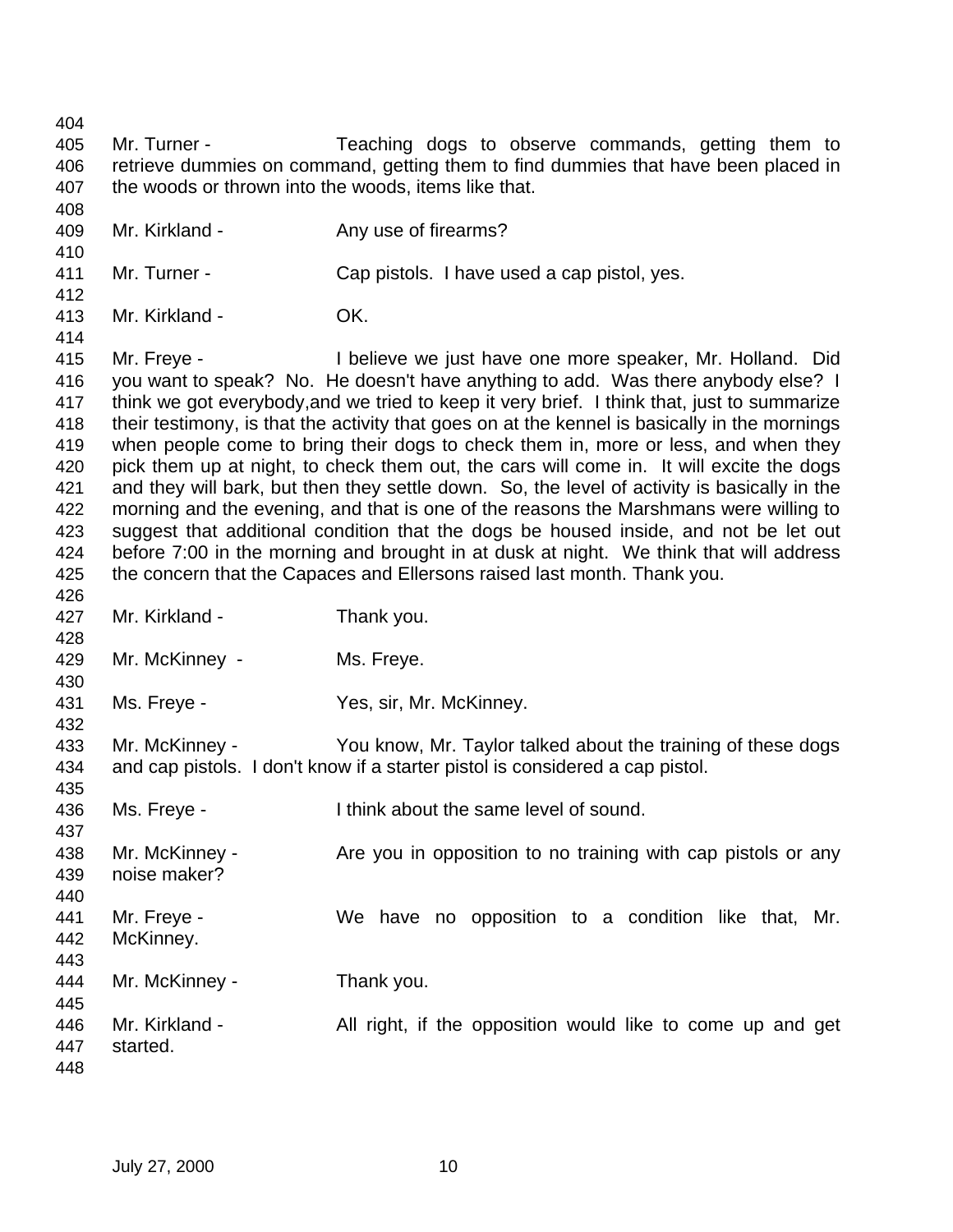Mr. Turner - Teaching dogs to observe commands, getting them to retrieve dummies on command, getting them to find dummies that have been placed in the woods or thrown into the woods, items like that.

Mr. Kirkland - Any use of firearms?

Mr. Turner - Cap pistols. I have used a cap pistol, yes.

Mr. Kirkland - OK.

Mr. Freye - I believe we just have one more speaker, Mr. Holland. Did you want to speak? No. He doesn't have anything to add. Was there anybody else? I think we got everybody,and we tried to keep it very brief. I think that, just to summarize their testimony, is that the activity that goes on at the kennel is basically in the mornings when people come to bring their dogs to check them in, more or less, and when they pick them up at night, to check them out, the cars will come in. It will excite the dogs and they will bark, but then they settle down. So, the level of activity is basically in the morning and the evening, and that is one of the reasons the Marshmans were willing to suggest that additional condition that the dogs be housed inside, and not be let out before 7:00 in the morning and brought in at dusk at night. We think that will address the concern that the Capaces and Ellersons raised last month. Thank you.

Mr. Kirkland - Thank you.

Mr. McKinney - Ms. Freye.

Ms. Freye - Yes, sir, Mr. McKinney.

Mr. McKinney - You know, Mr. Taylor talked about the training of these dogs and cap pistols. I don't know if a starter pistol is considered a cap pistol.

Ms. Freye - I think about the same level of sound.

Mr. McKinney - Are you in opposition to no training with cap pistols or any noise maker?

Mr. Freye - We have no opposition to a condition like that, Mr. McKinney.

Mr. McKinney - Thank you.

Mr. Kirkland - All right, if the opposition would like to come up and get started.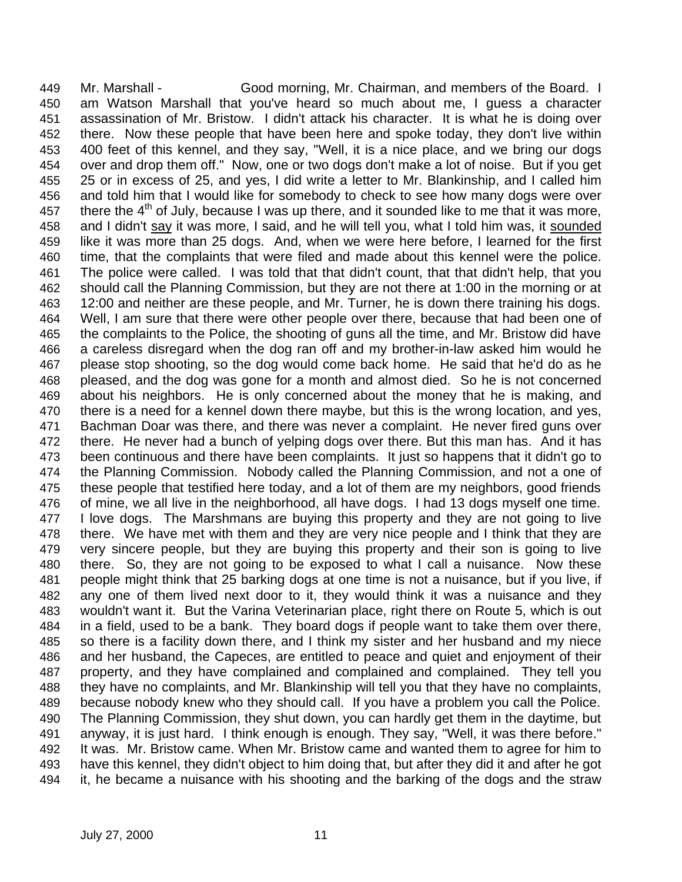449 Mr. Marshall - Good morning, Mr. Chairman, and members of the Board. I
450 am Watson Marshall that you've heard so much about me, I guess a character
451 assassination of Mr. Bristow. I didn't attack his character. It is what he is doing over
452 there. Now these people that have been here and spoke today, they don't live within
453 400 feet of this kennel, and they say, "Well, it is a nice place, and we bring our dogs
454 over and drop them off." Now, one or two dogs don't make a lot of noise. But if you get
455 25 or in excess of 25, and yes, I did write a letter to Mr. Blankinship, and I called him
456 and told him that I would like for somebody to check to see how many dogs were over
457 there the 4th of July, because I was up there, and it sounded like to me that it was more,
458 and I didn't say it was more, I said, and he will tell you, what I told him was, it sounded
459 like it was more than 25 dogs. And, when we were here before, I learned for the first
460 time, that the complaints that were filed and made about this kennel were the police.
461 The police were called. I was told that that didn't count, that that didn't help, that you
462 should call the Planning Commission, but they are not there at 1:00 in the morning or at
463 12:00 and neither are these people, and Mr. Turner, he is down there training his dogs.
464 Well, I am sure that there were other people over there, because that had been one of
465 the complaints to the Police, the shooting of guns all the time, and Mr. Bristow did have
466 a careless disregard when the dog ran off and my brother-in-law asked him would he
467 please stop shooting, so the dog would come back home. He said that he'd do as he
468 pleased, and the dog was gone for a month and almost died. So he is not concerned
469 about his neighbors. He is only concerned about the money that he is making, and
470 there is a need for a kennel down there maybe, but this is the wrong location, and yes,
471 Bachman Doar was there, and there was never a complaint. He never fired guns over
472 there. He never had a bunch of yelping dogs over there. But this man has. And it has
473 been continuous and there have been complaints. It just so happens that it didn't go to
474 the Planning Commission. Nobody called the Planning Commission, and not a one of
475 these people that testified here today, and a lot of them are my neighbors, good friends
476 of mine, we all live in the neighborhood, all have dogs. I had 13 dogs myself one time.
477 I love dogs. The Marshmans are buying this property and they are not going to live
478 there. We have met with them and they are very nice people and I think that they are
479 very sincere people, but they are buying this property and their son is going to live
480 there. So, they are not going to be exposed to what I call a nuisance. Now these
481 people might think that 25 barking dogs at one time is not a nuisance, but if you live, if
482 any one of them lived next door to it, they would think it was a nuisance and they
483 wouldn't want it. But the Varina Veterinarian place, right there on Route 5, which is out
484 in a field, used to be a bank. They board dogs if people want to take them over there,
485 so there is a facility down there, and I think my sister and her husband and my niece
486 and her husband, the Capeces, are entitled to peace and quiet and enjoyment of their
487 property, and they have complained and complained and complained. They tell you
488 they have no complaints, and Mr. Blankinship will tell you that they have no complaints,
489 because nobody knew who they should call. If you have a problem you call the Police.
490 The Planning Commission, they shut down, you can hardly get them in the daytime, but
491 anyway, it is just hard. I think enough is enough. They say, "Well, it was there before."
492 It was. Mr. Bristow came. When Mr. Bristow came and wanted them to agree for him to
493 have this kennel, they didn't object to him doing that, but after they did it and after he got
494 it, he became a nuisance with his shooting and the barking of the dogs and the straw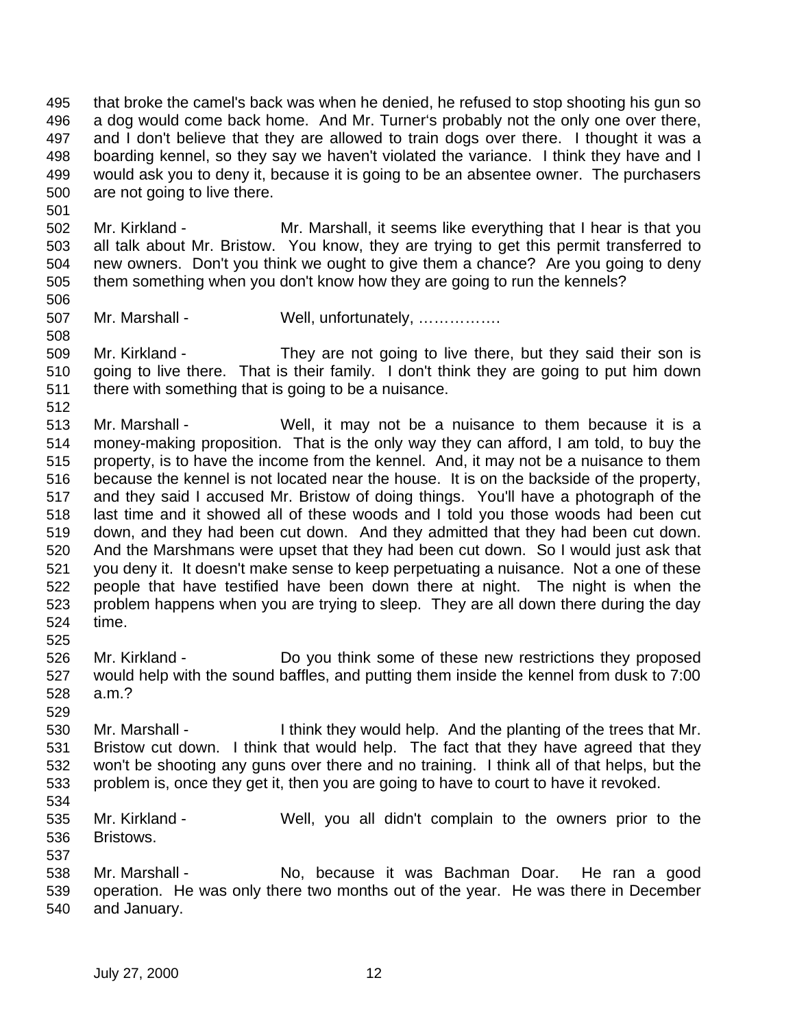that broke the camel's back was when he denied, he refused to stop shooting his gun so a dog would come back home. And Mr. Turner's probably not the only one over there, and I don't believe that they are allowed to train dogs over there. I thought it was a boarding kennel, so they say we haven't violated the variance. I think they have and I would ask you to deny it, because it is going to be an absentee owner. The purchasers are not going to live there.

Mr. Kirkland - Mr. Marshall, it seems like everything that I hear is that you all talk about Mr. Bristow. You know, they are trying to get this permit transferred to new owners. Don't you think we ought to give them a chance? Are you going to deny them something when you don't know how they are going to run the kennels?

Mr. Marshall - Well, unfortunately, …………….

Mr. Kirkland - They are not going to live there, but they said their son is going to live there. That is their family. I don't think they are going to put him down there with something that is going to be a nuisance.

Mr. Marshall - Well, it may not be a nuisance to them because it is a money-making proposition. That is the only way they can afford, I am told, to buy the property, is to have the income from the kennel. And, it may not be a nuisance to them because the kennel is not located near the house. It is on the backside of the property, and they said I accused Mr. Bristow of doing things. You'll have a photograph of the last time and it showed all of these woods and I told you those woods had been cut down, and they had been cut down. And they admitted that they had been cut down. And the Marshmans were upset that they had been cut down. So I would just ask that you deny it. It doesn't make sense to keep perpetuating a nuisance. Not a one of these people that have testified have been down there at night. The night is when the problem happens when you are trying to sleep. They are all down there during the day time.

Mr. Kirkland - Do you think some of these new restrictions they proposed would help with the sound baffles, and putting them inside the kennel from dusk to 7:00 a.m.?

Mr. Marshall - I think they would help. And the planting of the trees that Mr. Bristow cut down. I think that would help. The fact that they have agreed that they won't be shooting any guns over there and no training. I think all of that helps, but the problem is, once they get it, then you are going to have to court to have it revoked.

Mr. Kirkland - Well, you all didn't complain to the owners prior to the Bristows.

Mr. Marshall - No, because it was Bachman Doar. He ran a good operation. He was only there two months out of the year. He was there in December and January.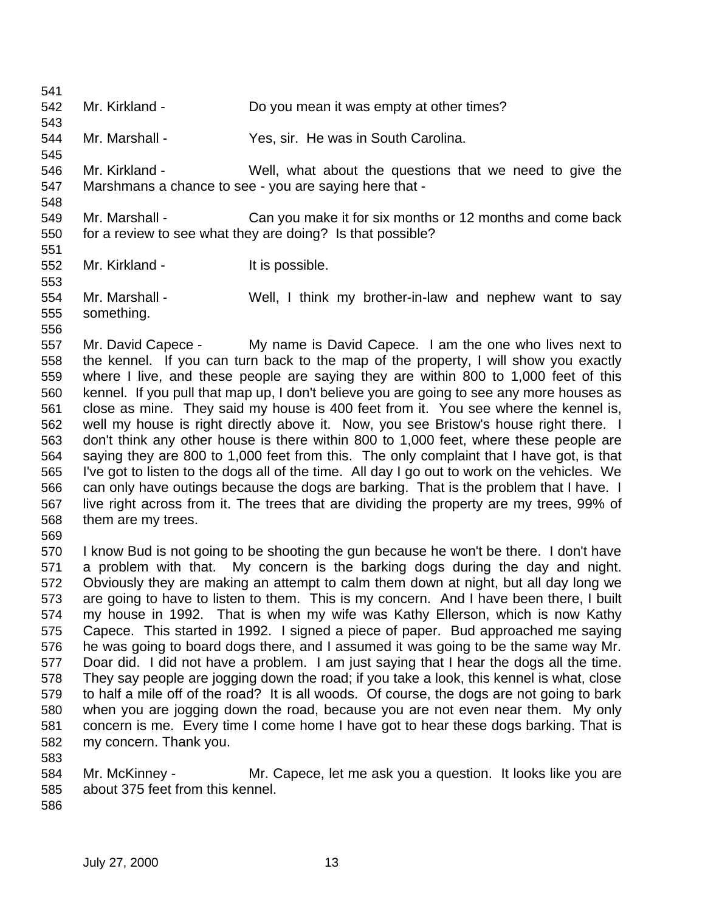Mr. Kirkland - Do you mean it was empty at other times?

Mr. Marshall - Yes, sir. He was in South Carolina.

Mr. Kirkland - Well, what about the questions that we need to give the Marshmans a chance to see - you are saying here that -

Mr. Marshall - Can you make it for six months or 12 months and come back for a review to see what they are doing? Is that possible?

Mr. Kirkland - It is possible.

Mr. Marshall - Well, I think my brother-in-law and nephew want to say something.

Mr. David Capece - My name is David Capece. I am the one who lives next to the kennel. If you can turn back to the map of the property, I will show you exactly where I live, and these people are saying they are within 800 to 1,000 feet of this kennel. If you pull that map up, I don't believe you are going to see any more houses as close as mine. They said my house is 400 feet from it. You see where the kennel is, well my house is right directly above it. Now, you see Bristow's house right there. I don't think any other house is there within 800 to 1,000 feet, where these people are saying they are 800 to 1,000 feet from this. The only complaint that I have got, is that I've got to listen to the dogs all of the time. All day I go out to work on the vehicles. We can only have outings because the dogs are barking. That is the problem that I have. I live right across from it. The trees that are dividing the property are my trees, 99% of them are my trees.

I know Bud is not going to be shooting the gun because he won't be there. I don't have a problem with that. My concern is the barking dogs during the day and night. Obviously they are making an attempt to calm them down at night, but all day long we are going to have to listen to them. This is my concern. And I have been there, I built my house in 1992. That is when my wife was Kathy Ellerson, which is now Kathy Capece. This started in 1992. I signed a piece of paper. Bud approached me saying he was going to board dogs there, and I assumed it was going to be the same way Mr. Doar did. I did not have a problem. I am just saying that I hear the dogs all the time. They say people are jogging down the road; if you take a look, this kennel is what, close to half a mile off of the road? It is all woods. Of course, the dogs are not going to bark when you are jogging down the road, because you are not even near them. My only concern is me. Every time I come home I have got to hear these dogs barking. That is my concern. Thank you.

Mr. McKinney - Mr. Capece, let me ask you a question. It looks like you are about 375 feet from this kennel.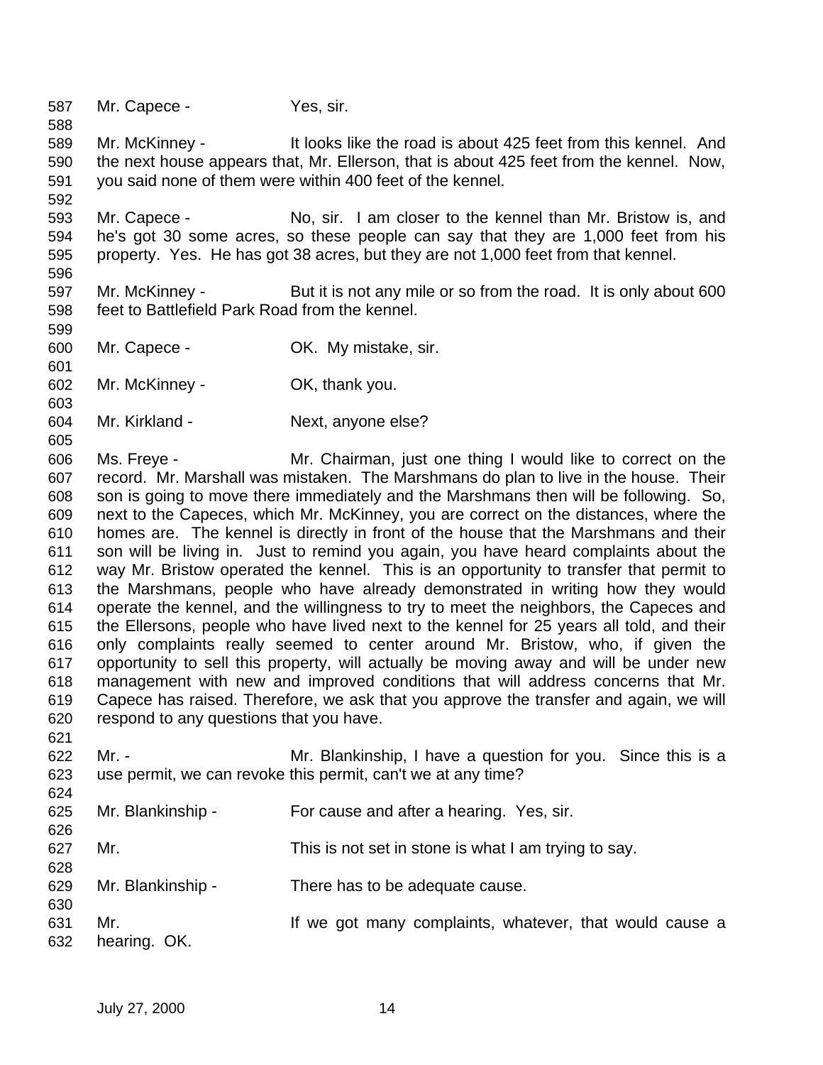587 Mr. Capece - Yes, sir.

588

589 Mr. McKinney - It looks like the road is about 425 feet from this kennel. And
590 the next house appears that, Mr. Ellerson, that is about 425 feet from the kennel. Now,
591 you said none of them were within 400 feet of the kennel.

592

593 Mr. Capece - No, sir. I am closer to the kennel than Mr. Bristow is, and
594 he's got 30 some acres, so these people can say that they are 1,000 feet from his
595 property. Yes. He has got 38 acres, but they are not 1,000 feet from that kennel.

596

597 Mr. McKinney - But it is not any mile or so from the road. It is only about 600
598 feet to Battlefield Park Road from the kennel.

599

600 Mr. Capece - OK. My mistake, sir.

601

602 Mr. McKinney - OK, thank you.

603

604 Mr. Kirkland - Next, anyone else?

605

606 Ms. Freye - Mr. Chairman, just one thing I would like to correct on the
607 record. Mr. Marshall was mistaken. The Marshmans do plan to live in the house. Their
608 son is going to move there immediately and the Marshmans then will be following. So,
609 next to the Capeces, which Mr. McKinney, you are correct on the distances, where the
610 homes are. The kennel is directly in front of the house that the Marshmans and their
611 son will be living in. Just to remind you again, you have heard complaints about the
612 way Mr. Bristow operated the kennel. This is an opportunity to transfer that permit to
613 the Marshmans, people who have already demonstrated in writing how they would
614 operate the kennel, and the willingness to try to meet the neighbors, the Capeces and
615 the Ellersons, people who have lived next to the kennel for 25 years all told, and their
616 only complaints really seemed to center around Mr. Bristow, who, if given the
617 opportunity to sell this property, will actually be moving away and will be under new
618 management with new and improved conditions that will address concerns that Mr.
619 Capece has raised. Therefore, we ask that you approve the transfer and again, we will
620 respond to any questions that you have.

621

622 Mr. - Mr. Blankinship, I have a question for you. Since this is a
623 use permit, we can revoke this permit, can't we at any time?

624

625 Mr. Blankinship - For cause and after a hearing. Yes, sir.

626

627 Mr. This is not set in stone is what I am trying to say.

628

629 Mr. Blankinship - There has to be adequate cause.

630

631 Mr. If we got many complaints, whatever, that would cause a
632 hearing. OK.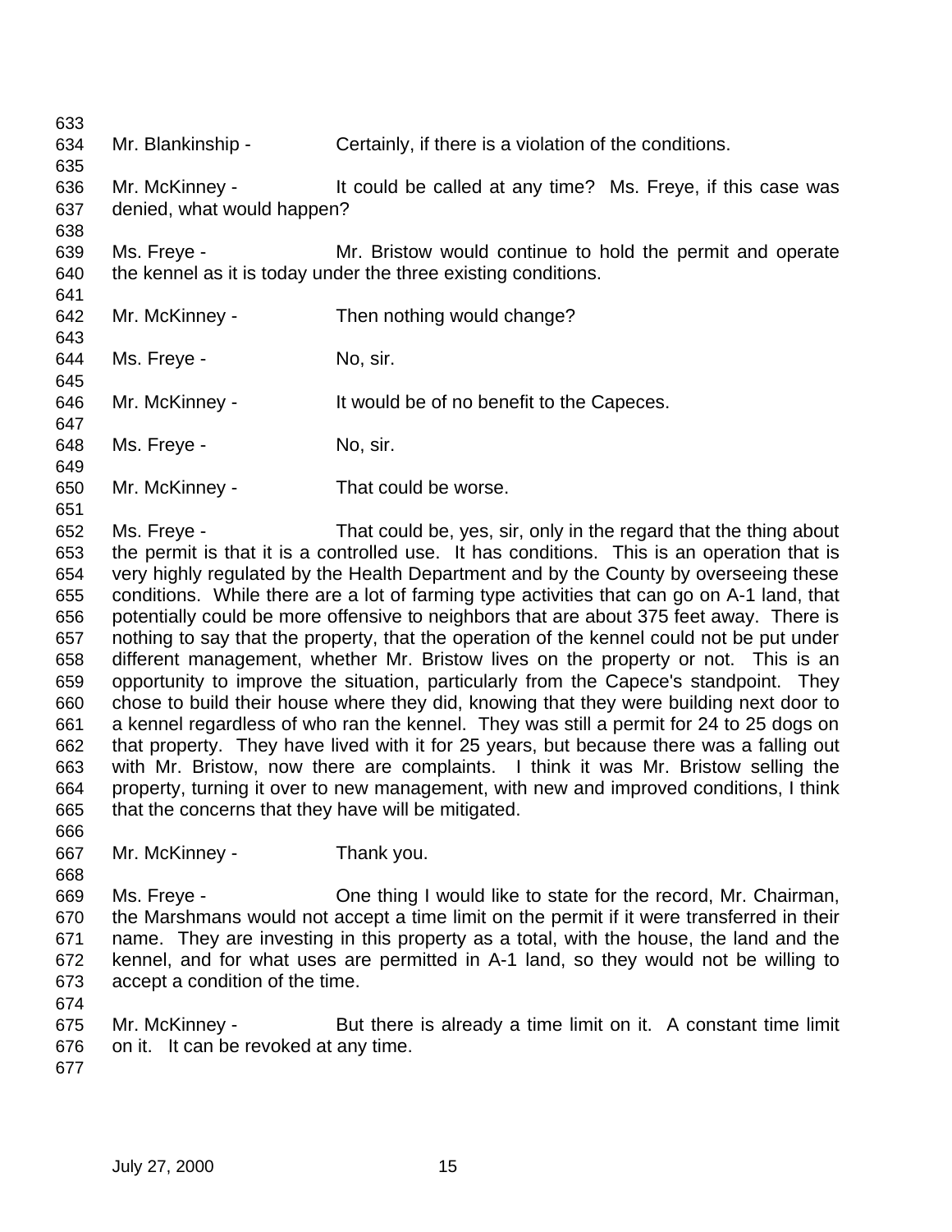Mr. Blankinship - Certainly, if there is a violation of the conditions.

Mr. McKinney - It could be called at any time? Ms. Freye, if this case was denied, what would happen?

Ms. Freye - Mr. Bristow would continue to hold the permit and operate the kennel as it is today under the three existing conditions.

Mr. McKinney - Then nothing would change?

Ms. Freye - No, sir.

Mr. McKinney - It would be of no benefit to the Capeces.

Ms. Freye - No, sir.

Mr. McKinney - That could be worse.

Ms. Freye - That could be, yes, sir, only in the regard that the thing about the permit is that it is a controlled use. It has conditions. This is an operation that is very highly regulated by the Health Department and by the County by overseeing these conditions. While there are a lot of farming type activities that can go on A-1 land, that potentially could be more offensive to neighbors that are about 375 feet away. There is nothing to say that the property, that the operation of the kennel could not be put under different management, whether Mr. Bristow lives on the property or not. This is an opportunity to improve the situation, particularly from the Capece's standpoint. They chose to build their house where they did, knowing that they were building next door to a kennel regardless of who ran the kennel. They was still a permit for 24 to 25 dogs on that property. They have lived with it for 25 years, but because there was a falling out with Mr. Bristow, now there are complaints. I think it was Mr. Bristow selling the property, turning it over to new management, with new and improved conditions, I think that the concerns that they have will be mitigated.

Mr. McKinney - Thank you.

Ms. Freye - One thing I would like to state for the record, Mr. Chairman, the Marshmans would not accept a time limit on the permit if it were transferred in their name. They are investing in this property as a total, with the house, the land and the kennel, and for what uses are permitted in A-1 land, so they would not be willing to accept a condition of the time.

Mr. McKinney - But there is already a time limit on it. A constant time limit on it. It can be revoked at any time.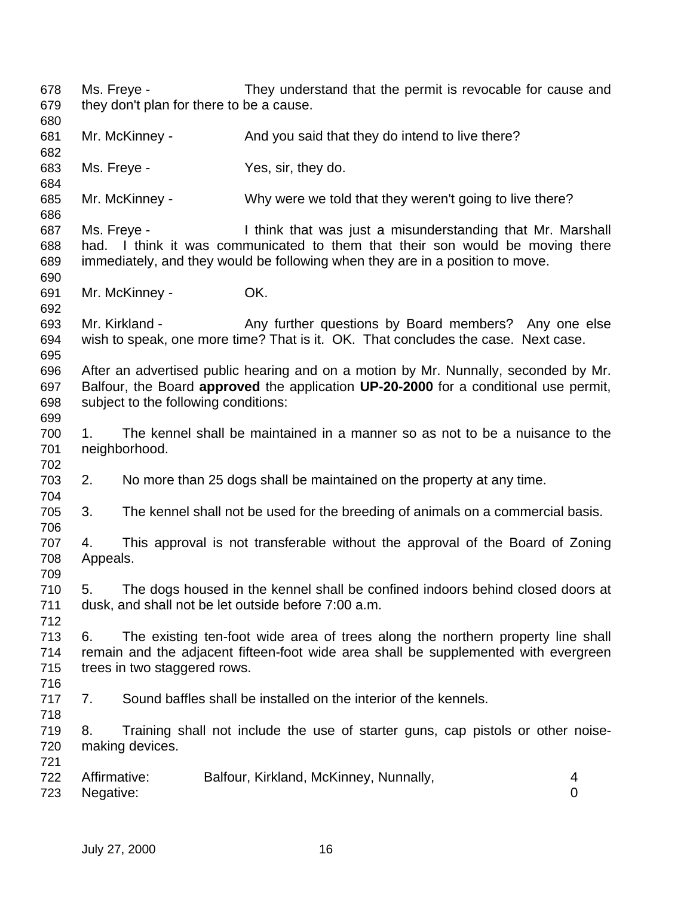Ms. Freye - They understand that the permit is revocable for cause and they don't plan for there to be a cause.

Mr. McKinney - And you said that they do intend to live there?

Ms. Freye - Yes, sir, they do.

Mr. McKinney - Why were we told that they weren't going to live there?

Ms. Freye - I think that was just a misunderstanding that Mr. Marshall had. I think it was communicated to them that their son would be moving there immediately, and they would be following when they are in a position to move.

Mr. McKinney - OK.

Mr. Kirkland - Any further questions by Board members? Any one else wish to speak, one more time? That is it. OK. That concludes the case. Next case.

After an advertised public hearing and on a motion by Mr. Nunnally, seconded by Mr. Balfour, the Board **approved** the application **UP-20-2000** for a conditional use permit, subject to the following conditions:

1. The kennel shall be maintained in a manner so as not to be a nuisance to the neighborhood.

2. No more than 25 dogs shall be maintained on the property at any time.

3. The kennel shall not be used for the breeding of animals on a commercial basis.

4. This approval is not transferable without the approval of the Board of Zoning Appeals.

5. The dogs housed in the kennel shall be confined indoors behind closed doors at dusk, and shall not be let outside before 7:00 a.m.

6. The existing ten-foot wide area of trees along the northern property line shall remain and the adjacent fifteen-foot wide area shall be supplemented with evergreen trees in two staggered rows.

7. Sound baffles shall be installed on the interior of the kennels.

8. Training shall not include the use of starter guns, cap pistols or other noise-making devices.

Affirmative: Balfour, Kirkland, McKinney, Nunnally, 4
Negative: 0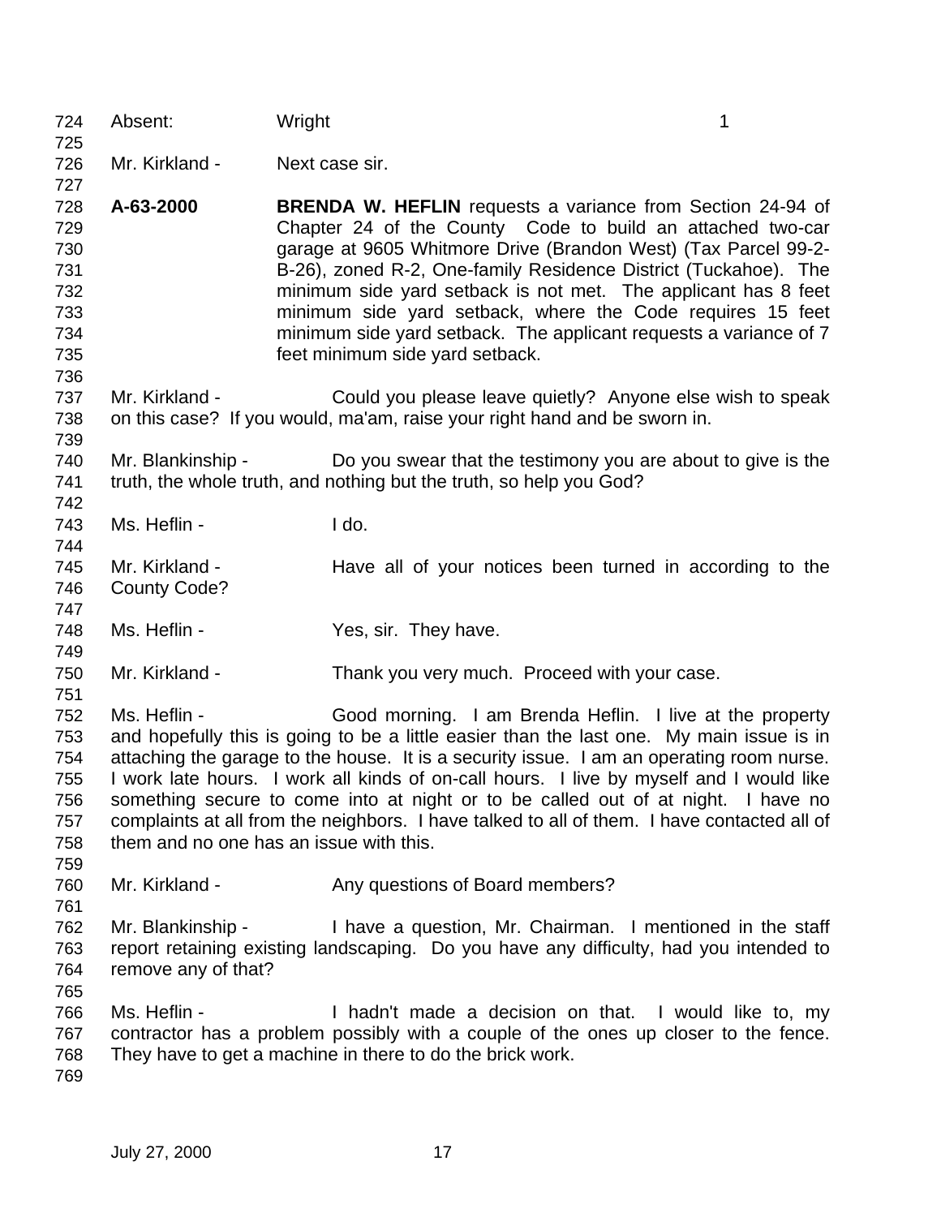Absent: Wright 1

Mr. Kirkland - Next case sir.

**A-63-2000** **BRENDA W. HEFLIN** requests a variance from Section 24-94 of Chapter 24 of the County Code to build an attached two-car garage at 9605 Whitmore Drive (Brandon West) (Tax Parcel 99-2-B-26), zoned R-2, One-family Residence District (Tuckahoe). The minimum side yard setback is not met. The applicant has 8 feet minimum side yard setback, where the Code requires 15 feet minimum side yard setback. The applicant requests a variance of 7 feet minimum side yard setback.

Mr. Kirkland - Could you please leave quietly? Anyone else wish to speak on this case? If you would, ma'am, raise your right hand and be sworn in.

Mr. Blankinship - Do you swear that the testimony you are about to give is the truth, the whole truth, and nothing but the truth, so help you God?

Ms. Heflin - I do.

Mr. Kirkland - Have all of your notices been turned in according to the County Code?

Ms. Heflin - Yes, sir. They have.

Mr. Kirkland - Thank you very much. Proceed with your case.

Ms. Heflin - Good morning. I am Brenda Heflin. I live at the property and hopefully this is going to be a little easier than the last one. My main issue is in attaching the garage to the house. It is a security issue. I am an operating room nurse. I work late hours. I work all kinds of on-call hours. I live by myself and I would like something secure to come into at night or to be called out of at night. I have no complaints at all from the neighbors. I have talked to all of them. I have contacted all of them and no one has an issue with this.

Mr. Kirkland - Any questions of Board members?

Mr. Blankinship - I have a question, Mr. Chairman. I mentioned in the staff report retaining existing landscaping. Do you have any difficulty, had you intended to remove any of that?

Ms. Heflin - I hadn't made a decision on that. I would like to, my contractor has a problem possibly with a couple of the ones up closer to the fence. They have to get a machine in there to do the brick work.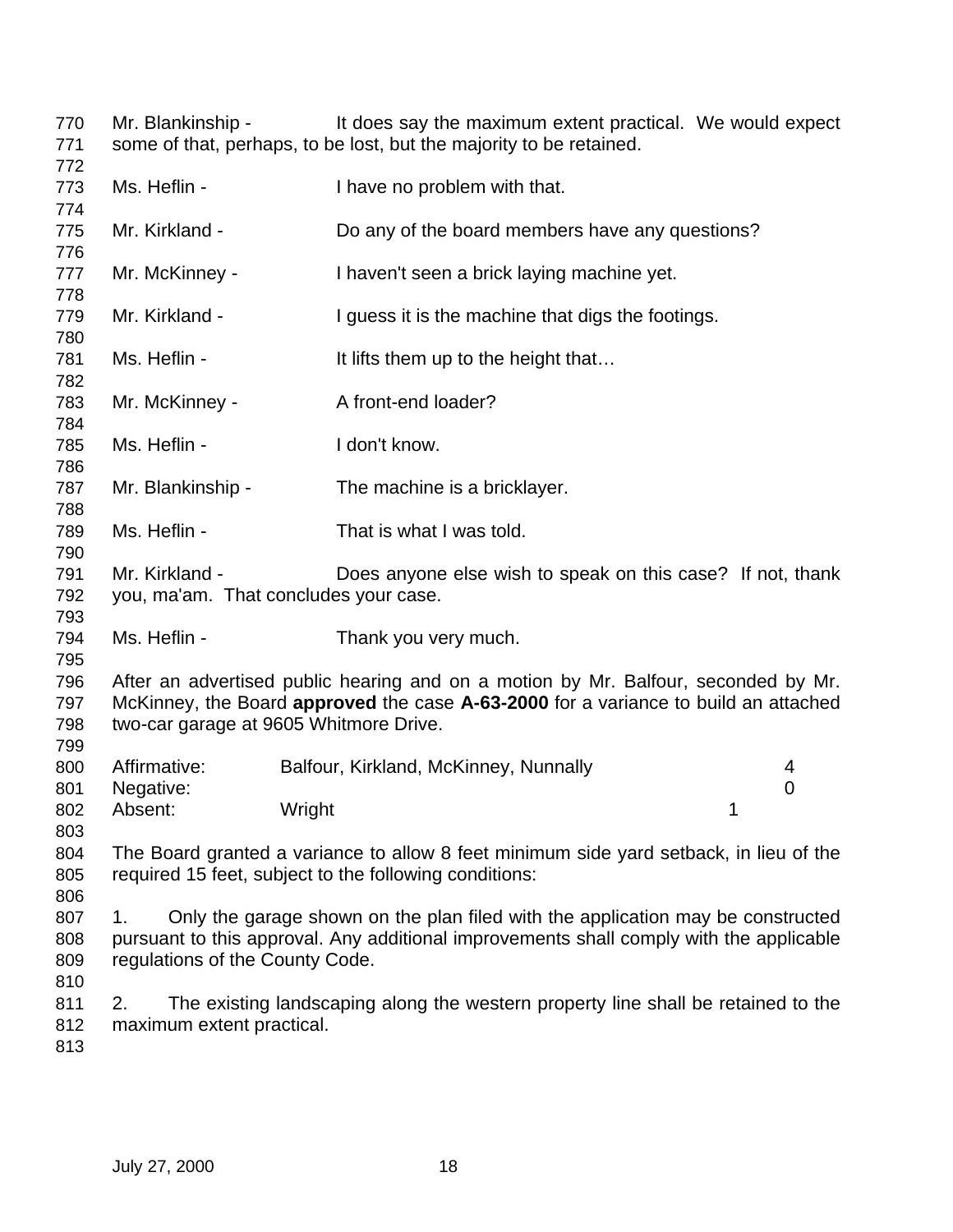Mr. Blankinship - It does say the maximum extent practical. We would expect some of that, perhaps, to be lost, but the majority to be retained.

Ms. Heflin - I have no problem with that.

Mr. Kirkland - Do any of the board members have any questions?

Mr. McKinney - I haven't seen a brick laying machine yet.

Mr. Kirkland - I guess it is the machine that digs the footings.

Ms. Heflin - It lifts them up to the height that…

Mr. McKinney - A front-end loader?

Ms. Heflin - I don't know.

Mr. Blankinship - The machine is a bricklayer.

Ms. Heflin - That is what I was told.

Mr. Kirkland - Does anyone else wish to speak on this case? If not, thank you, ma'am. That concludes your case.

Ms. Heflin - Thank you very much.

After an advertised public hearing and on a motion by Mr. Balfour, seconded by Mr. McKinney, the Board **approved** the case **A-63-2000** for a variance to build an attached two-car garage at 9605 Whitmore Drive.

| | | |
|---|---|---|
| Affirmative: | Balfour, Kirkland, McKinney, Nunnally | 4 |
| Negative: | | 0 |
| Absent: | Wright | 1 |

The Board granted a variance to allow 8 feet minimum side yard setback, in lieu of the required 15 feet, subject to the following conditions:

1. Only the garage shown on the plan filed with the application may be constructed pursuant to this approval. Any additional improvements shall comply with the applicable regulations of the County Code.

2. The existing landscaping along the western property line shall be retained to the maximum extent practical.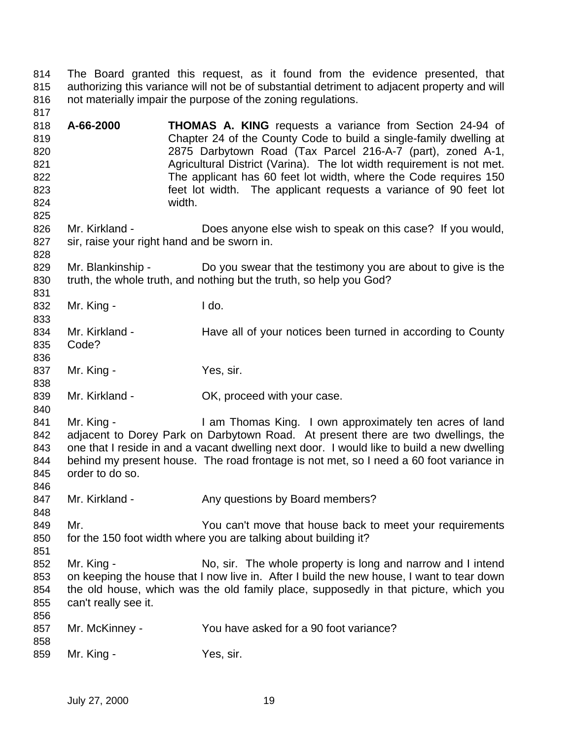The Board granted this request, as it found from the evidence presented, that authorizing this variance will not be of substantial detriment to adjacent property and will not materially impair the purpose of the zoning regulations.

**A-66-2000** **THOMAS A. KING** requests a variance from Section 24-94 of Chapter 24 of the County Code to build a single-family dwelling at 2875 Darbytown Road (Tax Parcel 216-A-7 (part), zoned A-1, Agricultural District (Varina). The lot width requirement is not met. The applicant has 60 feet lot width, where the Code requires 150 feet lot width. The applicant requests a variance of 90 feet lot width.

Mr. Kirkland - Does anyone else wish to speak on this case? If you would, sir, raise your right hand and be sworn in.

Mr. Blankinship - Do you swear that the testimony you are about to give is the truth, the whole truth, and nothing but the truth, so help you God?

Mr. King - I do.

Mr. Kirkland - Have all of your notices been turned in according to County Code?

Mr. King - Yes, sir.

Mr. Kirkland - OK, proceed with your case.

Mr. King - I am Thomas King. I own approximately ten acres of land adjacent to Dorey Park on Darbytown Road. At present there are two dwellings, the one that I reside in and a vacant dwelling next door. I would like to build a new dwelling behind my present house. The road frontage is not met, so I need a 60 foot variance in order to do so.

Mr. Kirkland - Any questions by Board members?

Mr. You can't move that house back to meet your requirements for the 150 foot width where you are talking about building it?

Mr. King - No, sir. The whole property is long and narrow and I intend on keeping the house that I now live in. After I build the new house, I want to tear down the old house, which was the old family place, supposedly in that picture, which you can't really see it.

Mr. McKinney - You have asked for a 90 foot variance?

Mr. King - Yes, sir.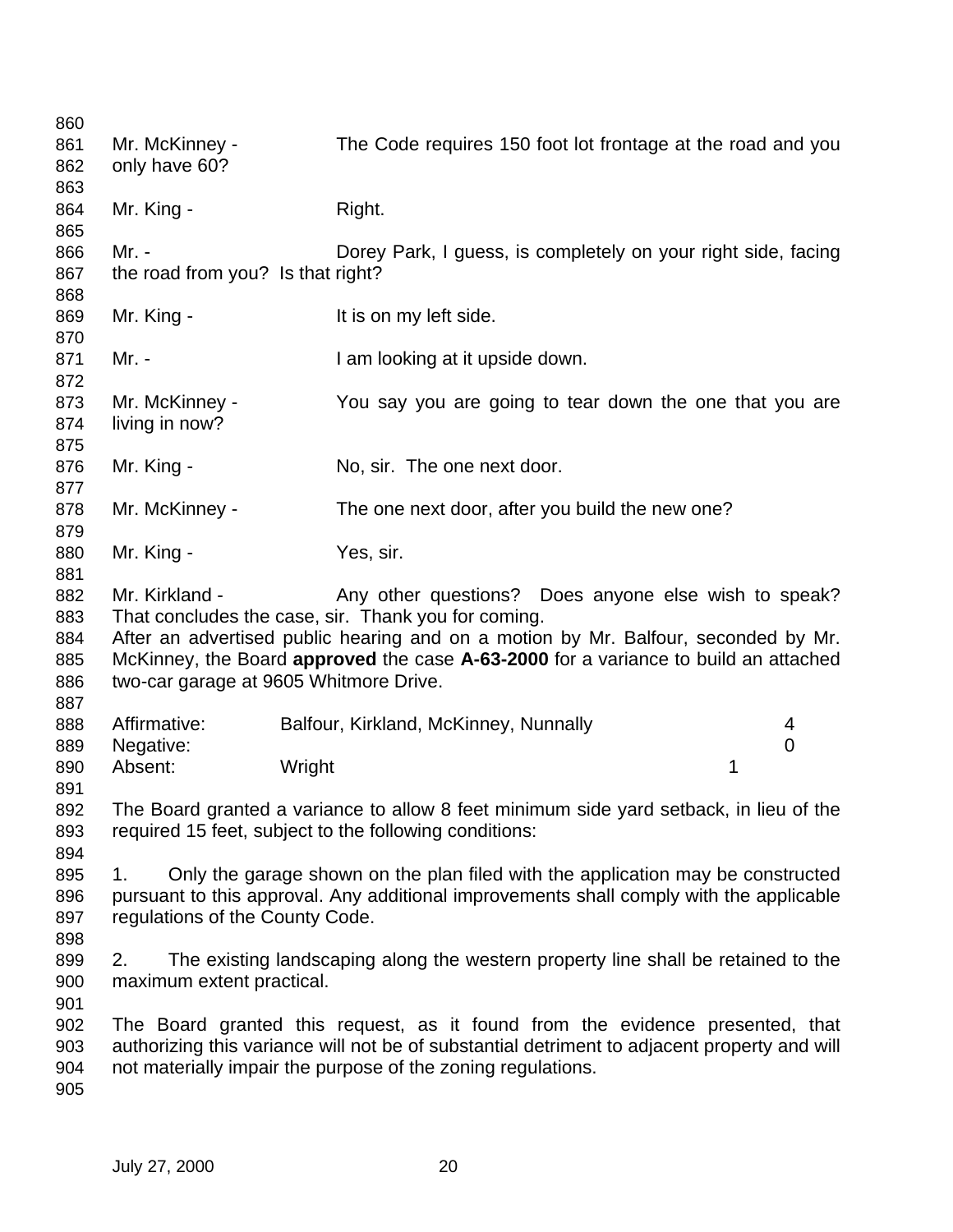Mr. McKinney - The Code requires 150 foot lot frontage at the road and you only have 60?

Mr. King - Right.

Mr. - Dorey Park, I guess, is completely on your right side, facing the road from you? Is that right?

Mr. King - It is on my left side.

Mr. - I am looking at it upside down.

Mr. McKinney - You say you are going to tear down the one that you are living in now?

Mr. King - No, sir. The one next door.

Mr. McKinney - The one next door, after you build the new one?

Mr. King - Yes, sir.

Mr. Kirkland - Any other questions? Does anyone else wish to speak? That concludes the case, sir. Thank you for coming.

After an advertised public hearing and on a motion by Mr. Balfour, seconded by Mr. McKinney, the Board **approved** the case **A-63-2000** for a variance to build an attached two-car garage at 9605 Whitmore Drive.

| | | |
|---|---|---|
| Affirmative: | Balfour, Kirkland, McKinney, Nunnally | 4 |
| Negative: | | 0 |
| Absent: | Wright | 1 |

The Board granted a variance to allow 8 feet minimum side yard setback, in lieu of the required 15 feet, subject to the following conditions:

1. Only the garage shown on the plan filed with the application may be constructed pursuant to this approval. Any additional improvements shall comply with the applicable regulations of the County Code.

2. The existing landscaping along the western property line shall be retained to the maximum extent practical.

The Board granted this request, as it found from the evidence presented, that authorizing this variance will not be of substantial detriment to adjacent property and will not materially impair the purpose of the zoning regulations.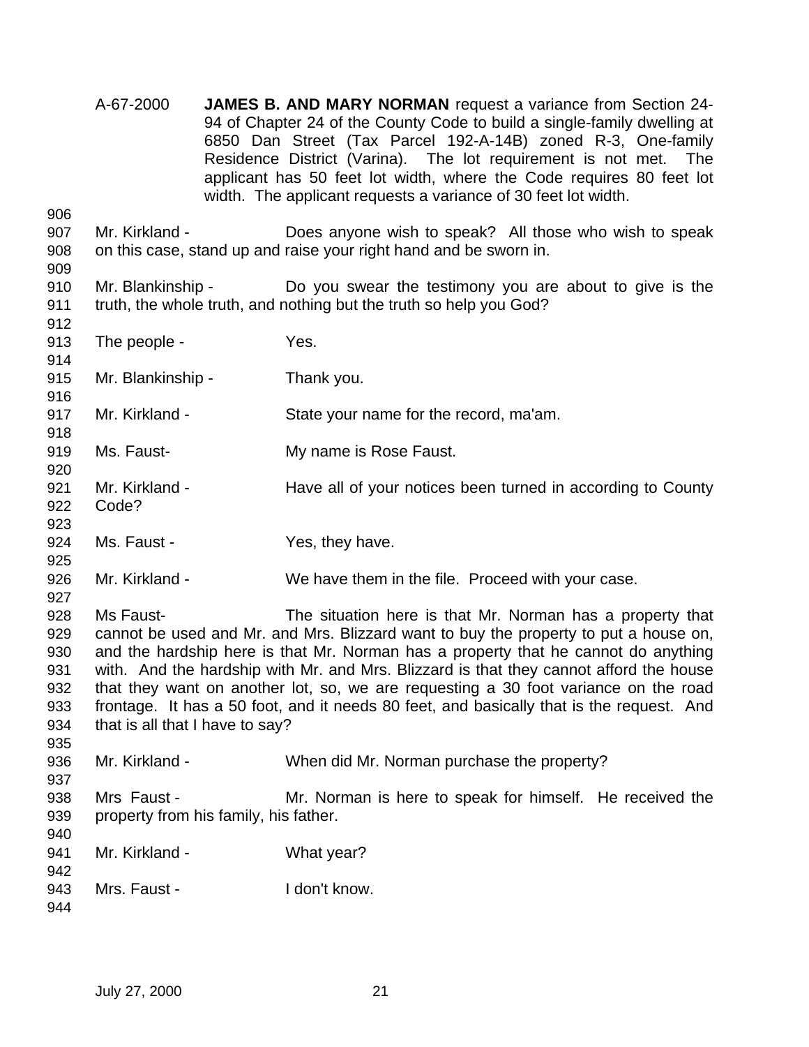A-67-2000 **JAMES B. AND MARY NORMAN** request a variance from Section 24-94 of Chapter 24 of the County Code to build a single-family dwelling at 6850 Dan Street (Tax Parcel 192-A-14B) zoned R-3, One-family Residence District (Varina). The lot requirement is not met. The applicant has 50 feet lot width, where the Code requires 80 feet lot width. The applicant requests a variance of 30 feet lot width.

906
907 Mr. Kirkland - Does anyone wish to speak? All those who wish to speak
908 on this case, stand up and raise your right hand and be sworn in.
909
910 Mr. Blankinship - Do you swear the testimony you are about to give is the
911 truth, the whole truth, and nothing but the truth so help you God?
912
913 The people - Yes.
914
915 Mr. Blankinship - Thank you.
916
917 Mr. Kirkland - State your name for the record, ma'am.
918
919 Ms. Faust- My name is Rose Faust.
920
921 Mr. Kirkland - Have all of your notices been turned in according to County
922 Code?
923
924 Ms. Faust - Yes, they have.
925
926 Mr. Kirkland - We have them in the file. Proceed with your case.
927
928 Ms Faust- The situation here is that Mr. Norman has a property that
929 cannot be used and Mr. and Mrs. Blizzard want to buy the property to put a house on,
930 and the hardship here is that Mr. Norman has a property that he cannot do anything
931 with. And the hardship with Mr. and Mrs. Blizzard is that they cannot afford the house
932 that they want on another lot, so, we are requesting a 30 foot variance on the road
933 frontage. It has a 50 foot, and it needs 80 feet, and basically that is the request. And
934 that is all that I have to say?
935
936 Mr. Kirkland - When did Mr. Norman purchase the property?
937
938 Mrs Faust - Mr. Norman is here to speak for himself. He received the
939 property from his family, his father.
940
941 Mr. Kirkland - What year?
942
943 Mrs. Faust - I don't know.
944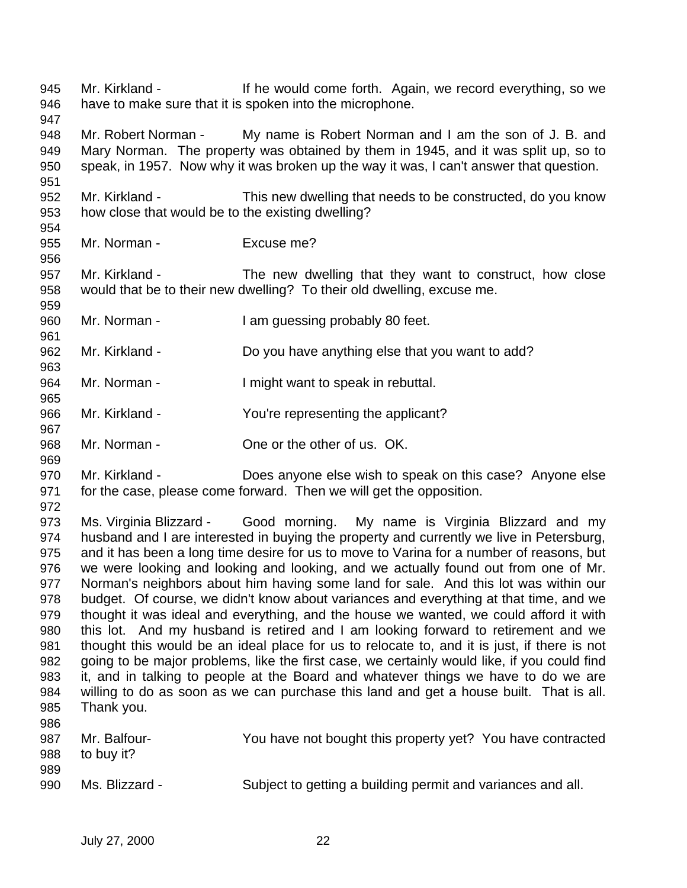Mr. Kirkland - If he would come forth. Again, we record everything, so we have to make sure that it is spoken into the microphone.

Mr. Robert Norman - My name is Robert Norman and I am the son of J. B. and Mary Norman. The property was obtained by them in 1945, and it was split up, so to speak, in 1957. Now why it was broken up the way it was, I can't answer that question.

Mr. Kirkland - This new dwelling that needs to be constructed, do you know how close that would be to the existing dwelling?

Mr. Norman - Excuse me?

Mr. Kirkland - The new dwelling that they want to construct, how close would that be to their new dwelling? To their old dwelling, excuse me.

Mr. Norman - I am guessing probably 80 feet.

Mr. Kirkland - Do you have anything else that you want to add?

Mr. Norman - I might want to speak in rebuttal.

Mr. Kirkland - You're representing the applicant?

Mr. Norman - One or the other of us. OK.

Mr. Kirkland - Does anyone else wish to speak on this case? Anyone else for the case, please come forward. Then we will get the opposition.

Ms. Virginia Blizzard - Good morning. My name is Virginia Blizzard and my husband and I are interested in buying the property and currently we live in Petersburg, and it has been a long time desire for us to move to Varina for a number of reasons, but we were looking and looking and looking, and we actually found out from one of Mr. Norman's neighbors about him having some land for sale. And this lot was within our budget. Of course, we didn't know about variances and everything at that time, and we thought it was ideal and everything, and the house we wanted, we could afford it with this lot. And my husband is retired and I am looking forward to retirement and we thought this would be an ideal place for us to relocate to, and it is just, if there is not going to be major problems, like the first case, we certainly would like, if you could find it, and in talking to people at the Board and whatever things we have to do we are willing to do as soon as we can purchase this land and get a house built. That is all. Thank you.

Mr. Balfour- You have not bought this property yet? You have contracted to buy it?

Ms. Blizzard - Subject to getting a building permit and variances and all.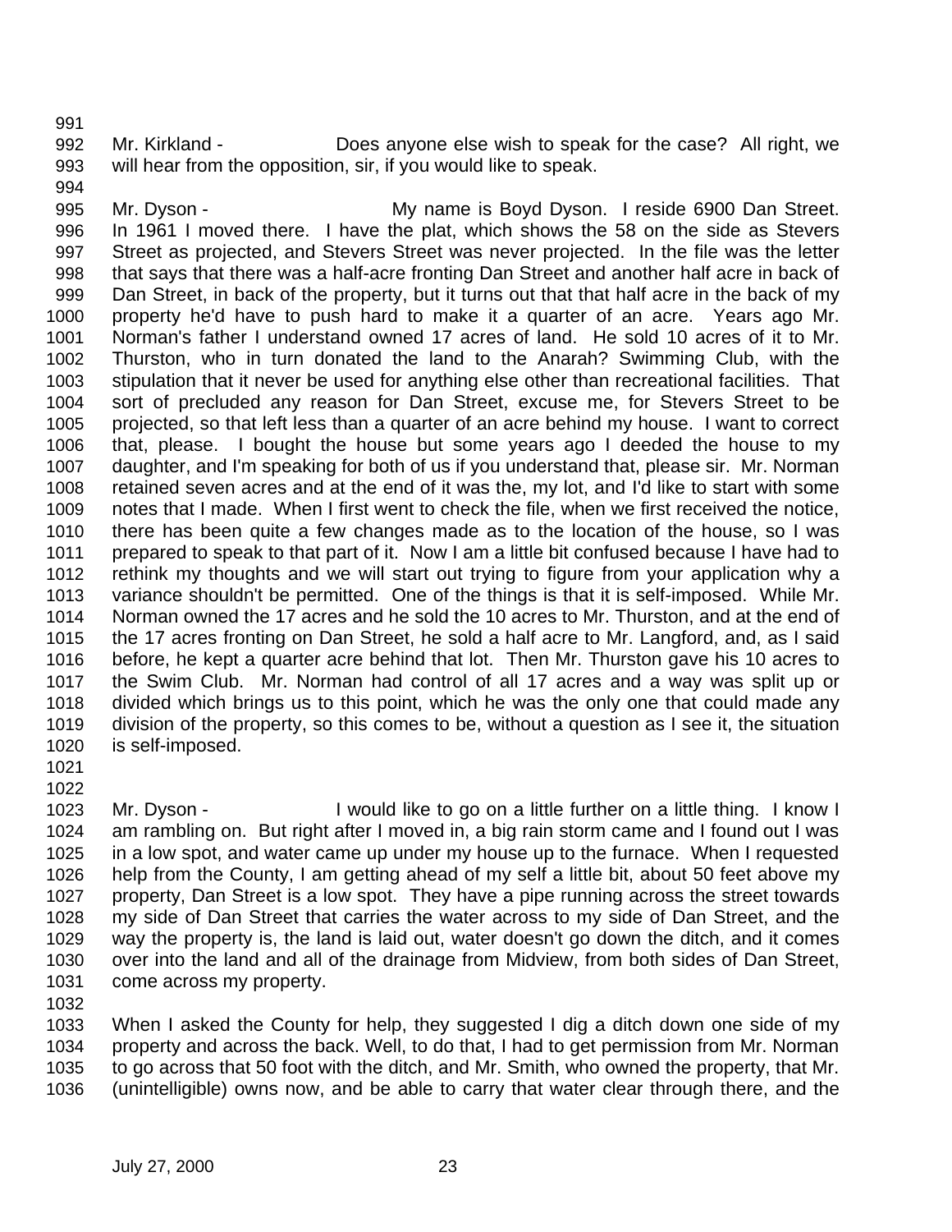Mr. Kirkland - Does anyone else wish to speak for the case? All right, we will hear from the opposition, sir, if you would like to speak.

Mr. Dyson - My name is Boyd Dyson. I reside 6900 Dan Street. In 1961 I moved there. I have the plat, which shows the 58 on the side as Stevers Street as projected, and Stevers Street was never projected. In the file was the letter that says that there was a half-acre fronting Dan Street and another half acre in back of Dan Street, in back of the property, but it turns out that that half acre in the back of my property he'd have to push hard to make it a quarter of an acre. Years ago Mr. Norman's father I understand owned 17 acres of land. He sold 10 acres of it to Mr. Thurston, who in turn donated the land to the Anarah? Swimming Club, with the stipulation that it never be used for anything else other than recreational facilities. That sort of precluded any reason for Dan Street, excuse me, for Stevers Street to be projected, so that left less than a quarter of an acre behind my house. I want to correct that, please. I bought the house but some years ago I deeded the house to my daughter, and I'm speaking for both of us if you understand that, please sir. Mr. Norman retained seven acres and at the end of it was the, my lot, and I'd like to start with some notes that I made. When I first went to check the file, when we first received the notice, there has been quite a few changes made as to the location of the house, so I was prepared to speak to that part of it. Now I am a little bit confused because I have had to rethink my thoughts and we will start out trying to figure from your application why a variance shouldn't be permitted. One of the things is that it is self-imposed. While Mr. Norman owned the 17 acres and he sold the 10 acres to Mr. Thurston, and at the end of the 17 acres fronting on Dan Street, he sold a half acre to Mr. Langford, and, as I said before, he kept a quarter acre behind that lot. Then Mr. Thurston gave his 10 acres to the Swim Club. Mr. Norman had control of all 17 acres and a way was split up or divided which brings us to this point, which he was the only one that could made any division of the property, so this comes to be, without a question as I see it, the situation is self-imposed.

Mr. Dyson - I would like to go on a little further on a little thing. I know I am rambling on. But right after I moved in, a big rain storm came and I found out I was in a low spot, and water came up under my house up to the furnace. When I requested help from the County, I am getting ahead of my self a little bit, about 50 feet above my property, Dan Street is a low spot. They have a pipe running across the street towards my side of Dan Street that carries the water across to my side of Dan Street, and the way the property is, the land is laid out, water doesn't go down the ditch, and it comes over into the land and all of the drainage from Midview, from both sides of Dan Street, come across my property.

When I asked the County for help, they suggested I dig a ditch down one side of my property and across the back. Well, to do that, I had to get permission from Mr. Norman to go across that 50 foot with the ditch, and Mr. Smith, who owned the property, that Mr. (unintelligible) owns now, and be able to carry that water clear through there, and the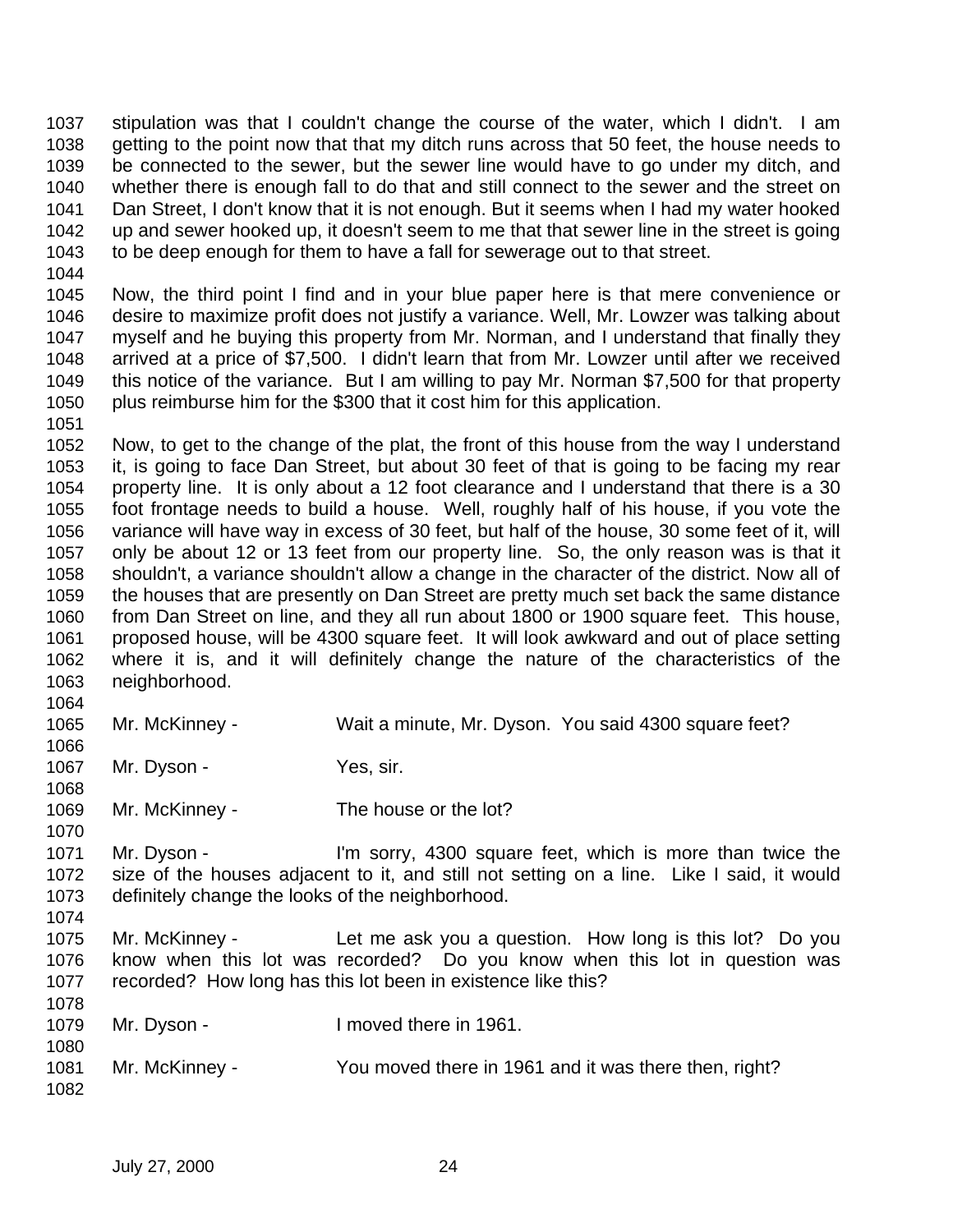stipulation was that I couldn't change the course of the water, which I didn't. I am getting to the point now that that my ditch runs across that 50 feet, the house needs to be connected to the sewer, but the sewer line would have to go under my ditch, and whether there is enough fall to do that and still connect to the sewer and the street on Dan Street, I don't know that it is not enough. But it seems when I had my water hooked up and sewer hooked up, it doesn't seem to me that that sewer line in the street is going to be deep enough for them to have a fall for sewerage out to that street.

Now, the third point I find and in your blue paper here is that mere convenience or desire to maximize profit does not justify a variance. Well, Mr. Lowzer was talking about myself and he buying this property from Mr. Norman, and I understand that finally they arrived at a price of $7,500. I didn't learn that from Mr. Lowzer until after we received this notice of the variance. But I am willing to pay Mr. Norman $7,500 for that property plus reimburse him for the $300 that it cost him for this application.

Now, to get to the change of the plat, the front of this house from the way I understand it, is going to face Dan Street, but about 30 feet of that is going to be facing my rear property line. It is only about a 12 foot clearance and I understand that there is a 30 foot frontage needs to build a house. Well, roughly half of his house, if you vote the variance will have way in excess of 30 feet, but half of the house, 30 some feet of it, will only be about 12 or 13 feet from our property line. So, the only reason was is that it shouldn't, a variance shouldn't allow a change in the character of the district. Now all of the houses that are presently on Dan Street are pretty much set back the same distance from Dan Street on line, and they all run about 1800 or 1900 square feet. This house, proposed house, will be 4300 square feet. It will look awkward and out of place setting where it is, and it will definitely change the nature of the characteristics of the neighborhood.

Mr. McKinney - Wait a minute, Mr. Dyson. You said 4300 square feet?

Mr. Dyson - Yes, sir.

Mr. McKinney - The house or the lot?

Mr. Dyson - I'm sorry, 4300 square feet, which is more than twice the size of the houses adjacent to it, and still not setting on a line. Like I said, it would definitely change the looks of the neighborhood.

Mr. McKinney - Let me ask you a question. How long is this lot? Do you know when this lot was recorded? Do you know when this lot in question was recorded? How long has this lot been in existence like this?

Mr. Dyson - I moved there in 1961.

Mr. McKinney - You moved there in 1961 and it was there then, right?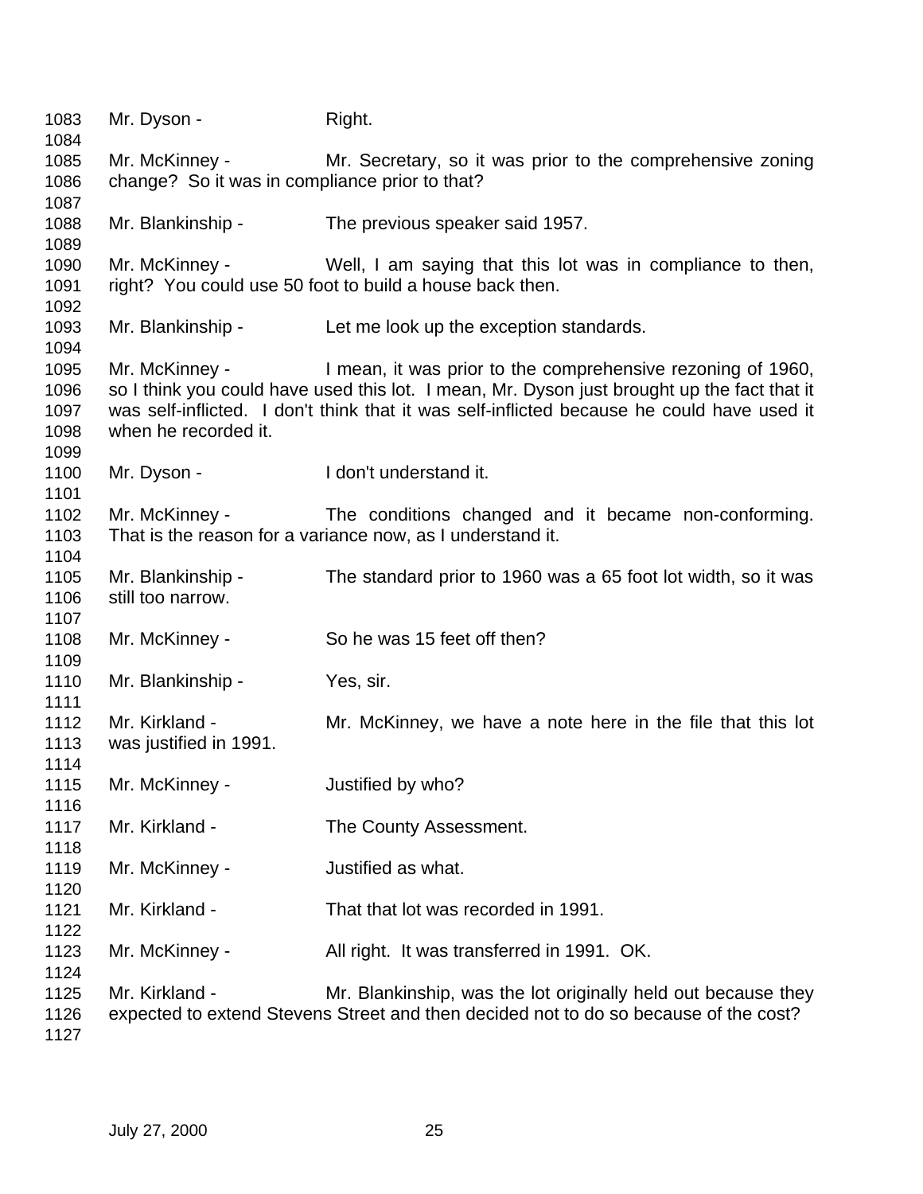Mr. Dyson - Right.

Mr. McKinney - Mr. Secretary, so it was prior to the comprehensive zoning change? So it was in compliance prior to that?

Mr. Blankinship - The previous speaker said 1957.

Mr. McKinney - Well, I am saying that this lot was in compliance to then, right? You could use 50 foot to build a house back then.

Mr. Blankinship - Let me look up the exception standards.

Mr. McKinney - I mean, it was prior to the comprehensive rezoning of 1960, so I think you could have used this lot. I mean, Mr. Dyson just brought up the fact that it was self-inflicted. I don't think that it was self-inflicted because he could have used it when he recorded it.

Mr. Dyson - I don't understand it.

Mr. McKinney - The conditions changed and it became non-conforming. That is the reason for a variance now, as I understand it.

Mr. Blankinship - The standard prior to 1960 was a 65 foot lot width, so it was still too narrow.

Mr. McKinney - So he was 15 feet off then?

Mr. Blankinship - Yes, sir.

Mr. Kirkland - Mr. McKinney, we have a note here in the file that this lot was justified in 1991.

Mr. McKinney - Justified by who?

Mr. Kirkland - The County Assessment.

Mr. McKinney - Justified as what.

Mr. Kirkland - That that lot was recorded in 1991.

Mr. McKinney - All right. It was transferred in 1991. OK.

Mr. Kirkland - Mr. Blankinship, was the lot originally held out because they expected to extend Stevens Street and then decided not to do so because of the cost?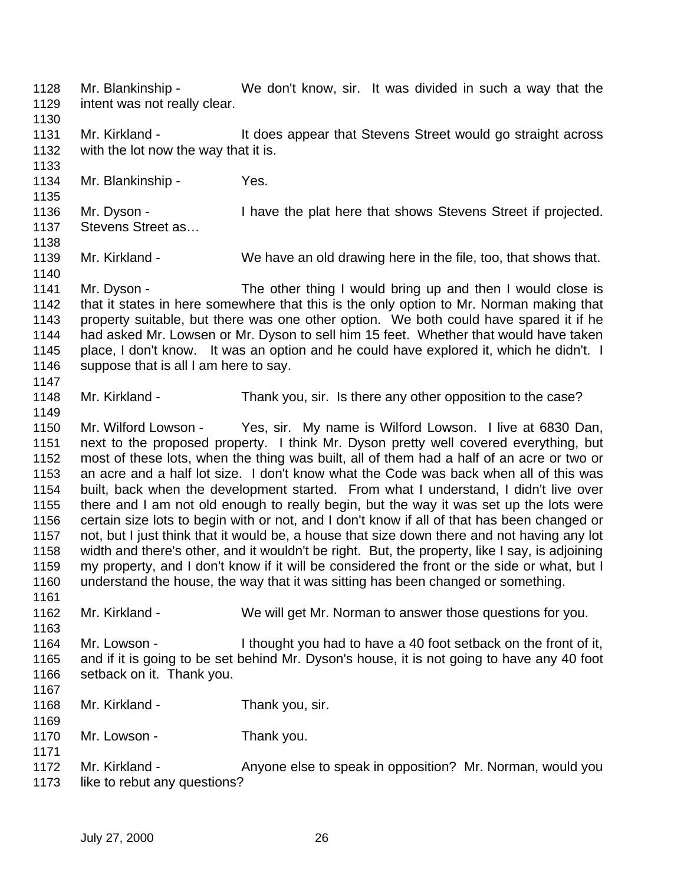Mr. Blankinship - We don't know, sir. It was divided in such a way that the intent was not really clear.

Mr. Kirkland - It does appear that Stevens Street would go straight across with the lot now the way that it is.

Mr. Blankinship - Yes.

Mr. Dyson - I have the plat here that shows Stevens Street if projected. Stevens Street as…

Mr. Kirkland - We have an old drawing here in the file, too, that shows that.

Mr. Dyson - The other thing I would bring up and then I would close is that it states in here somewhere that this is the only option to Mr. Norman making that property suitable, but there was one other option. We both could have spared it if he had asked Mr. Lowsen or Mr. Dyson to sell him 15 feet. Whether that would have taken place, I don't know. It was an option and he could have explored it, which he didn't. I suppose that is all I am here to say.

Mr. Kirkland - Thank you, sir. Is there any other opposition to the case?

Mr. Wilford Lowson - Yes, sir. My name is Wilford Lowson. I live at 6830 Dan, next to the proposed property. I think Mr. Dyson pretty well covered everything, but most of these lots, when the thing was built, all of them had a half of an acre or two or an acre and a half lot size. I don't know what the Code was back when all of this was built, back when the development started. From what I understand, I didn't live over there and I am not old enough to really begin, but the way it was set up the lots were certain size lots to begin with or not, and I don't know if all of that has been changed or not, but I just think that it would be, a house that size down there and not having any lot width and there's other, and it wouldn't be right. But, the property, like I say, is adjoining my property, and I don't know if it will be considered the front or the side or what, but I understand the house, the way that it was sitting has been changed or something.

Mr. Kirkland - We will get Mr. Norman to answer those questions for you.

Mr. Lowson - I thought you had to have a 40 foot setback on the front of it, and if it is going to be set behind Mr. Dyson's house, it is not going to have any 40 foot setback on it. Thank you.

Mr. Kirkland - Thank you, sir.

Mr. Lowson - Thank you.

Mr. Kirkland - Anyone else to speak in opposition? Mr. Norman, would you like to rebut any questions?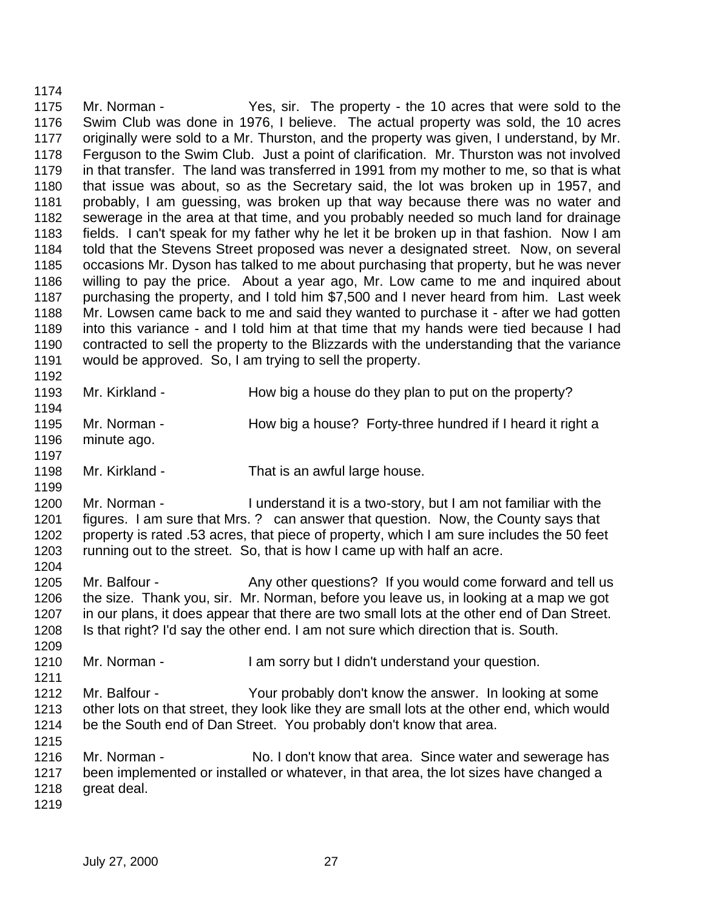Mr. Norman - Yes, sir. The property - the 10 acres that were sold to the Swim Club was done in 1976, I believe. The actual property was sold, the 10 acres originally were sold to a Mr. Thurston, and the property was given, I understand, by Mr. Ferguson to the Swim Club. Just a point of clarification. Mr. Thurston was not involved in that transfer. The land was transferred in 1991 from my mother to me, so that is what that issue was about, so as the Secretary said, the lot was broken up in 1957, and probably, I am guessing, was broken up that way because there was no water and sewerage in the area at that time, and you probably needed so much land for drainage fields. I can't speak for my father why he let it be broken up in that fashion. Now I am told that the Stevens Street proposed was never a designated street. Now, on several occasions Mr. Dyson has talked to me about purchasing that property, but he was never willing to pay the price. About a year ago, Mr. Low came to me and inquired about purchasing the property, and I told him $7,500 and I never heard from him. Last week Mr. Lowsen came back to me and said they wanted to purchase it - after we had gotten into this variance - and I told him at that time that my hands were tied because I had contracted to sell the property to the Blizzards with the understanding that the variance would be approved. So, I am trying to sell the property.

Mr. Kirkland - How big a house do they plan to put on the property?

Mr. Norman - How big a house? Forty-three hundred if I heard it right a minute ago.

Mr. Kirkland - That is an awful large house.

Mr. Norman - I understand it is a two-story, but I am not familiar with the figures. I am sure that Mrs. ? can answer that question. Now, the County says that property is rated .53 acres, that piece of property, which I am sure includes the 50 feet running out to the street. So, that is how I came up with half an acre.

Mr. Balfour - Any other questions? If you would come forward and tell us the size. Thank you, sir. Mr. Norman, before you leave us, in looking at a map we got in our plans, it does appear that there are two small lots at the other end of Dan Street. Is that right? I'd say the other end. I am not sure which direction that is. South.

Mr. Norman - I am sorry but I didn't understand your question.

Mr. Balfour - Your probably don't know the answer. In looking at some other lots on that street, they look like they are small lots at the other end, which would be the South end of Dan Street. You probably don't know that area.

Mr. Norman - No. I don't know that area. Since water and sewerage has been implemented or installed or whatever, in that area, the lot sizes have changed a great deal.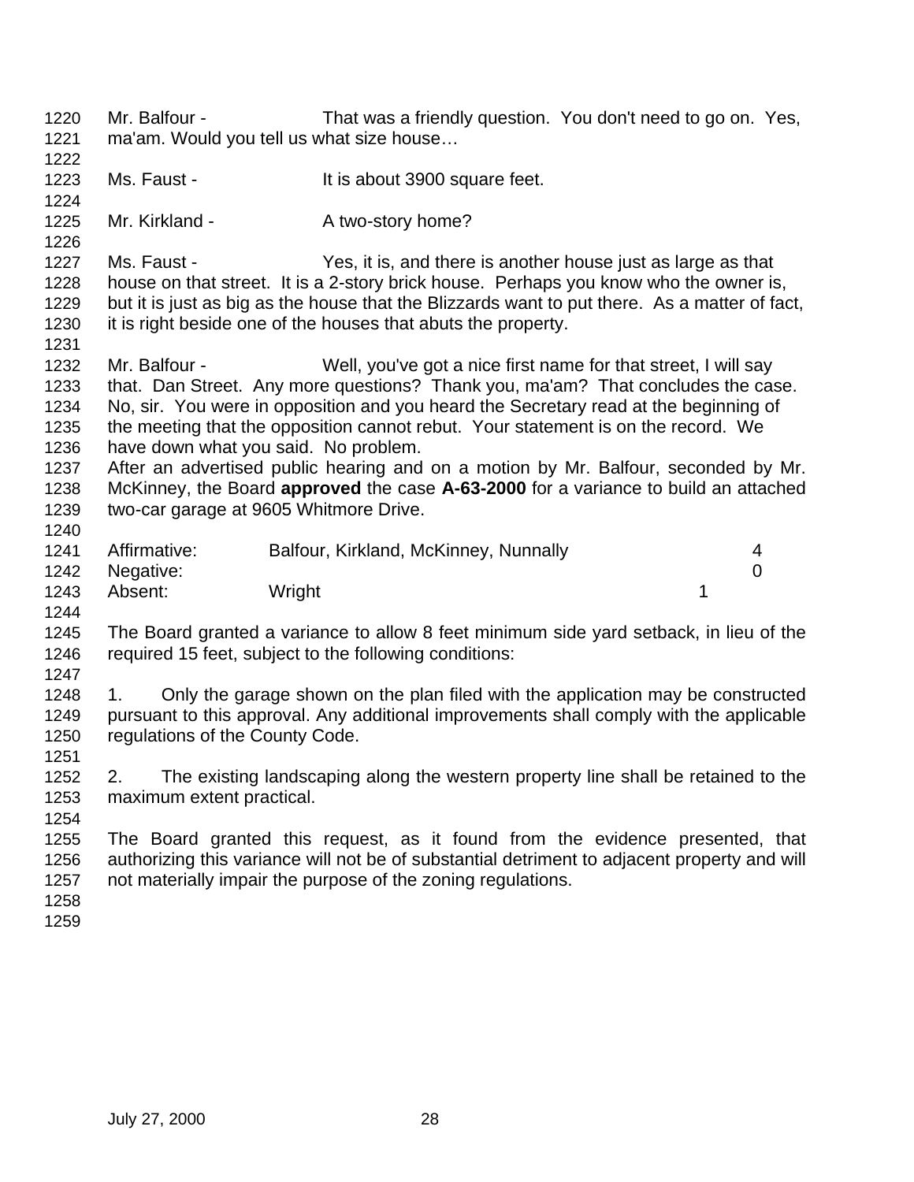Mr. Balfour - That was a friendly question. You don't need to go on. Yes, ma'am. Would you tell us what size house…

Ms. Faust - It is about 3900 square feet.

Mr. Kirkland - A two-story home?

Ms. Faust - Yes, it is, and there is another house just as large as that house on that street. It is a 2-story brick house. Perhaps you know who the owner is, but it is just as big as the house that the Blizzards want to put there. As a matter of fact, it is right beside one of the houses that abuts the property.

Mr. Balfour - Well, you've got a nice first name for that street, I will say that. Dan Street. Any more questions? Thank you, ma'am? That concludes the case. No, sir. You were in opposition and you heard the Secretary read at the beginning of the meeting that the opposition cannot rebut. Your statement is on the record. We have down what you said. No problem.

After an advertised public hearing and on a motion by Mr. Balfour, seconded by Mr. McKinney, the Board **approved** the case **A-63-2000** for a variance to build an attached two-car garage at 9605 Whitmore Drive.

| | | |
|---|---|---|
| Affirmative: | Balfour, Kirkland, McKinney, Nunnally | 4 |
| Negative: | | 0 |
| Absent: | Wright | 1 |

The Board granted a variance to allow 8 feet minimum side yard setback, in lieu of the required 15 feet, subject to the following conditions:

1. Only the garage shown on the plan filed with the application may be constructed pursuant to this approval. Any additional improvements shall comply with the applicable regulations of the County Code.

2. The existing landscaping along the western property line shall be retained to the maximum extent practical.

The Board granted this request, as it found from the evidence presented, that authorizing this variance will not be of substantial detriment to adjacent property and will not materially impair the purpose of the zoning regulations.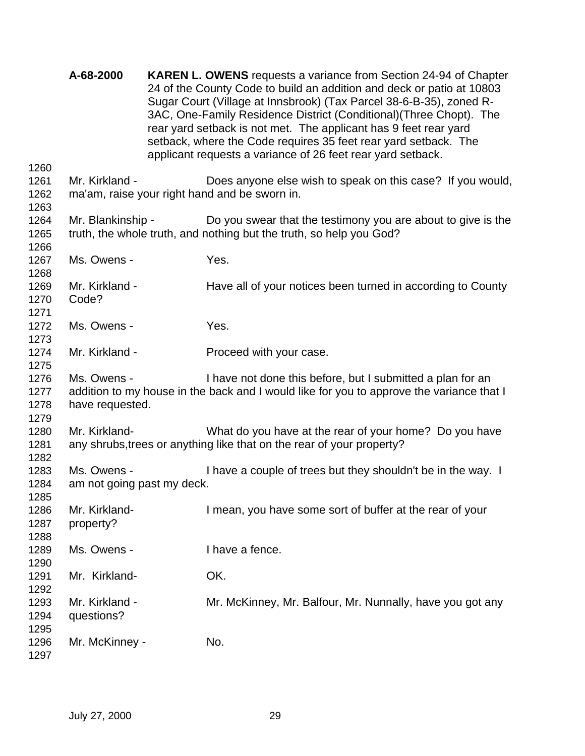**A-68-2000** **KAREN L. OWENS** requests a variance from Section 24-94 of Chapter 24 of the County Code to build an addition and deck or patio at 10803 Sugar Court (Village at Innsbrook) (Tax Parcel 38-6-B-35), zoned R-3AC, One-Family Residence District (Conditional)(Three Chopt). The rear yard setback is not met. The applicant has 9 feet rear yard setback, where the Code requires 35 feet rear yard setback. The applicant requests a variance of 26 feet rear yard setback.

1260
1261 Mr. Kirkland - Does anyone else wish to speak on this case? If you would,
1262 ma'am, raise your right hand and be sworn in.
1263
1264 Mr. Blankinship - Do you swear that the testimony you are about to give is the
1265 truth, the whole truth, and nothing but the truth, so help you God?
1266
1267 Ms. Owens - Yes.
1268
1269 Mr. Kirkland - Have all of your notices been turned in according to County
1270 Code?
1271
1272 Ms. Owens - Yes.
1273
1274 Mr. Kirkland - Proceed with your case.
1275
1276 Ms. Owens - I have not done this before, but I submitted a plan for an
1277 addition to my house in the back and I would like for you to approve the variance that I
1278 have requested.
1279
1280 Mr. Kirkland- What do you have at the rear of your home? Do you have
1281 any shrubs,trees or anything like that on the rear of your property?
1282
1283 Ms. Owens - I have a couple of trees but they shouldn't be in the way. I
1284 am not going past my deck.
1285
1286 Mr. Kirkland- I mean, you have some sort of buffer at the rear of your
1287 property?
1288
1289 Ms. Owens - I have a fence.
1290
1291 Mr. Kirkland- OK.
1292
1293 Mr. Kirkland - Mr. McKinney, Mr. Balfour, Mr. Nunnally, have you got any
1294 questions?
1295
1296 Mr. McKinney - No.
1297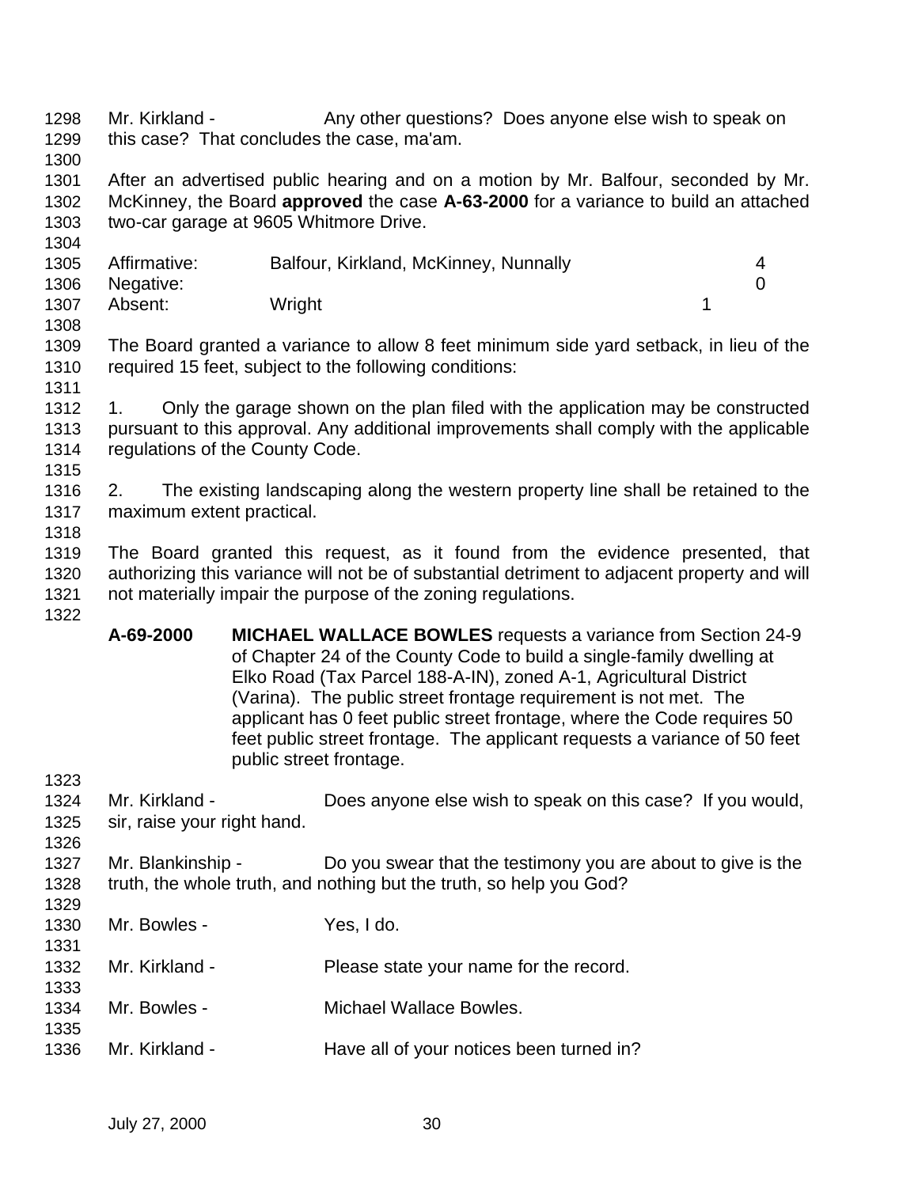Mr. Kirkland - Any other questions? Does anyone else wish to speak on this case? That concludes the case, ma'am.

After an advertised public hearing and on a motion by Mr. Balfour, seconded by Mr. McKinney, the Board **approved** the case **A-63-2000** for a variance to build an attached two-car garage at 9605 Whitmore Drive.

| | | |
|---|---|---|
| Affirmative: | Balfour, Kirkland, McKinney, Nunnally | 4 |
| Negative: | | 0 |
| Absent: | Wright | 1 |

The Board granted a variance to allow 8 feet minimum side yard setback, in lieu of the required 15 feet, subject to the following conditions:

1. Only the garage shown on the plan filed with the application may be constructed pursuant to this approval. Any additional improvements shall comply with the applicable regulations of the County Code.

2. The existing landscaping along the western property line shall be retained to the maximum extent practical.

The Board granted this request, as it found from the evidence presented, that authorizing this variance will not be of substantial detriment to adjacent property and will not materially impair the purpose of the zoning regulations.

**A-69-2000** **MICHAEL WALLACE BOWLES** requests a variance from Section 24-9 of Chapter 24 of the County Code to build a single-family dwelling at Elko Road (Tax Parcel 188-A-IN), zoned A-1, Agricultural District (Varina). The public street frontage requirement is not met. The applicant has 0 feet public street frontage, where the Code requires 50 feet public street frontage. The applicant requests a variance of 50 feet public street frontage.

Mr. Kirkland - Does anyone else wish to speak on this case? If you would, sir, raise your right hand.

Mr. Blankinship - Do you swear that the testimony you are about to give is the truth, the whole truth, and nothing but the truth, so help you God?

Mr. Bowles - Yes, I do.

Mr. Kirkland - Please state your name for the record.

Mr. Bowles - Michael Wallace Bowles.

Mr. Kirkland - Have all of your notices been turned in?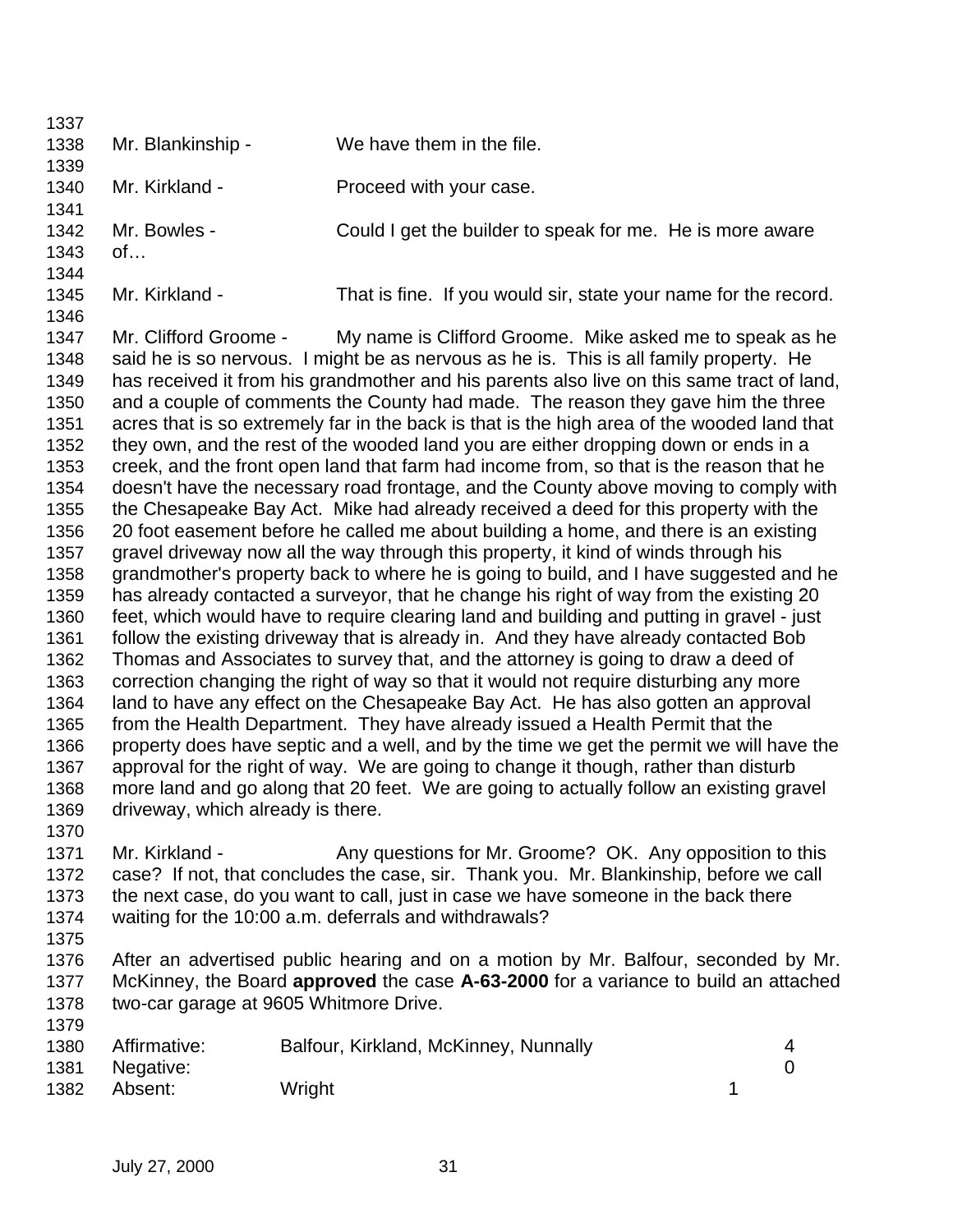Mr. Blankinship - We have them in the file.

Mr. Kirkland - Proceed with your case.

Mr. Bowles - Could I get the builder to speak for me. He is more aware of…

Mr. Kirkland - That is fine. If you would sir, state your name for the record.

Mr. Clifford Groome - My name is Clifford Groome. Mike asked me to speak as he said he is so nervous. I might be as nervous as he is. This is all family property. He has received it from his grandmother and his parents also live on this same tract of land, and a couple of comments the County had made. The reason they gave him the three acres that is so extremely far in the back is that is the high area of the wooded land that they own, and the rest of the wooded land you are either dropping down or ends in a creek, and the front open land that farm had income from, so that is the reason that he doesn't have the necessary road frontage, and the County above moving to comply with the Chesapeake Bay Act. Mike had already received a deed for this property with the 20 foot easement before he called me about building a home, and there is an existing gravel driveway now all the way through this property, it kind of winds through his grandmother's property back to where he is going to build, and I have suggested and he has already contacted a surveyor, that he change his right of way from the existing 20 feet, which would have to require clearing land and building and putting in gravel - just follow the existing driveway that is already in. And they have already contacted Bob Thomas and Associates to survey that, and the attorney is going to draw a deed of correction changing the right of way so that it would not require disturbing any more land to have any effect on the Chesapeake Bay Act. He has also gotten an approval from the Health Department. They have already issued a Health Permit that the property does have septic and a well, and by the time we get the permit we will have the approval for the right of way. We are going to change it though, rather than disturb more land and go along that 20 feet. We are going to actually follow an existing gravel driveway, which already is there.

Mr. Kirkland - Any questions for Mr. Groome? OK. Any opposition to this case? If not, that concludes the case, sir. Thank you. Mr. Blankinship, before we call the next case, do you want to call, just in case we have someone in the back there waiting for the 10:00 a.m. deferrals and withdrawals?

After an advertised public hearing and on a motion by Mr. Balfour, seconded by Mr. McKinney, the Board **approved** the case **A-63-2000** for a variance to build an attached two-car garage at 9605 Whitmore Drive.

| | | |
|---|---|---|
| Affirmative: | Balfour, Kirkland, McKinney, Nunnally | 4 |
| Negative: | | 0 |
| Absent: | Wright | 1 |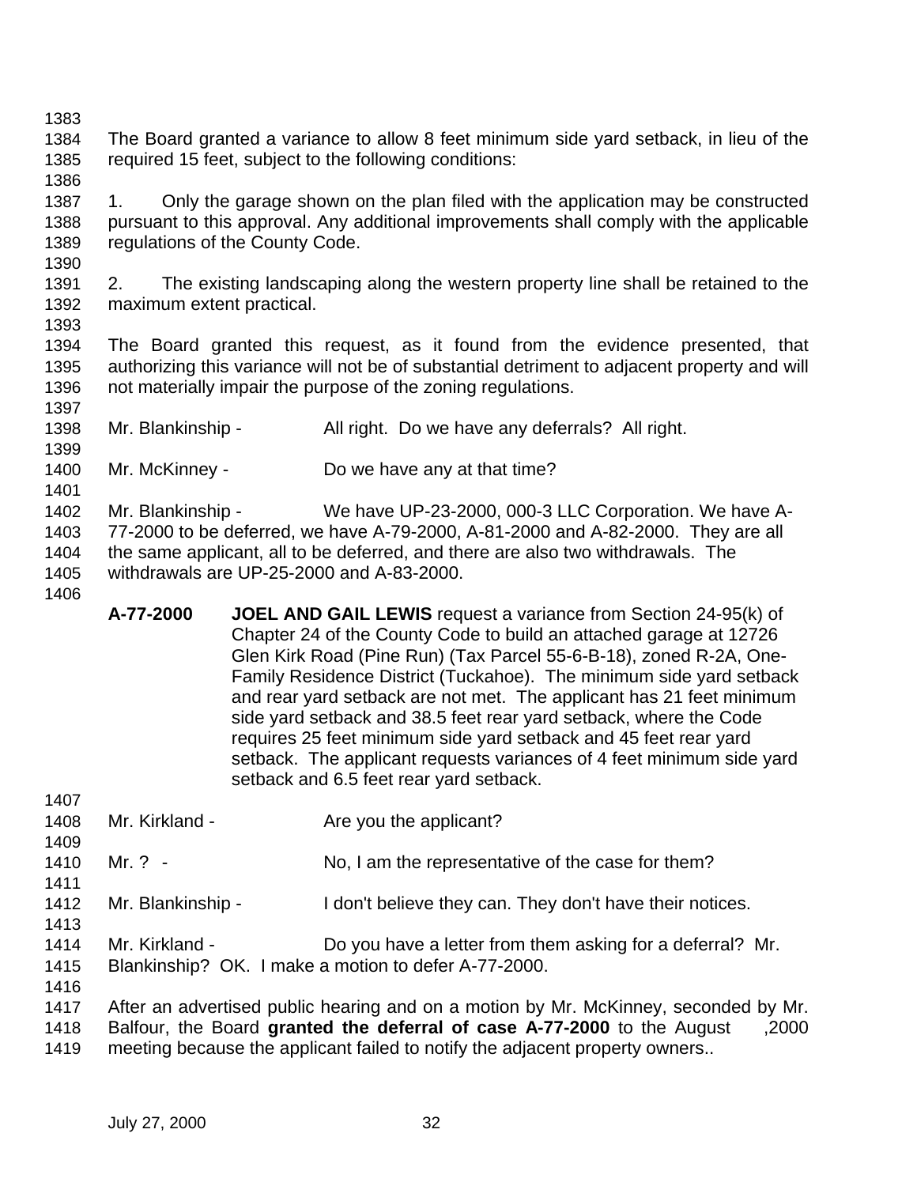The Board granted a variance to allow 8 feet minimum side yard setback, in lieu of the required 15 feet, subject to the following conditions:

1. Only the garage shown on the plan filed with the application may be constructed pursuant to this approval. Any additional improvements shall comply with the applicable regulations of the County Code.

2. The existing landscaping along the western property line shall be retained to the maximum extent practical.

The Board granted this request, as it found from the evidence presented, that authorizing this variance will not be of substantial detriment to adjacent property and will not materially impair the purpose of the zoning regulations.

Mr. Blankinship - All right. Do we have any deferrals? All right.

Mr. McKinney - Do we have any at that time?

Mr. Blankinship - We have UP-23-2000, 000-3 LLC Corporation. We have A-77-2000 to be deferred, we have A-79-2000, A-81-2000 and A-82-2000. They are all the same applicant, all to be deferred, and there are also two withdrawals. The withdrawals are UP-25-2000 and A-83-2000.

**A-77-2000** **JOEL AND GAIL LEWIS** request a variance from Section 24-95(k) of Chapter 24 of the County Code to build an attached garage at 12726 Glen Kirk Road (Pine Run) (Tax Parcel 55-6-B-18), zoned R-2A, One-Family Residence District (Tuckahoe). The minimum side yard setback and rear yard setback are not met. The applicant has 21 feet minimum side yard setback and 38.5 feet rear yard setback, where the Code requires 25 feet minimum side yard setback and 45 feet rear yard setback. The applicant requests variances of 4 feet minimum side yard setback and 6.5 feet rear yard setback.

Mr. Kirkland - Are you the applicant?

Mr. ? - No, I am the representative of the case for them?

Mr. Blankinship - I don't believe they can. They don't have their notices.

Mr. Kirkland - Do you have a letter from them asking for a deferral? Mr. Blankinship? OK. I make a motion to defer A-77-2000.

After an advertised public hearing and on a motion by Mr. McKinney, seconded by Mr. Balfour, the Board **granted the deferral of case A-77-2000** to the August ,2000 meeting because the applicant failed to notify the adjacent property owners..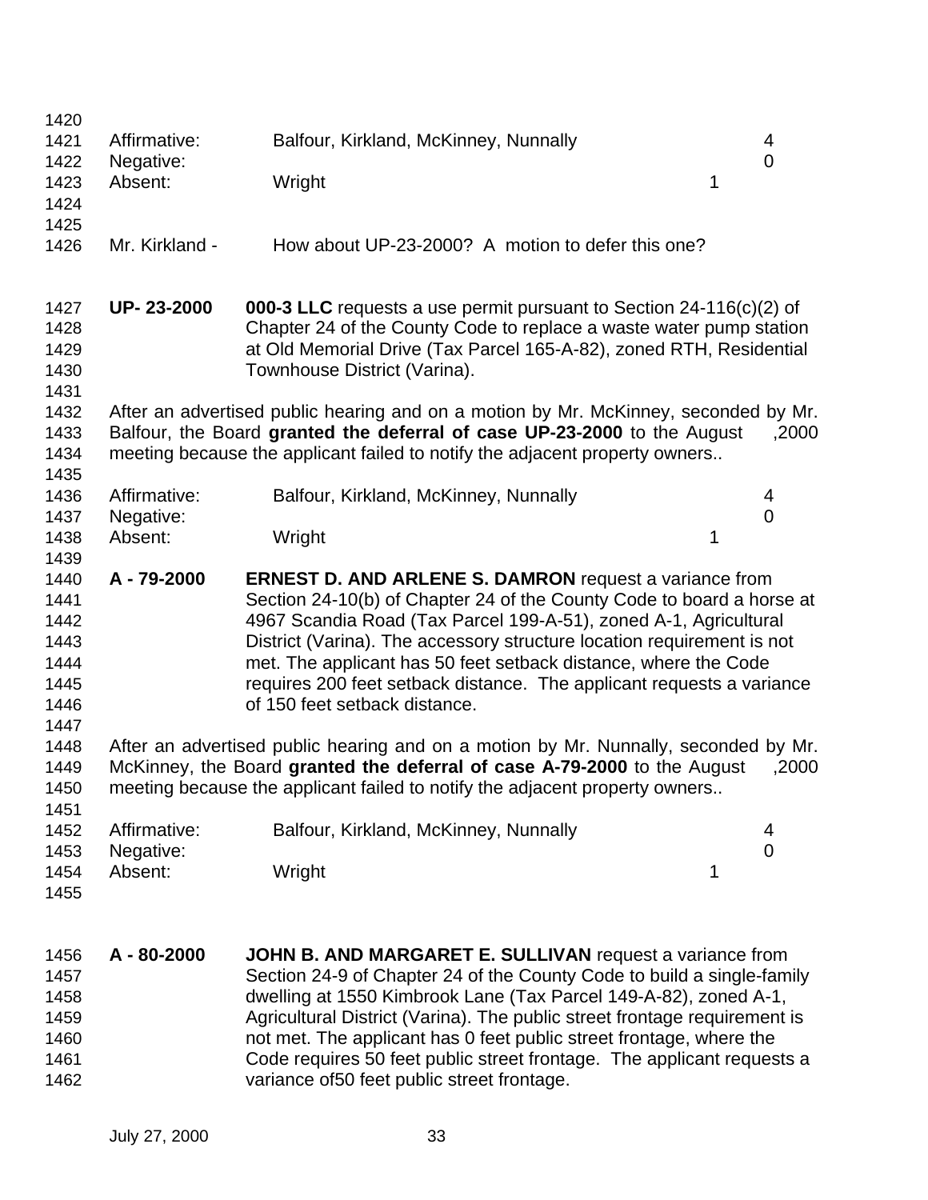| | | |
|---|---|---|
| Affirmative: | Balfour, Kirkland, McKinney, Nunnally | 4 |
| Negative: | | 0 |
| Absent: | Wright | 1 |

Mr. Kirkland - How about UP-23-2000? A motion to defer this one?

**UP- 23-2000** **000-3 LLC** requests a use permit pursuant to Section 24-116(c)(2) of Chapter 24 of the County Code to replace a waste water pump station at Old Memorial Drive (Tax Parcel 165-A-82), zoned RTH, Residential Townhouse District (Varina).

After an advertised public hearing and on a motion by Mr. McKinney, seconded by Mr. Balfour, the Board **granted the deferral of case UP-23-2000** to the August ,2000 meeting because the applicant failed to notify the adjacent property owners..

| | | |
|---|---|---|
| Affirmative: | Balfour, Kirkland, McKinney, Nunnally | 4 |
| Negative: | | 0 |
| Absent: | Wright | 1 |

**A - 79-2000** **ERNEST D. AND ARLENE S. DAMRON** request a variance from Section 24-10(b) of Chapter 24 of the County Code to board a horse at 4967 Scandia Road (Tax Parcel 199-A-51), zoned A-1, Agricultural District (Varina). The accessory structure location requirement is not met. The applicant has 50 feet setback distance, where the Code requires 200 feet setback distance. The applicant requests a variance of 150 feet setback distance.

After an advertised public hearing and on a motion by Mr. Nunnally, seconded by Mr. McKinney, the Board **granted the deferral of case A-79-2000** to the August ,2000 meeting because the applicant failed to notify the adjacent property owners..

| | | |
|---|---|---|
| Affirmative: | Balfour, Kirkland, McKinney, Nunnally | 4 |
| Negative: | | 0 |
| Absent: | Wright | 1 |

**A - 80-2000** **JOHN B. AND MARGARET E. SULLIVAN** request a variance from Section 24-9 of Chapter 24 of the County Code to build a single-family dwelling at 1550 Kimbrook Lane (Tax Parcel 149-A-82), zoned A-1, Agricultural District (Varina). The public street frontage requirement is not met. The applicant has 0 feet public street frontage, where the Code requires 50 feet public street frontage. The applicant requests a variance of50 feet public street frontage.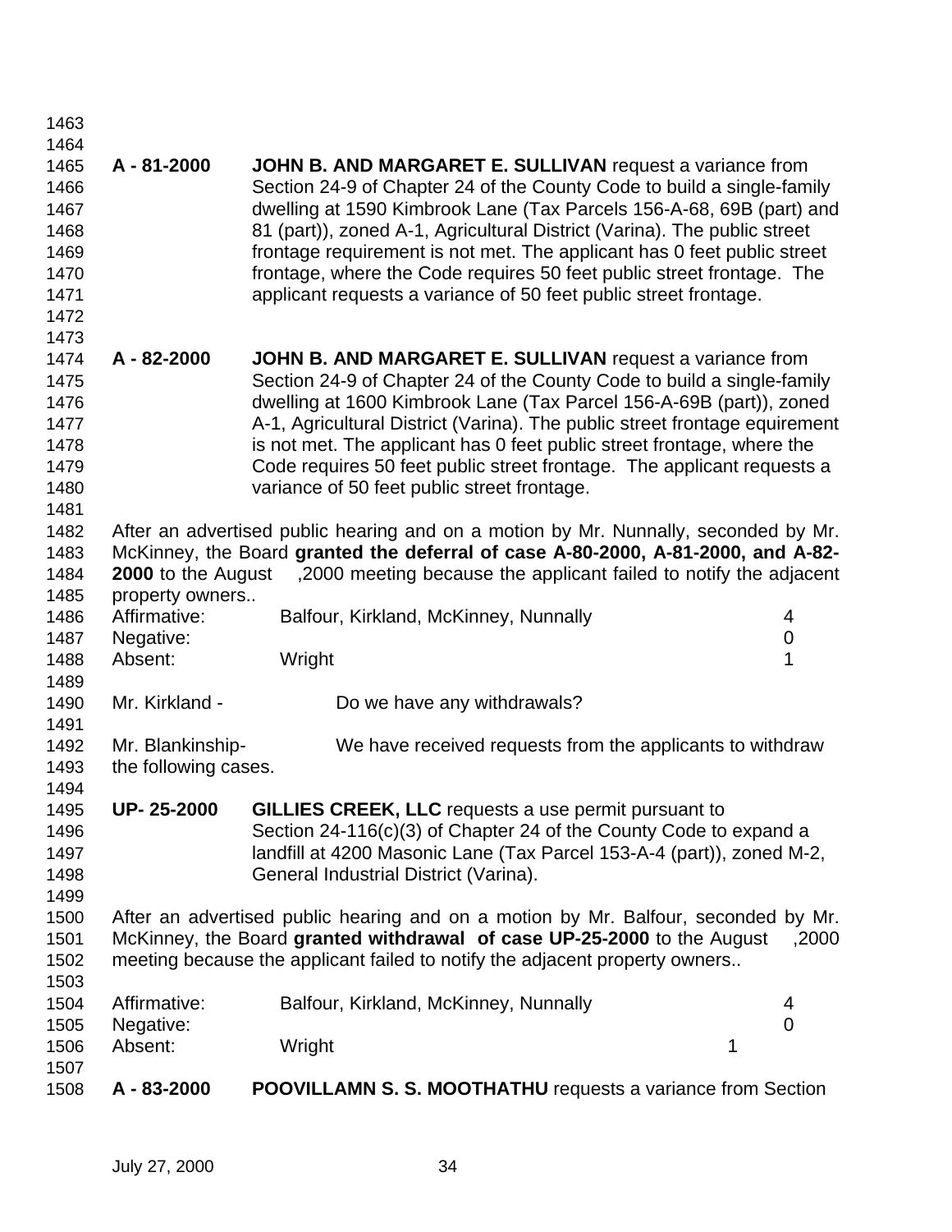**A - 81-2000** **JOHN B. AND MARGARET E. SULLIVAN** request a variance from Section 24-9 of Chapter 24 of the County Code to build a single-family dwelling at 1590 Kimbrook Lane (Tax Parcels 156-A-68, 69B (part) and 81 (part)), zoned A-1, Agricultural District (Varina). The public street frontage requirement is not met. The applicant has 0 feet public street frontage, where the Code requires 50 feet public street frontage. The applicant requests a variance of 50 feet public street frontage.

**A - 82-2000** **JOHN B. AND MARGARET E. SULLIVAN** request a variance from Section 24-9 of Chapter 24 of the County Code to build a single-family dwelling at 1600 Kimbrook Lane (Tax Parcel 156-A-69B (part)), zoned A-1, Agricultural District (Varina). The public street frontage equirement is not met. The applicant has 0 feet public street frontage, where the Code requires 50 feet public street frontage. The applicant requests a variance of 50 feet public street frontage.

After an advertised public hearing and on a motion by Mr. Nunnally, seconded by Mr. McKinney, the Board **granted the deferral of case A-80-2000, A-81-2000, and A-82-2000** to the August ,2000 meeting because the applicant failed to notify the adjacent property owners..

| | | |
|---|---|---|
| Affirmative: | Balfour, Kirkland, McKinney, Nunnally | 4 |
| Negative: | | 0 |
| Absent: | Wright | 1 |

Mr. Kirkland - Do we have any withdrawals?

Mr. Blankinship- We have received requests from the applicants to withdraw the following cases.

**UP- 25-2000** **GILLIES CREEK, LLC** requests a use permit pursuant to Section 24-116(c)(3) of Chapter 24 of the County Code to expand a landfill at 4200 Masonic Lane (Tax Parcel 153-A-4 (part)), zoned M-2, General Industrial District (Varina).

After an advertised public hearing and on a motion by Mr. Balfour, seconded by Mr. McKinney, the Board **granted withdrawal of case UP-25-2000** to the August ,2000 meeting because the applicant failed to notify the adjacent property owners..

| | | |
|---|---|---|
| Affirmative: | Balfour, Kirkland, McKinney, Nunnally | 4 |
| Negative: | | 0 |
| Absent: | Wright | 1 |

**A - 83-2000** **POOVILLAMN S. S. MOOTHATHU** requests a variance from Section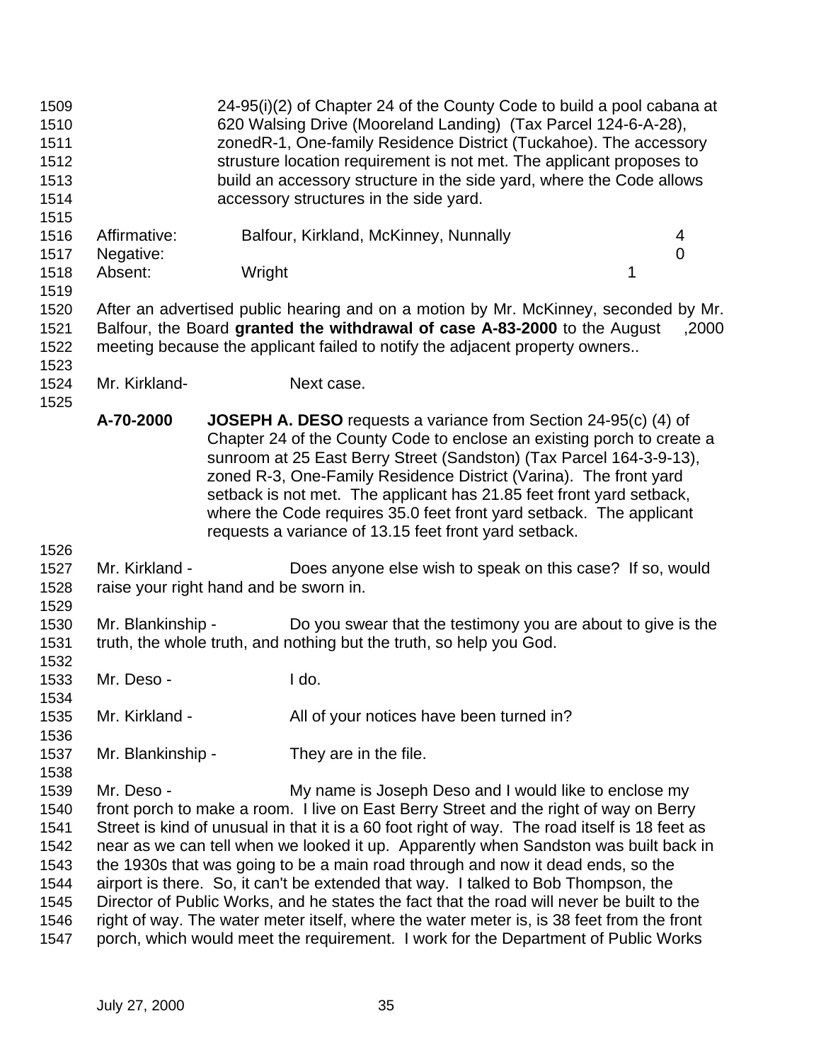24-95(i)(2) of Chapter 24 of the County Code to build a pool cabana at 620 Walsing Drive (Mooreland Landing) (Tax Parcel 124-6-A-28), zonedR-1, One-family Residence District (Tuckahoe). The accessory strusture location requirement is not met. The applicant proposes to build an accessory structure in the side yard, where the Code allows accessory structures in the side yard.

| | | |
|---|---|---|
| Affirmative: | Balfour, Kirkland, McKinney, Nunnally | 4 |
| Negative: | | 0 |
| Absent: | Wright | 1 |

After an advertised public hearing and on a motion by Mr. McKinney, seconded by Mr. Balfour, the Board **granted the withdrawal of case A-83-2000** to the August ,2000 meeting because the applicant failed to notify the adjacent property owners..

Mr. Kirkland- Next case.

**A-70-2000** **JOSEPH A. DESO** requests a variance from Section 24-95(c) (4) of Chapter 24 of the County Code to enclose an existing porch to create a sunroom at 25 East Berry Street (Sandston) (Tax Parcel 164-3-9-13), zoned R-3, One-Family Residence District (Varina). The front yard setback is not met. The applicant has 21.85 feet front yard setback, where the Code requires 35.0 feet front yard setback. The applicant requests a variance of 13.15 feet front yard setback.

Mr. Kirkland - Does anyone else wish to speak on this case? If so, would raise your right hand and be sworn in.

Mr. Blankinship - Do you swear that the testimony you are about to give is the truth, the whole truth, and nothing but the truth, so help you God.

Mr. Deso - I do.

Mr. Kirkland - All of your notices have been turned in?

Mr. Blankinship - They are in the file.

Mr. Deso - My name is Joseph Deso and I would like to enclose my front porch to make a room. I live on East Berry Street and the right of way on Berry Street is kind of unusual in that it is a 60 foot right of way. The road itself is 18 feet as near as we can tell when we looked it up. Apparently when Sandston was built back in the 1930s that was going to be a main road through and now it dead ends, so the airport is there. So, it can't be extended that way. I talked to Bob Thompson, the Director of Public Works, and he states the fact that the road will never be built to the right of way. The water meter itself, where the water meter is, is 38 feet from the front porch, which would meet the requirement. I work for the Department of Public Works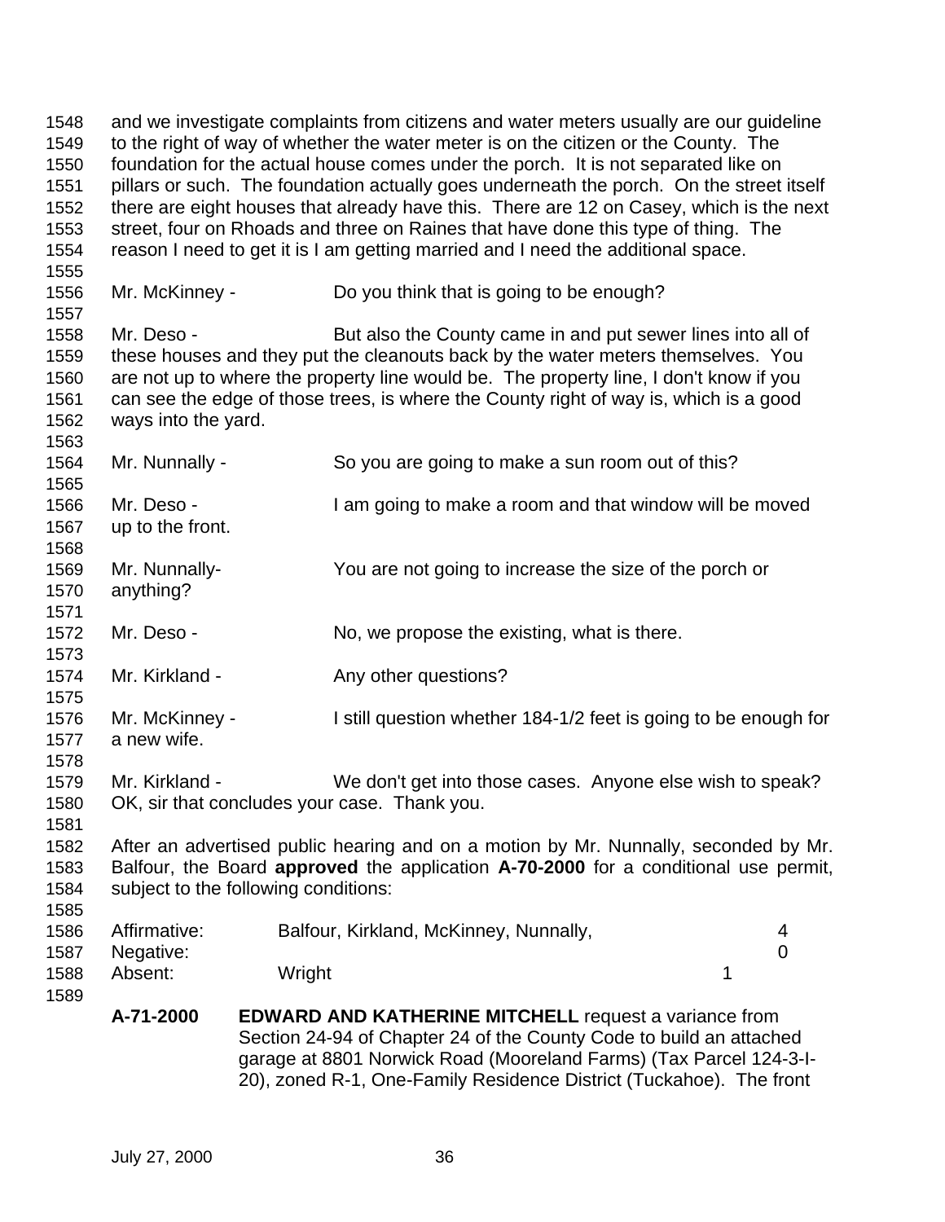and we investigate complaints from citizens and water meters usually are our guideline to the right of way of whether the water meter is on the citizen or the County. The foundation for the actual house comes under the porch. It is not separated like on pillars or such. The foundation actually goes underneath the porch. On the street itself there are eight houses that already have this. There are 12 on Casey, which is the next street, four on Rhoads and three on Raines that have done this type of thing. The reason I need to get it is I am getting married and I need the additional space.

Mr. McKinney - Do you think that is going to be enough?

Mr. Deso - But also the County came in and put sewer lines into all of these houses and they put the cleanouts back by the water meters themselves. You are not up to where the property line would be. The property line, I don't know if you can see the edge of those trees, is where the County right of way is, which is a good ways into the yard.

Mr. Nunnally - So you are going to make a sun room out of this?

Mr. Deso - I am going to make a room and that window will be moved up to the front.

Mr. Nunnally- You are not going to increase the size of the porch or anything?

Mr. Deso - No, we propose the existing, what is there.

Mr. Kirkland - Any other questions?

Mr. McKinney - I still question whether 184-1/2 feet is going to be enough for a new wife.

Mr. Kirkland - We don't get into those cases. Anyone else wish to speak? OK, sir that concludes your case. Thank you.

After an advertised public hearing and on a motion by Mr. Nunnally, seconded by Mr. Balfour, the Board **approved** the application **A-70-2000** for a conditional use permit, subject to the following conditions:

| | | |
|---|---|---|
| Affirmative: | Balfour, Kirkland, McKinney, Nunnally, | 4 |
| Negative: | | 0 |
| Absent: | Wright | 1 |

**A-71-2000** **EDWARD AND KATHERINE MITCHELL** request a variance from Section 24-94 of Chapter 24 of the County Code to build an attached garage at 8801 Norwick Road (Mooreland Farms) (Tax Parcel 124-3-I-20), zoned R-1, One-Family Residence District (Tuckahoe). The front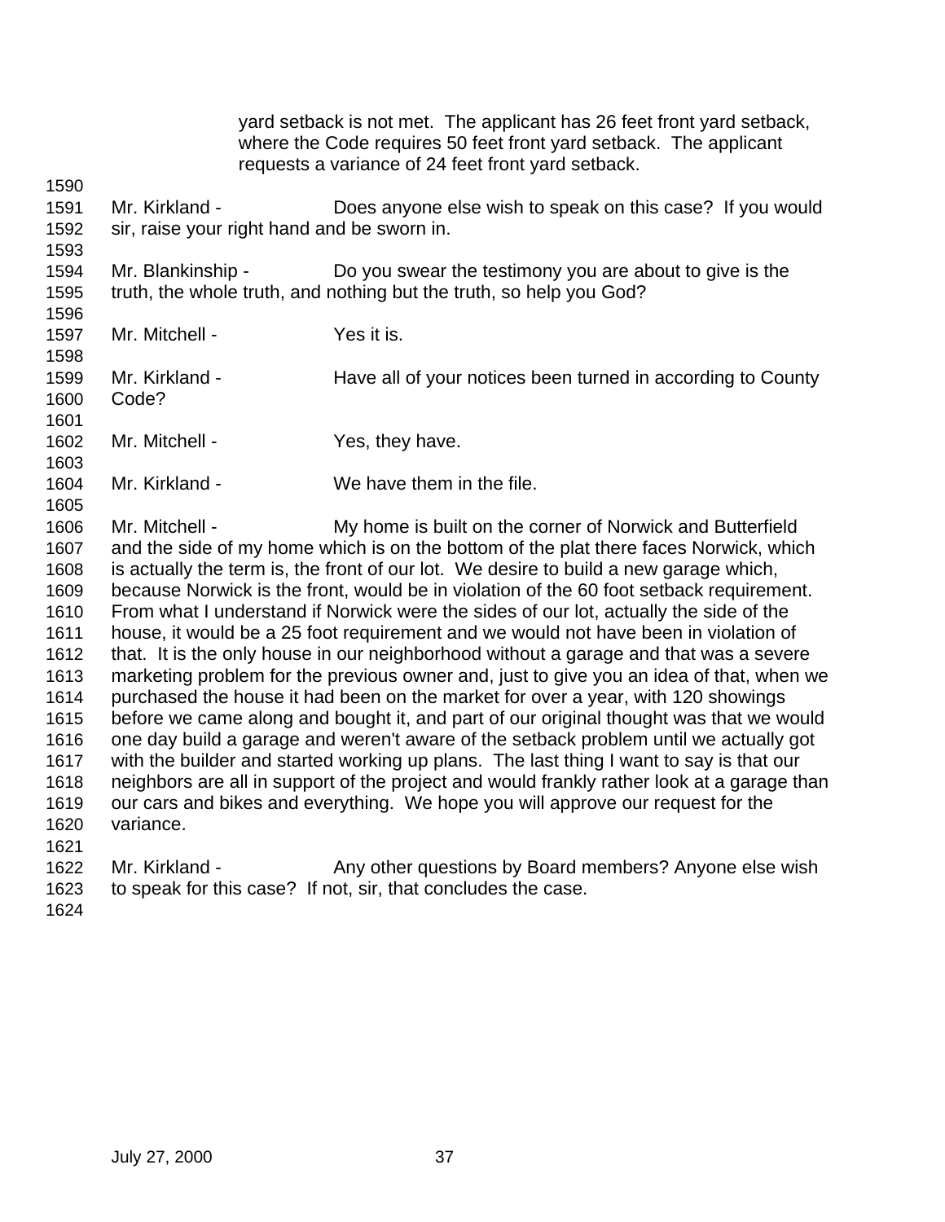yard setback is not met. The applicant has 26 feet front yard setback, where the Code requires 50 feet front yard setback. The applicant requests a variance of 24 feet front yard setback.

1590

1591 Mr. Kirkland - Does anyone else wish to speak on this case? If you would
1592 sir, raise your right hand and be sworn in.

1593

1594 Mr. Blankinship - Do you swear the testimony you are about to give is the
1595 truth, the whole truth, and nothing but the truth, so help you God?

1596

1597 Mr. Mitchell - Yes it is.

1598

1599 Mr. Kirkland - Have all of your notices been turned in according to County
1600 Code?

1601

1602 Mr. Mitchell - Yes, they have.

1603

1604 Mr. Kirkland - We have them in the file.

1605

1606 Mr. Mitchell - My home is built on the corner of Norwick and Butterfield
1607 and the side of my home which is on the bottom of the plat there faces Norwick, which
1608 is actually the term is, the front of our lot. We desire to build a new garage which,
1609 because Norwick is the front, would be in violation of the 60 foot setback requirement.
1610 From what I understand if Norwick were the sides of our lot, actually the side of the
1611 house, it would be a 25 foot requirement and we would not have been in violation of
1612 that. It is the only house in our neighborhood without a garage and that was a severe
1613 marketing problem for the previous owner and, just to give you an idea of that, when we
1614 purchased the house it had been on the market for over a year, with 120 showings
1615 before we came along and bought it, and part of our original thought was that we would
1616 one day build a garage and weren't aware of the setback problem until we actually got
1617 with the builder and started working up plans. The last thing I want to say is that our
1618 neighbors are all in support of the project and would frankly rather look at a garage than
1619 our cars and bikes and everything. We hope you will approve our request for the
1620 variance.

1621

1622 Mr. Kirkland - Any other questions by Board members? Anyone else wish
1623 to speak for this case? If not, sir, that concludes the case.

1624

July 27, 2000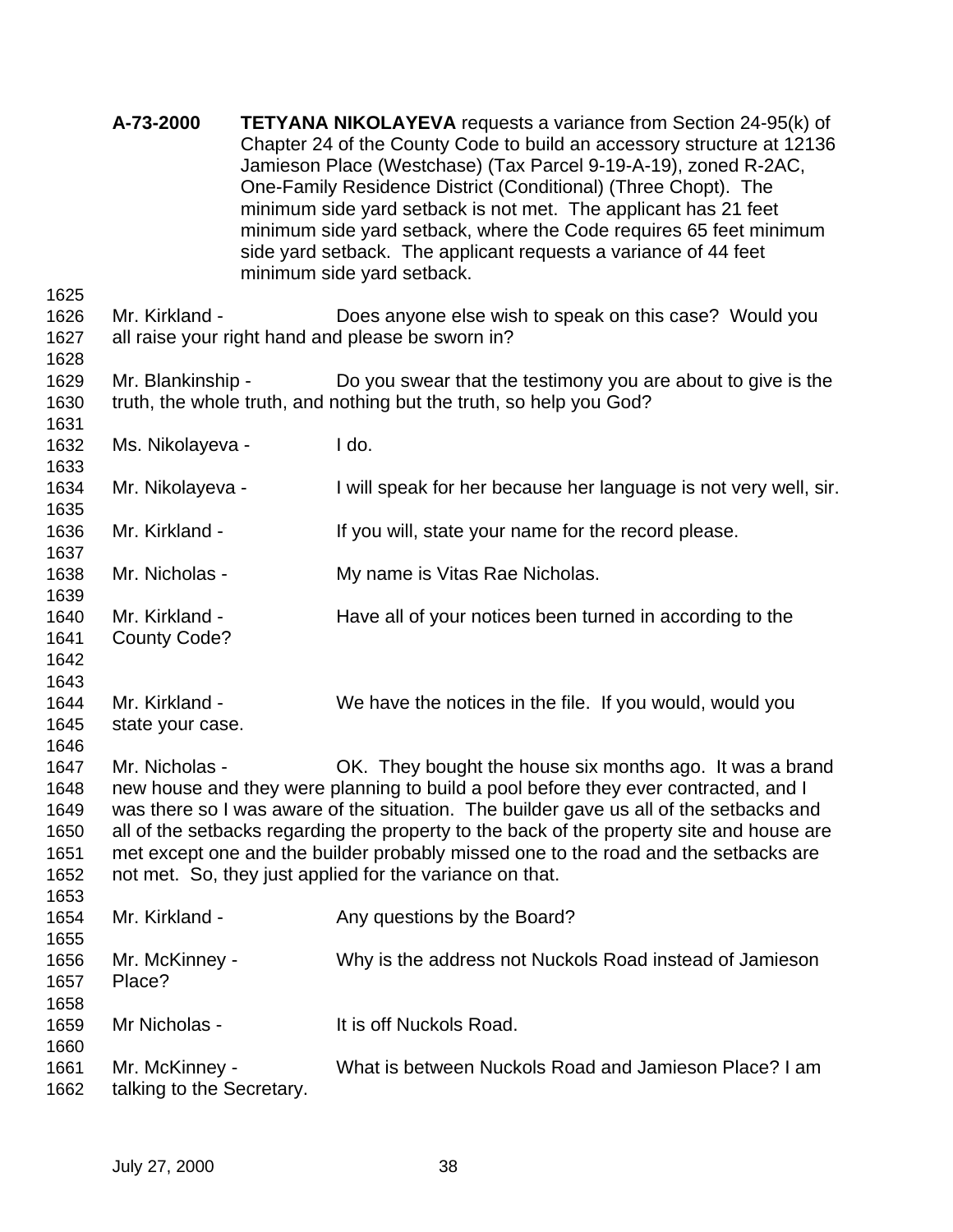**A-73-2000** **TETYANA NIKOLAYEVA** requests a variance from Section 24-95(k) of Chapter 24 of the County Code to build an accessory structure at 12136 Jamieson Place (Westchase) (Tax Parcel 9-19-A-19), zoned R-2AC, One-Family Residence District (Conditional) (Three Chopt). The minimum side yard setback is not met. The applicant has 21 feet minimum side yard setback, where the Code requires 65 feet minimum side yard setback. The applicant requests a variance of 44 feet minimum side yard setback.

1625

1626 Mr. Kirkland - Does anyone else wish to speak on this case? Would you
1627 all raise your right hand and please be sworn in?
1628
1629 Mr. Blankinship - Do you swear that the testimony you are about to give is the
1630 truth, the whole truth, and nothing but the truth, so help you God?
1631
1632 Ms. Nikolayeva - I do.
1633
1634 Mr. Nikolayeva - I will speak for her because her language is not very well, sir.
1635
1636 Mr. Kirkland - If you will, state your name for the record please.
1637
1638 Mr. Nicholas - My name is Vitas Rae Nicholas.
1639
1640 Mr. Kirkland - Have all of your notices been turned in according to the
1641 County Code?
1642
1643
1644 Mr. Kirkland - We have the notices in the file. If you would, would you
1645 state your case.
1646
1647 Mr. Nicholas - OK. They bought the house six months ago. It was a brand
1648 new house and they were planning to build a pool before they ever contracted, and I
1649 was there so I was aware of the situation. The builder gave us all of the setbacks and
1650 all of the setbacks regarding the property to the back of the property site and house are
1651 met except one and the builder probably missed one to the road and the setbacks are
1652 not met. So, they just applied for the variance on that.
1653
1654 Mr. Kirkland - Any questions by the Board?
1655
1656 Mr. McKinney - Why is the address not Nuckols Road instead of Jamieson
1657 Place?
1658
1659 Mr Nicholas - It is off Nuckols Road.
1660
1661 Mr. McKinney - What is between Nuckols Road and Jamieson Place? I am
1662 talking to the Secretary.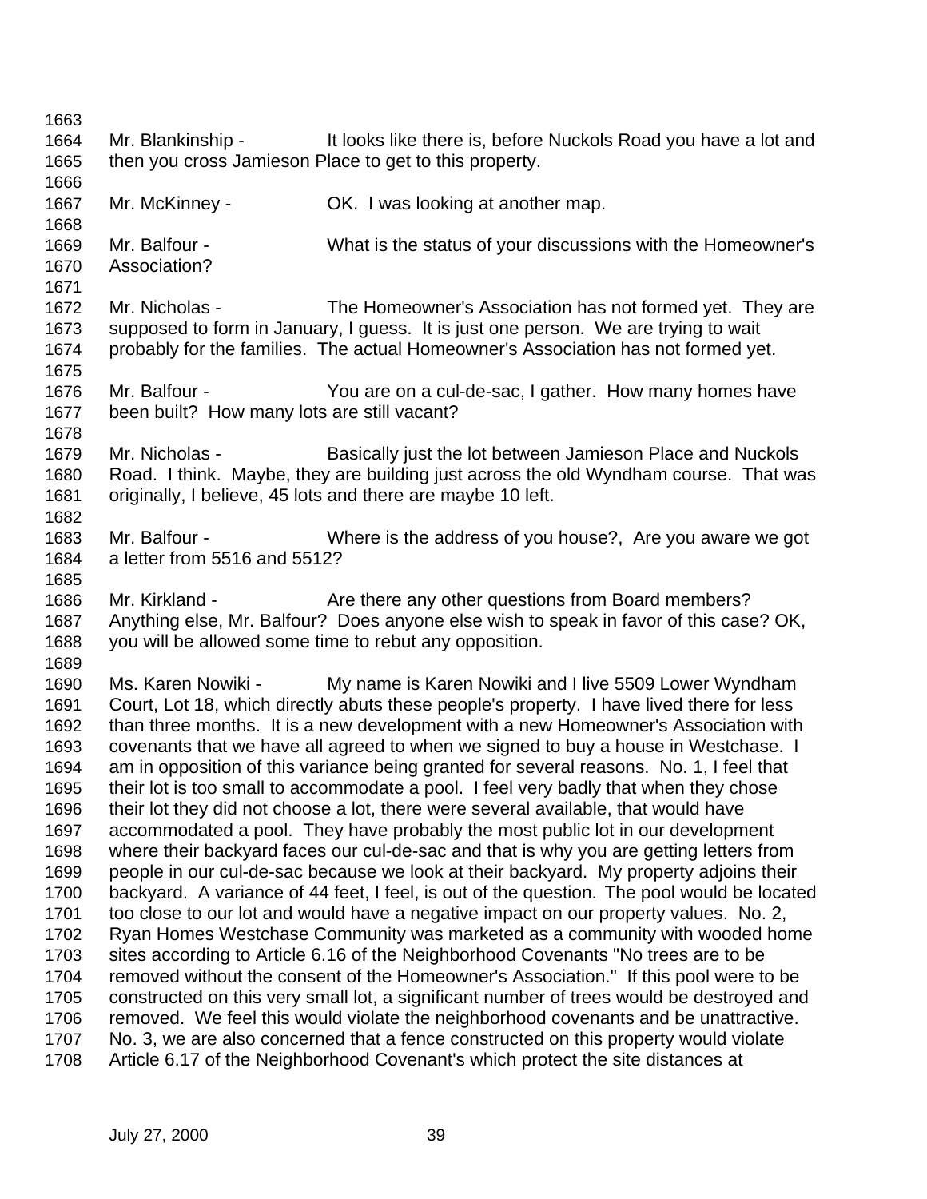Mr. Blankinship - It looks like there is, before Nuckols Road you have a lot and then you cross Jamieson Place to get to this property.

Mr. McKinney - OK. I was looking at another map.

Mr. Balfour - What is the status of your discussions with the Homeowner's Association?

Mr. Nicholas - The Homeowner's Association has not formed yet. They are supposed to form in January, I guess. It is just one person. We are trying to wait probably for the families. The actual Homeowner's Association has not formed yet.

Mr. Balfour - You are on a cul-de-sac, I gather. How many homes have been built? How many lots are still vacant?

Mr. Nicholas - Basically just the lot between Jamieson Place and Nuckols Road. I think. Maybe, they are building just across the old Wyndham course. That was originally, I believe, 45 lots and there are maybe 10 left.

Mr. Balfour - Where is the address of you house?, Are you aware we got a letter from 5516 and 5512?

Mr. Kirkland - Are there any other questions from Board members? Anything else, Mr. Balfour? Does anyone else wish to speak in favor of this case? OK, you will be allowed some time to rebut any opposition.

Ms. Karen Nowiki - My name is Karen Nowiki and I live 5509 Lower Wyndham Court, Lot 18, which directly abuts these people's property. I have lived there for less than three months. It is a new development with a new Homeowner's Association with covenants that we have all agreed to when we signed to buy a house in Westchase. I am in opposition of this variance being granted for several reasons. No. 1, I feel that their lot is too small to accommodate a pool. I feel very badly that when they chose their lot they did not choose a lot, there were several available, that would have accommodated a pool. They have probably the most public lot in our development where their backyard faces our cul-de-sac and that is why you are getting letters from people in our cul-de-sac because we look at their backyard. My property adjoins their backyard. A variance of 44 feet, I feel, is out of the question. The pool would be located too close to our lot and would have a negative impact on our property values. No. 2, Ryan Homes Westchase Community was marketed as a community with wooded home sites according to Article 6.16 of the Neighborhood Covenants "No trees are to be removed without the consent of the Homeowner's Association." If this pool were to be constructed on this very small lot, a significant number of trees would be destroyed and removed. We feel this would violate the neighborhood covenants and be unattractive. No. 3, we are also concerned that a fence constructed on this property would violate Article 6.17 of the Neighborhood Covenant's which protect the site distances at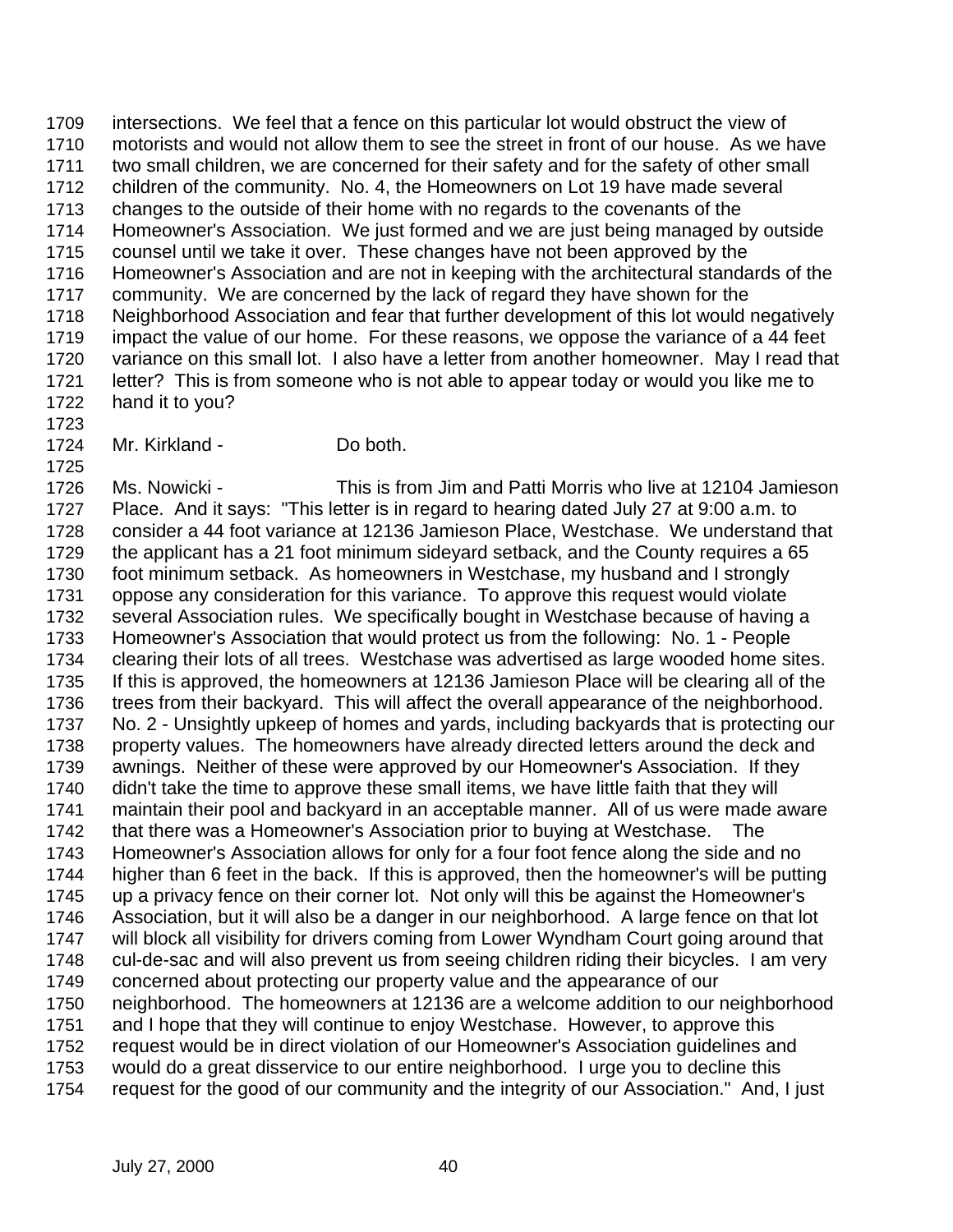1709 intersections. We feel that a fence on this particular lot would obstruct the view of
1710 motorists and would not allow them to see the street in front of our house. As we have
1711 two small children, we are concerned for their safety and for the safety of other small
1712 children of the community. No. 4, the Homeowners on Lot 19 have made several
1713 changes to the outside of their home with no regards to the covenants of the
1714 Homeowner's Association. We just formed and we are just being managed by outside
1715 counsel until we take it over. These changes have not been approved by the
1716 Homeowner's Association and are not in keeping with the architectural standards of the
1717 community. We are concerned by the lack of regard they have shown for the
1718 Neighborhood Association and fear that further development of this lot would negatively
1719 impact the value of our home. For these reasons, we oppose the variance of a 44 feet
1720 variance on this small lot. I also have a letter from another homeowner. May I read that
1721 letter? This is from someone who is not able to appear today or would you like me to
1722 hand it to you?
1723
1724 Mr. Kirkland - Do both.
1725
1726 Ms. Nowicki - This is from Jim and Patti Morris who live at 12104 Jamieson
1727 Place. And it says: "This letter is in regard to hearing dated July 27 at 9:00 a.m. to
1728 consider a 44 foot variance at 12136 Jamieson Place, Westchase. We understand that
1729 the applicant has a 21 foot minimum sideyard setback, and the County requires a 65
1730 foot minimum setback. As homeowners in Westchase, my husband and I strongly
1731 oppose any consideration for this variance. To approve this request would violate
1732 several Association rules. We specifically bought in Westchase because of having a
1733 Homeowner's Association that would protect us from the following: No. 1 - People
1734 clearing their lots of all trees. Westchase was advertised as large wooded home sites.
1735 If this is approved, the homeowners at 12136 Jamieson Place will be clearing all of the
1736 trees from their backyard. This will affect the overall appearance of the neighborhood.
1737 No. 2 - Unsightly upkeep of homes and yards, including backyards that is protecting our
1738 property values. The homeowners have already directed letters around the deck and
1739 awnings. Neither of these were approved by our Homeowner's Association. If they
1740 didn't take the time to approve these small items, we have little faith that they will
1741 maintain their pool and backyard in an acceptable manner. All of us were made aware
1742 that there was a Homeowner's Association prior to buying at Westchase. The
1743 Homeowner's Association allows for only for a four foot fence along the side and no
1744 higher than 6 feet in the back. If this is approved, then the homeowner's will be putting
1745 up a privacy fence on their corner lot. Not only will this be against the Homeowner's
1746 Association, but it will also be a danger in our neighborhood. A large fence on that lot
1747 will block all visibility for drivers coming from Lower Wyndham Court going around that
1748 cul-de-sac and will also prevent us from seeing children riding their bicycles. I am very
1749 concerned about protecting our property value and the appearance of our
1750 neighborhood. The homeowners at 12136 are a welcome addition to our neighborhood
1751 and I hope that they will continue to enjoy Westchase. However, to approve this
1752 request would be in direct violation of our Homeowner's Association guidelines and
1753 would do a great disservice to our entire neighborhood. I urge you to decline this
1754 request for the good of our community and the integrity of our Association." And, I just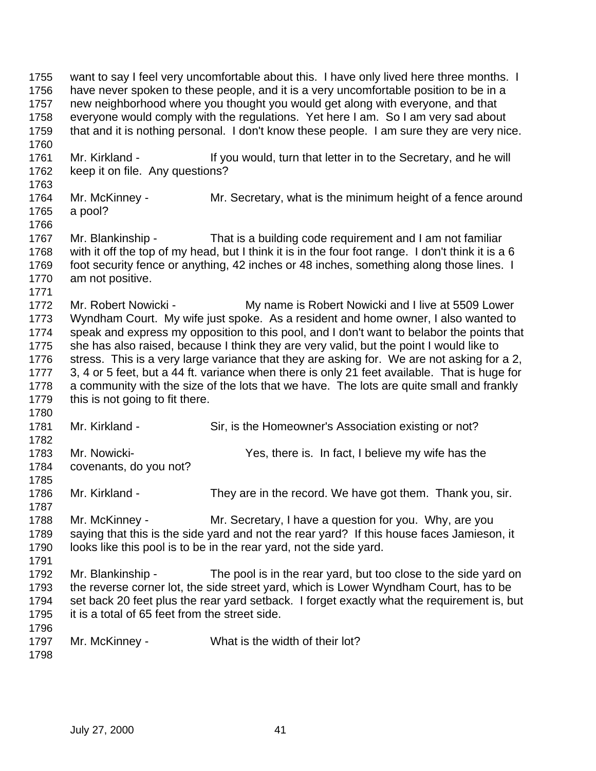1755 want to say I feel very uncomfortable about this. I have only lived here three months. I
1756 have never spoken to these people, and it is a very uncomfortable position to be in a
1757 new neighborhood where you thought you would get along with everyone, and that
1758 everyone would comply with the regulations. Yet here I am. So I am very sad about
1759 that and it is nothing personal. I don't know these people. I am sure they are very nice.
1760
1761 Mr. Kirkland - If you would, turn that letter in to the Secretary, and he will
1762 keep it on file. Any questions?
1763
1764 Mr. McKinney - Mr. Secretary, what is the minimum height of a fence around
1765 a pool?
1766
1767 Mr. Blankinship - That is a building code requirement and I am not familiar
1768 with it off the top of my head, but I think it is in the four foot range. I don't think it is a 6
1769 foot security fence or anything, 42 inches or 48 inches, something along those lines. I
1770 am not positive.
1771
1772 Mr. Robert Nowicki - My name is Robert Nowicki and I live at 5509 Lower
1773 Wyndham Court. My wife just spoke. As a resident and home owner, I also wanted to
1774 speak and express my opposition to this pool, and I don't want to belabor the points that
1775 she has also raised, because I think they are very valid, but the point I would like to
1776 stress. This is a very large variance that they are asking for. We are not asking for a 2,
1777 3, 4 or 5 feet, but a 44 ft. variance when there is only 21 feet available. That is huge for
1778 a community with the size of the lots that we have. The lots are quite small and frankly
1779 this is not going to fit there.
1780
1781 Mr. Kirkland - Sir, is the Homeowner's Association existing or not?
1782
1783 Mr. Nowicki- Yes, there is. In fact, I believe my wife has the
1784 covenants, do you not?
1785
1786 Mr. Kirkland - They are in the record. We have got them. Thank you, sir.
1787
1788 Mr. McKinney - Mr. Secretary, I have a question for you. Why, are you
1789 saying that this is the side yard and not the rear yard? If this house faces Jamieson, it
1790 looks like this pool is to be in the rear yard, not the side yard.
1791
1792 Mr. Blankinship - The pool is in the rear yard, but too close to the side yard on
1793 the reverse corner lot, the side street yard, which is Lower Wyndham Court, has to be
1794 set back 20 feet plus the rear yard setback. I forget exactly what the requirement is, but
1795 it is a total of 65 feet from the street side.
1796
1797 Mr. McKinney - What is the width of their lot?
1798

July 27, 2000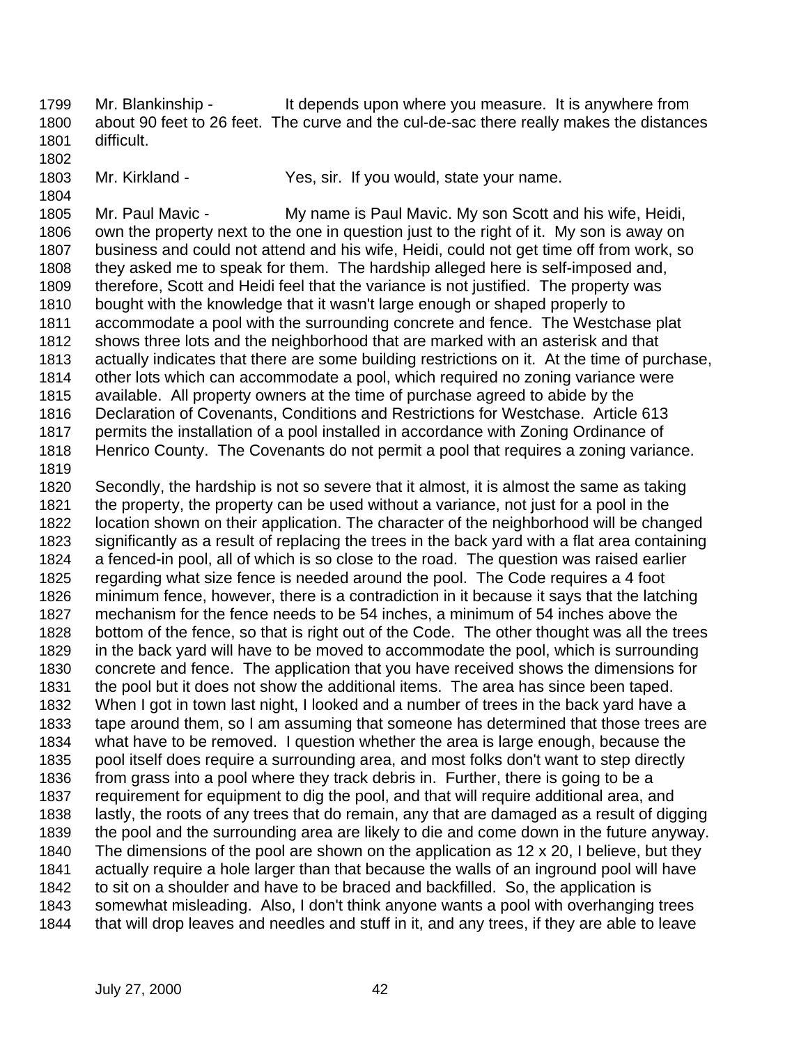Mr. Blankinship - It depends upon where you measure. It is anywhere from about 90 feet to 26 feet. The curve and the cul-de-sac there really makes the distances difficult.

Mr. Kirkland - Yes, sir. If you would, state your name.

Mr. Paul Mavic - My name is Paul Mavic. My son Scott and his wife, Heidi, own the property next to the one in question just to the right of it. My son is away on business and could not attend and his wife, Heidi, could not get time off from work, so they asked me to speak for them. The hardship alleged here is self-imposed and, therefore, Scott and Heidi feel that the variance is not justified. The property was bought with the knowledge that it wasn't large enough or shaped properly to accommodate a pool with the surrounding concrete and fence. The Westchase plat shows three lots and the neighborhood that are marked with an asterisk and that actually indicates that there are some building restrictions on it. At the time of purchase, other lots which can accommodate a pool, which required no zoning variance were available. All property owners at the time of purchase agreed to abide by the Declaration of Covenants, Conditions and Restrictions for Westchase. Article 613 permits the installation of a pool installed in accordance with Zoning Ordinance of Henrico County. The Covenants do not permit a pool that requires a zoning variance.

Secondly, the hardship is not so severe that it almost, it is almost the same as taking the property, the property can be used without a variance, not just for a pool in the location shown on their application. The character of the neighborhood will be changed significantly as a result of replacing the trees in the back yard with a flat area containing a fenced-in pool, all of which is so close to the road. The question was raised earlier regarding what size fence is needed around the pool. The Code requires a 4 foot minimum fence, however, there is a contradiction in it because it says that the latching mechanism for the fence needs to be 54 inches, a minimum of 54 inches above the bottom of the fence, so that is right out of the Code. The other thought was all the trees in the back yard will have to be moved to accommodate the pool, which is surrounding concrete and fence. The application that you have received shows the dimensions for the pool but it does not show the additional items. The area has since been taped. When I got in town last night, I looked and a number of trees in the back yard have a tape around them, so I am assuming that someone has determined that those trees are what have to be removed. I question whether the area is large enough, because the pool itself does require a surrounding area, and most folks don't want to step directly from grass into a pool where they track debris in. Further, there is going to be a requirement for equipment to dig the pool, and that will require additional area, and lastly, the roots of any trees that do remain, any that are damaged as a result of digging the pool and the surrounding area are likely to die and come down in the future anyway. The dimensions of the pool are shown on the application as 12 x 20, I believe, but they actually require a hole larger than that because the walls of an inground pool will have to sit on a shoulder and have to be braced and backfilled. So, the application is somewhat misleading. Also, I don't think anyone wants a pool with overhanging trees that will drop leaves and needles and stuff in it, and any trees, if they are able to leave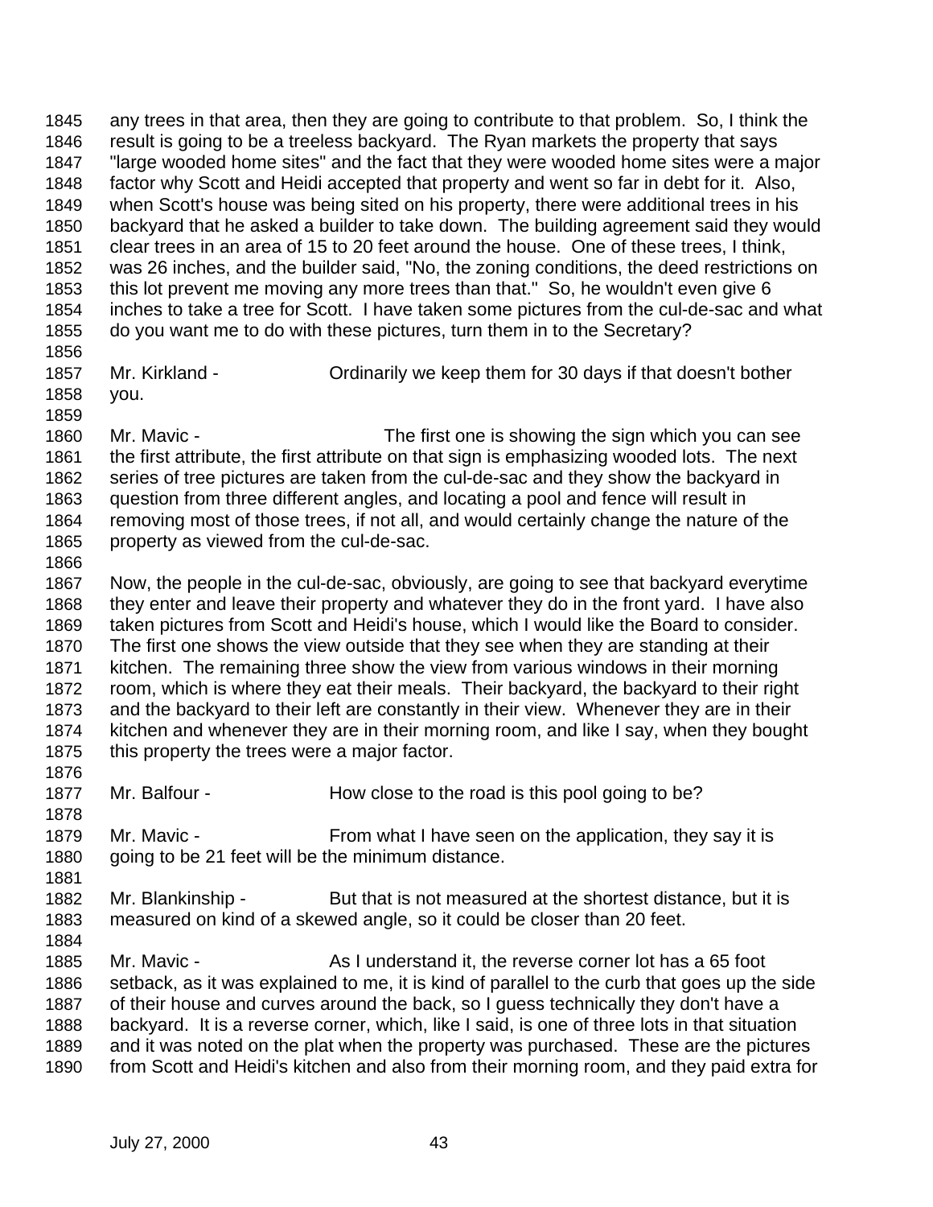any trees in that area, then they are going to contribute to that problem. So, I think the result is going to be a treeless backyard. The Ryan markets the property that says "large wooded home sites" and the fact that they were wooded home sites were a major factor why Scott and Heidi accepted that property and went so far in debt for it. Also, when Scott's house was being sited on his property, there were additional trees in his backyard that he asked a builder to take down. The building agreement said they would clear trees in an area of 15 to 20 feet around the house. One of these trees, I think, was 26 inches, and the builder said, "No, the zoning conditions, the deed restrictions on this lot prevent me moving any more trees than that." So, he wouldn't even give 6 inches to take a tree for Scott. I have taken some pictures from the cul-de-sac and what do you want me to do with these pictures, turn them in to the Secretary?

Mr. Kirkland - Ordinarily we keep them for 30 days if that doesn't bother you.

Mr. Mavic - The first one is showing the sign which you can see the first attribute, the first attribute on that sign is emphasizing wooded lots. The next series of tree pictures are taken from the cul-de-sac and they show the backyard in question from three different angles, and locating a pool and fence will result in removing most of those trees, if not all, and would certainly change the nature of the property as viewed from the cul-de-sac.

Now, the people in the cul-de-sac, obviously, are going to see that backyard everytime they enter and leave their property and whatever they do in the front yard. I have also taken pictures from Scott and Heidi's house, which I would like the Board to consider. The first one shows the view outside that they see when they are standing at their kitchen. The remaining three show the view from various windows in their morning room, which is where they eat their meals. Their backyard, the backyard to their right and the backyard to their left are constantly in their view. Whenever they are in their kitchen and whenever they are in their morning room, and like I say, when they bought this property the trees were a major factor.

Mr. Balfour - How close to the road is this pool going to be?

Mr. Mavic - From what I have seen on the application, they say it is going to be 21 feet will be the minimum distance.

Mr. Blankinship - But that is not measured at the shortest distance, but it is measured on kind of a skewed angle, so it could be closer than 20 feet.

Mr. Mavic - As I understand it, the reverse corner lot has a 65 foot setback, as it was explained to me, it is kind of parallel to the curb that goes up the side of their house and curves around the back, so I guess technically they don't have a backyard. It is a reverse corner, which, like I said, is one of three lots in that situation and it was noted on the plat when the property was purchased. These are the pictures from Scott and Heidi's kitchen and also from their morning room, and they paid extra for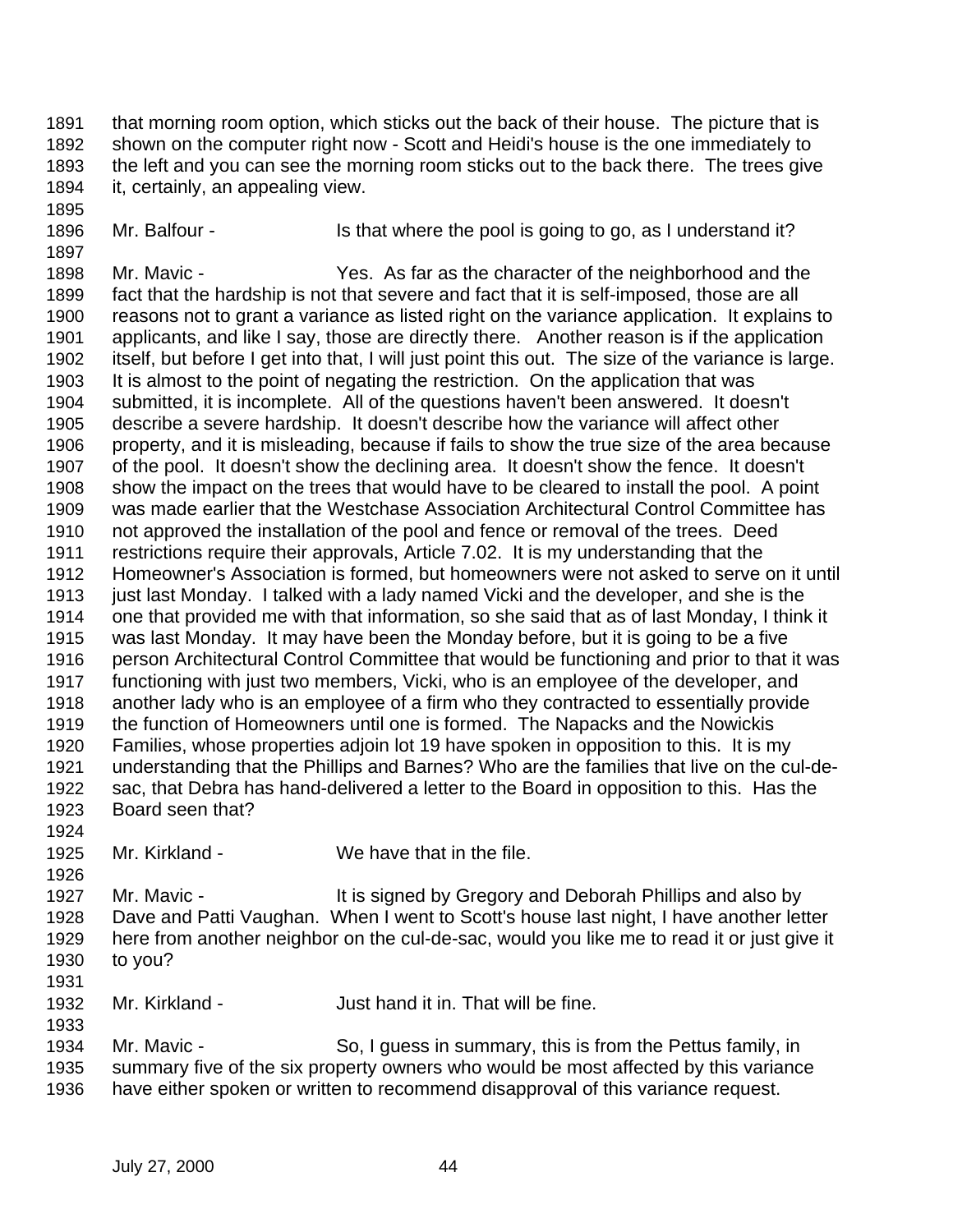that morning room option, which sticks out the back of their house. The picture that is shown on the computer right now - Scott and Heidi's house is the one immediately to the left and you can see the morning room sticks out to the back there. The trees give it, certainly, an appealing view.

Mr. Balfour - Is that where the pool is going to go, as I understand it?

Mr. Mavic - Yes. As far as the character of the neighborhood and the fact that the hardship is not that severe and fact that it is self-imposed, those are all reasons not to grant a variance as listed right on the variance application. It explains to applicants, and like I say, those are directly there. Another reason is if the application itself, but before I get into that, I will just point this out. The size of the variance is large. It is almost to the point of negating the restriction. On the application that was submitted, it is incomplete. All of the questions haven't been answered. It doesn't describe a severe hardship. It doesn't describe how the variance will affect other property, and it is misleading, because if fails to show the true size of the area because of the pool. It doesn't show the declining area. It doesn't show the fence. It doesn't show the impact on the trees that would have to be cleared to install the pool. A point was made earlier that the Westchase Association Architectural Control Committee has not approved the installation of the pool and fence or removal of the trees. Deed restrictions require their approvals, Article 7.02. It is my understanding that the Homeowner's Association is formed, but homeowners were not asked to serve on it until just last Monday. I talked with a lady named Vicki and the developer, and she is the one that provided me with that information, so she said that as of last Monday, I think it was last Monday. It may have been the Monday before, but it is going to be a five person Architectural Control Committee that would be functioning and prior to that it was functioning with just two members, Vicki, who is an employee of the developer, and another lady who is an employee of a firm who they contracted to essentially provide the function of Homeowners until one is formed. The Napacks and the Nowickis Families, whose properties adjoin lot 19 have spoken in opposition to this. It is my understanding that the Phillips and Barnes? Who are the families that live on the cul-de-sac, that Debra has hand-delivered a letter to the Board in opposition to this. Has the Board seen that?

Mr. Kirkland - We have that in the file.

Mr. Mavic - It is signed by Gregory and Deborah Phillips and also by Dave and Patti Vaughan. When I went to Scott's house last night, I have another letter here from another neighbor on the cul-de-sac, would you like me to read it or just give it to you?

Mr. Kirkland - Just hand it in. That will be fine.

Mr. Mavic - So, I guess in summary, this is from the Pettus family, in summary five of the six property owners who would be most affected by this variance have either spoken or written to recommend disapproval of this variance request.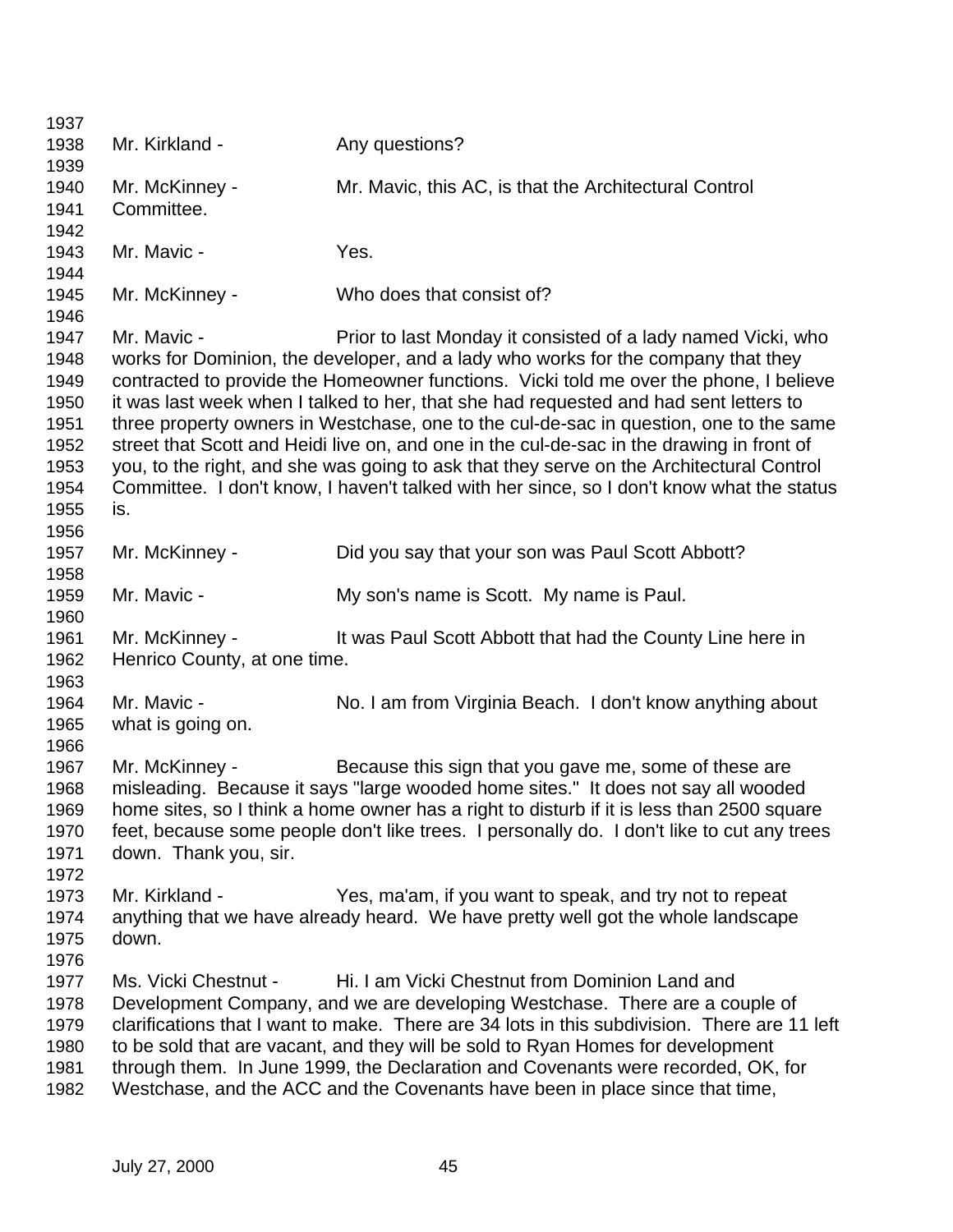Mr. Kirkland - Any questions?

Mr. McKinney - Mr. Mavic, this AC, is that the Architectural Control Committee.

Mr. Mavic - Yes.

Mr. McKinney - Who does that consist of?

Mr. Mavic - Prior to last Monday it consisted of a lady named Vicki, who works for Dominion, the developer, and a lady who works for the company that they contracted to provide the Homeowner functions. Vicki told me over the phone, I believe it was last week when I talked to her, that she had requested and had sent letters to three property owners in Westchase, one to the cul-de-sac in question, one to the same street that Scott and Heidi live on, and one in the cul-de-sac in the drawing in front of you, to the right, and she was going to ask that they serve on the Architectural Control Committee. I don't know, I haven't talked with her since, so I don't know what the status is.

Mr. McKinney - Did you say that your son was Paul Scott Abbott?

Mr. Mavic - My son's name is Scott. My name is Paul.

Mr. McKinney - It was Paul Scott Abbott that had the County Line here in Henrico County, at one time.

Mr. Mavic - No. I am from Virginia Beach. I don't know anything about what is going on.

Mr. McKinney - Because this sign that you gave me, some of these are misleading. Because it says "large wooded home sites." It does not say all wooded home sites, so I think a home owner has a right to disturb if it is less than 2500 square feet, because some people don't like trees. I personally do. I don't like to cut any trees down. Thank you, sir.

Mr. Kirkland - Yes, ma'am, if you want to speak, and try not to repeat anything that we have already heard. We have pretty well got the whole landscape down.

Ms. Vicki Chestnut - Hi. I am Vicki Chestnut from Dominion Land and Development Company, and we are developing Westchase. There are a couple of clarifications that I want to make. There are 34 lots in this subdivision. There are 11 left to be sold that are vacant, and they will be sold to Ryan Homes for development through them. In June 1999, the Declaration and Covenants were recorded, OK, for Westchase, and the ACC and the Covenants have been in place since that time,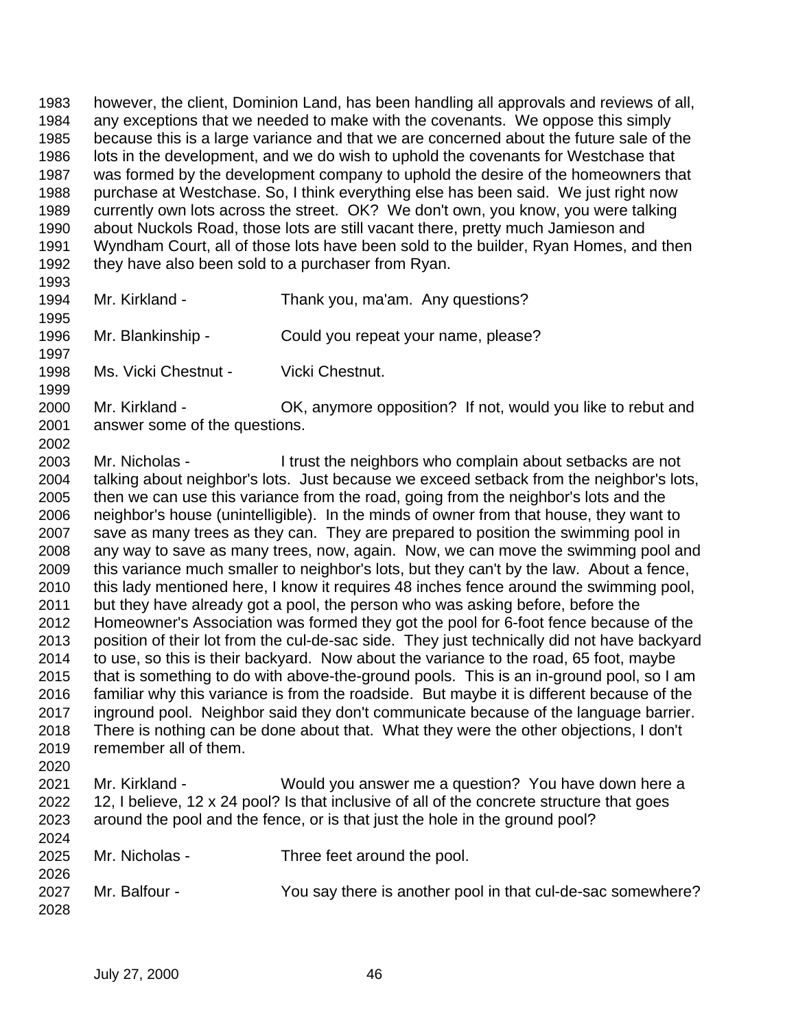however, the client, Dominion Land, has been handling all approvals and reviews of all, any exceptions that we needed to make with the covenants. We oppose this simply because this is a large variance and that we are concerned about the future sale of the lots in the development, and we do wish to uphold the covenants for Westchase that was formed by the development company to uphold the desire of the homeowners that purchase at Westchase. So, I think everything else has been said. We just right now currently own lots across the street. OK? We don't own, you know, you were talking about Nuckols Road, those lots are still vacant there, pretty much Jamieson and Wyndham Court, all of those lots have been sold to the builder, Ryan Homes, and then they have also been sold to a purchaser from Ryan.

Mr. Kirkland - Thank you, ma'am. Any questions?

Mr. Blankinship - Could you repeat your name, please?

Ms. Vicki Chestnut - Vicki Chestnut.

Mr. Kirkland - OK, anymore opposition? If not, would you like to rebut and answer some of the questions.

Mr. Nicholas - I trust the neighbors who complain about setbacks are not talking about neighbor's lots. Just because we exceed setback from the neighbor's lots, then we can use this variance from the road, going from the neighbor's lots and the neighbor's house (unintelligible). In the minds of owner from that house, they want to save as many trees as they can. They are prepared to position the swimming pool in any way to save as many trees, now, again. Now, we can move the swimming pool and this variance much smaller to neighbor's lots, but they can't by the law. About a fence, this lady mentioned here, I know it requires 48 inches fence around the swimming pool, but they have already got a pool, the person who was asking before, before the Homeowner's Association was formed they got the pool for 6-foot fence because of the position of their lot from the cul-de-sac side. They just technically did not have backyard to use, so this is their backyard. Now about the variance to the road, 65 foot, maybe that is something to do with above-the-ground pools. This is an in-ground pool, so I am familiar why this variance is from the roadside. But maybe it is different because of the inground pool. Neighbor said they don't communicate because of the language barrier. There is nothing can be done about that. What they were the other objections, I don't remember all of them.

Mr. Kirkland - Would you answer me a question? You have down here a 12, I believe, 12 x 24 pool? Is that inclusive of all of the concrete structure that goes around the pool and the fence, or is that just the hole in the ground pool?

Mr. Nicholas - Three feet around the pool.

Mr. Balfour - You say there is another pool in that cul-de-sac somewhere?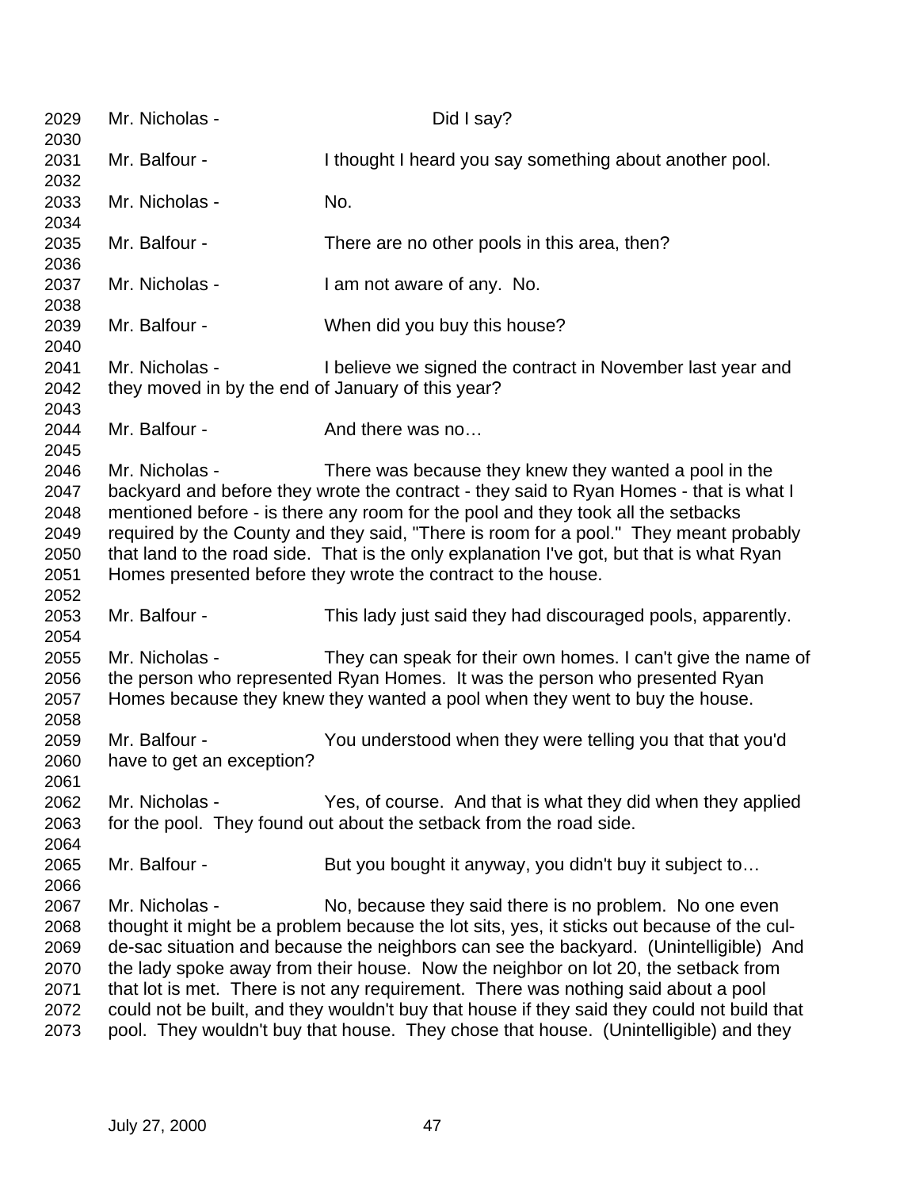2029 Mr. Nicholas - Did I say?
2030
2031 Mr. Balfour - I thought I heard you say something about another pool.
2032
2033 Mr. Nicholas - No.
2034
2035 Mr. Balfour - There are no other pools in this area, then?
2036
2037 Mr. Nicholas - I am not aware of any. No.
2038
2039 Mr. Balfour - When did you buy this house?
2040
2041 Mr. Nicholas - I believe we signed the contract in November last year and
2042 they moved in by the end of January of this year?
2043
2044 Mr. Balfour - And there was no…
2045
2046 Mr. Nicholas - There was because they knew they wanted a pool in the
2047 backyard and before they wrote the contract - they said to Ryan Homes - that is what I
2048 mentioned before - is there any room for the pool and they took all the setbacks
2049 required by the County and they said, "There is room for a pool." They meant probably
2050 that land to the road side. That is the only explanation I've got, but that is what Ryan
2051 Homes presented before they wrote the contract to the house.
2052
2053 Mr. Balfour - This lady just said they had discouraged pools, apparently.
2054
2055 Mr. Nicholas - They can speak for their own homes. I can't give the name of
2056 the person who represented Ryan Homes. It was the person who presented Ryan
2057 Homes because they knew they wanted a pool when they went to buy the house.
2058
2059 Mr. Balfour - You understood when they were telling you that that you'd
2060 have to get an exception?
2061
2062 Mr. Nicholas - Yes, of course. And that is what they did when they applied
2063 for the pool. They found out about the setback from the road side.
2064
2065 Mr. Balfour - But you bought it anyway, you didn't buy it subject to…
2066
2067 Mr. Nicholas - No, because they said there is no problem. No one even
2068 thought it might be a problem because the lot sits, yes, it sticks out because of the cul-
2069 de-sac situation and because the neighbors can see the backyard. (Unintelligible) And
2070 the lady spoke away from their house. Now the neighbor on lot 20, the setback from
2071 that lot is met. There is not any requirement. There was nothing said about a pool
2072 could not be built, and they wouldn't buy that house if they said they could not build that
2073 pool. They wouldn't buy that house. They chose that house. (Unintelligible) and they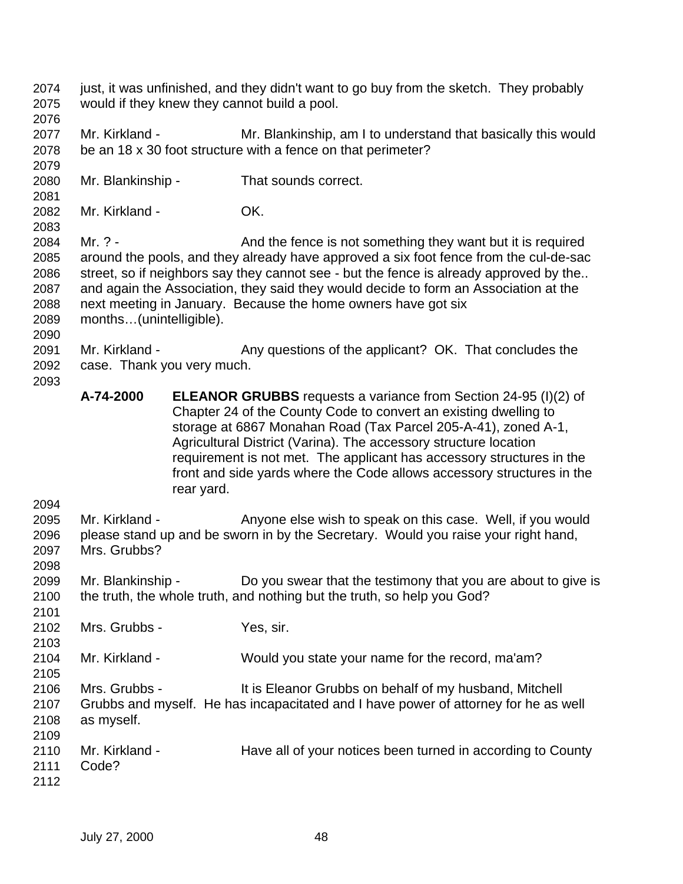just, it was unfinished, and they didn't want to go buy from the sketch. They probably would if they knew they cannot build a pool.

Mr. Kirkland - Mr. Blankinship, am I to understand that basically this would be an 18 x 30 foot structure with a fence on that perimeter?

Mr. Blankinship - That sounds correct.

Mr. Kirkland - OK.

Mr. ? - And the fence is not something they want but it is required around the pools, and they already have approved a six foot fence from the cul-de-sac street, so if neighbors say they cannot see - but the fence is already approved by the.. and again the Association, they said they would decide to form an Association at the next meeting in January. Because the home owners have got six months…(unintelligible).

Mr. Kirkland - Any questions of the applicant? OK. That concludes the case. Thank you very much.

**A-74-2000** **ELEANOR GRUBBS** requests a variance from Section 24-95 (I)(2) of Chapter 24 of the County Code to convert an existing dwelling to storage at 6867 Monahan Road (Tax Parcel 205-A-41), zoned A-1, Agricultural District (Varina). The accessory structure location requirement is not met. The applicant has accessory structures in the front and side yards where the Code allows accessory structures in the rear yard.

Mr. Kirkland - Anyone else wish to speak on this case. Well, if you would please stand up and be sworn in by the Secretary. Would you raise your right hand, Mrs. Grubbs?

Mr. Blankinship - Do you swear that the testimony that you are about to give is the truth, the whole truth, and nothing but the truth, so help you God?

Mrs. Grubbs - Yes, sir.

Mr. Kirkland - Would you state your name for the record, ma'am?

Mrs. Grubbs - It is Eleanor Grubbs on behalf of my husband, Mitchell Grubbs and myself. He has incapacitated and I have power of attorney for he as well as myself.

Mr. Kirkland - Have all of your notices been turned in according to County Code?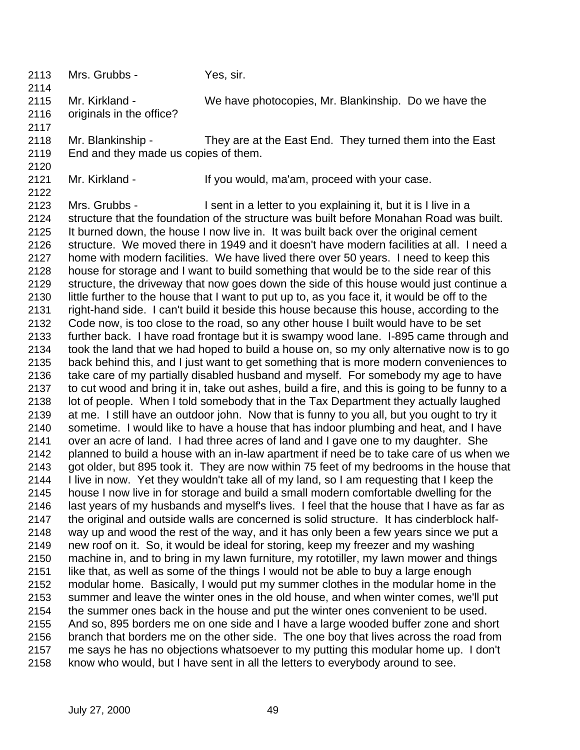2113 Mrs. Grubbs - Yes, sir.

2114

2115 Mr. Kirkland - We have photocopies, Mr. Blankinship. Do we have the
2116 originals in the office?

2117

2118 Mr. Blankinship - They are at the East End. They turned them into the East
2119 End and they made us copies of them.

2120

2121 Mr. Kirkland - If you would, ma'am, proceed with your case.

2122

2123 Mrs. Grubbs - I sent in a letter to you explaining it, but it is I live in a
2124 structure that the foundation of the structure was built before Monahan Road was built.
2125 It burned down, the house I now live in. It was built back over the original cement
2126 structure. We moved there in 1949 and it doesn't have modern facilities at all. I need a
2127 home with modern facilities. We have lived there over 50 years. I need to keep this
2128 house for storage and I want to build something that would be to the side rear of this
2129 structure, the driveway that now goes down the side of this house would just continue a
2130 little further to the house that I want to put up to, as you face it, it would be off to the
2131 right-hand side. I can't build it beside this house because this house, according to the
2132 Code now, is too close to the road, so any other house I built would have to be set
2133 further back. I have road frontage but it is swampy wood lane. I-895 came through and
2134 took the land that we had hoped to build a house on, so my only alternative now is to go
2135 back behind this, and I just want to get something that is more modern conveniences to
2136 take care of my partially disabled husband and myself. For somebody my age to have
2137 to cut wood and bring it in, take out ashes, build a fire, and this is going to be funny to a
2138 lot of people. When I told somebody that in the Tax Department they actually laughed
2139 at me. I still have an outdoor john. Now that is funny to you all, but you ought to try it
2140 sometime. I would like to have a house that has indoor plumbing and heat, and I have
2141 over an acre of land. I had three acres of land and I gave one to my daughter. She
2142 planned to build a house with an in-law apartment if need be to take care of us when we
2143 got older, but 895 took it. They are now within 75 feet of my bedrooms in the house that
2144 I live in now. Yet they wouldn't take all of my land, so I am requesting that I keep the
2145 house I now live in for storage and build a small modern comfortable dwelling for the
2146 last years of my husbands and myself's lives. I feel that the house that I have as far as
2147 the original and outside walls are concerned is solid structure. It has cinderblock half-
2148 way up and wood the rest of the way, and it has only been a few years since we put a
2149 new roof on it. So, it would be ideal for storing, keep my freezer and my washing
2150 machine in, and to bring in my lawn furniture, my rototiller, my lawn mower and things
2151 like that, as well as some of the things I would not be able to buy a large enough
2152 modular home. Basically, I would put my summer clothes in the modular home in the
2153 summer and leave the winter ones in the old house, and when winter comes, we'll put
2154 the summer ones back in the house and put the winter ones convenient to be used.
2155 And so, 895 borders me on one side and I have a large wooded buffer zone and short
2156 branch that borders me on the other side. The one boy that lives across the road from
2157 me says he has no objections whatsoever to my putting this modular home up. I don't
2158 know who would, but I have sent in all the letters to everybody around to see.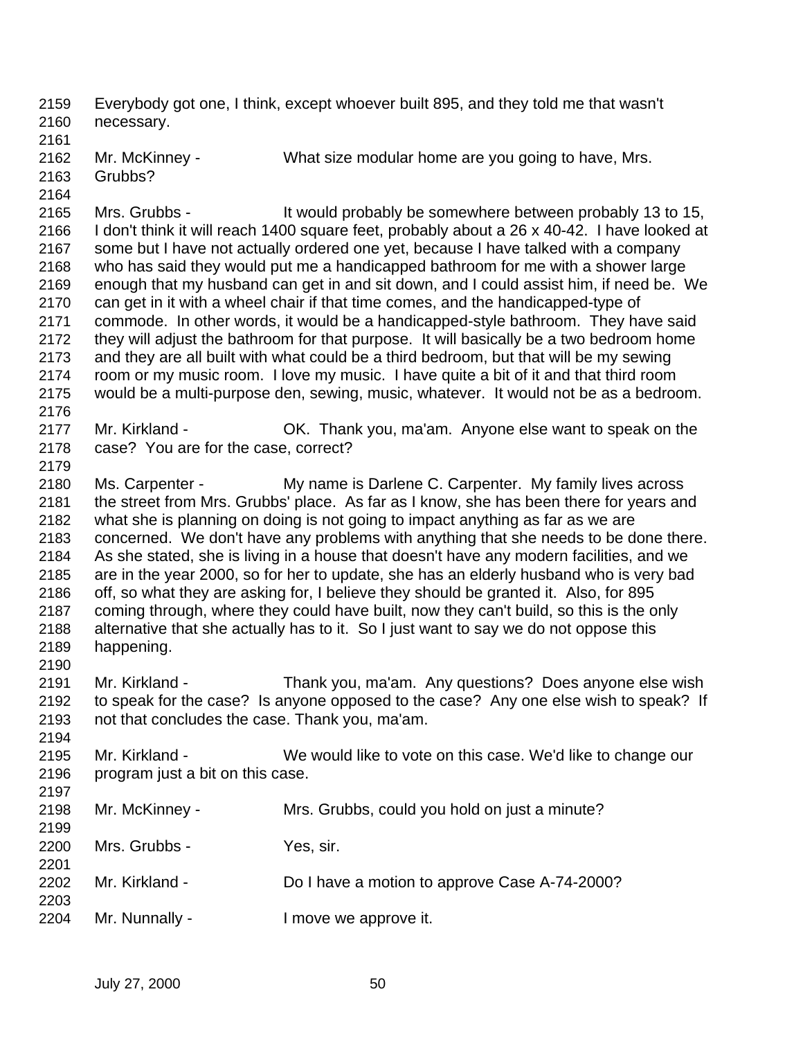Everybody got one, I think, except whoever built 895, and they told me that wasn't necessary.

Mr. McKinney - What size modular home are you going to have, Mrs. Grubbs?

Mrs. Grubbs - It would probably be somewhere between probably 13 to 15, I don't think it will reach 1400 square feet, probably about a 26 x 40-42. I have looked at some but I have not actually ordered one yet, because I have talked with a company who has said they would put me a handicapped bathroom for me with a shower large enough that my husband can get in and sit down, and I could assist him, if need be. We can get in it with a wheel chair if that time comes, and the handicapped-type of commode. In other words, it would be a handicapped-style bathroom. They have said they will adjust the bathroom for that purpose. It will basically be a two bedroom home and they are all built with what could be a third bedroom, but that will be my sewing room or my music room. I love my music. I have quite a bit of it and that third room would be a multi-purpose den, sewing, music, whatever. It would not be as a bedroom.

Mr. Kirkland - OK. Thank you, ma'am. Anyone else want to speak on the case? You are for the case, correct?

Ms. Carpenter - My name is Darlene C. Carpenter. My family lives across the street from Mrs. Grubbs' place. As far as I know, she has been there for years and what she is planning on doing is not going to impact anything as far as we are concerned. We don't have any problems with anything that she needs to be done there. As she stated, she is living in a house that doesn't have any modern facilities, and we are in the year 2000, so for her to update, she has an elderly husband who is very bad off, so what they are asking for, I believe they should be granted it. Also, for 895 coming through, where they could have built, now they can't build, so this is the only alternative that she actually has to it. So I just want to say we do not oppose this happening.

Mr. Kirkland - Thank you, ma'am. Any questions? Does anyone else wish to speak for the case? Is anyone opposed to the case? Any one else wish to speak? If not that concludes the case. Thank you, ma'am.

Mr. Kirkland - We would like to vote on this case. We'd like to change our program just a bit on this case.

Mr. McKinney - Mrs. Grubbs, could you hold on just a minute?

Mrs. Grubbs - Yes, sir.

Mr. Kirkland - Do I have a motion to approve Case A-74-2000?

Mr. Nunnally - I move we approve it.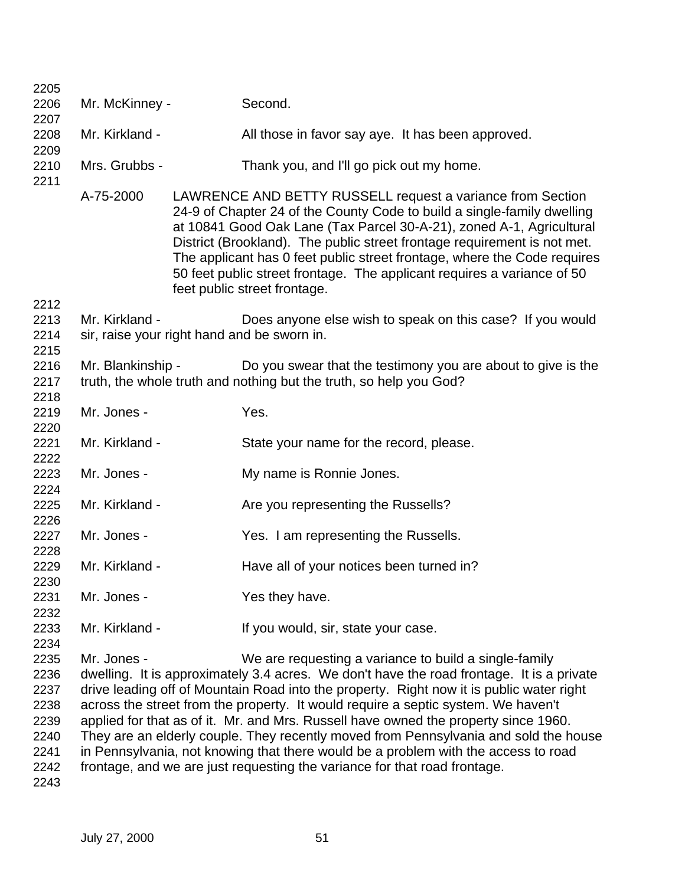Mr. McKinney - Second.

Mr. Kirkland - All those in favor say aye. It has been approved.

Mrs. Grubbs - Thank you, and I'll go pick out my home.

A-75-2000 LAWRENCE AND BETTY RUSSELL request a variance from Section 24-9 of Chapter 24 of the County Code to build a single-family dwelling at 10841 Good Oak Lane (Tax Parcel 30-A-21), zoned A-1, Agricultural District (Brookland). The public street frontage requirement is not met. The applicant has 0 feet public street frontage, where the Code requires 50 feet public street frontage. The applicant requires a variance of 50 feet public street frontage.

Mr. Kirkland - Does anyone else wish to speak on this case? If you would sir, raise your right hand and be sworn in.

Mr. Blankinship - Do you swear that the testimony you are about to give is the truth, the whole truth and nothing but the truth, so help you God?

Mr. Jones - Yes.

Mr. Kirkland - State your name for the record, please.

Mr. Jones - My name is Ronnie Jones.

Mr. Kirkland - Are you representing the Russells?

Mr. Jones - Yes. I am representing the Russells.

Mr. Kirkland - Have all of your notices been turned in?

Mr. Jones - Yes they have.

Mr. Kirkland - If you would, sir, state your case.

Mr. Jones - We are requesting a variance to build a single-family dwelling. It is approximately 3.4 acres. We don't have the road frontage. It is a private drive leading off of Mountain Road into the property. Right now it is public water right across the street from the property. It would require a septic system. We haven't applied for that as of it. Mr. and Mrs. Russell have owned the property since 1960. They are an elderly couple. They recently moved from Pennsylvania and sold the house in Pennsylvania, not knowing that there would be a problem with the access to road frontage, and we are just requesting the variance for that road frontage.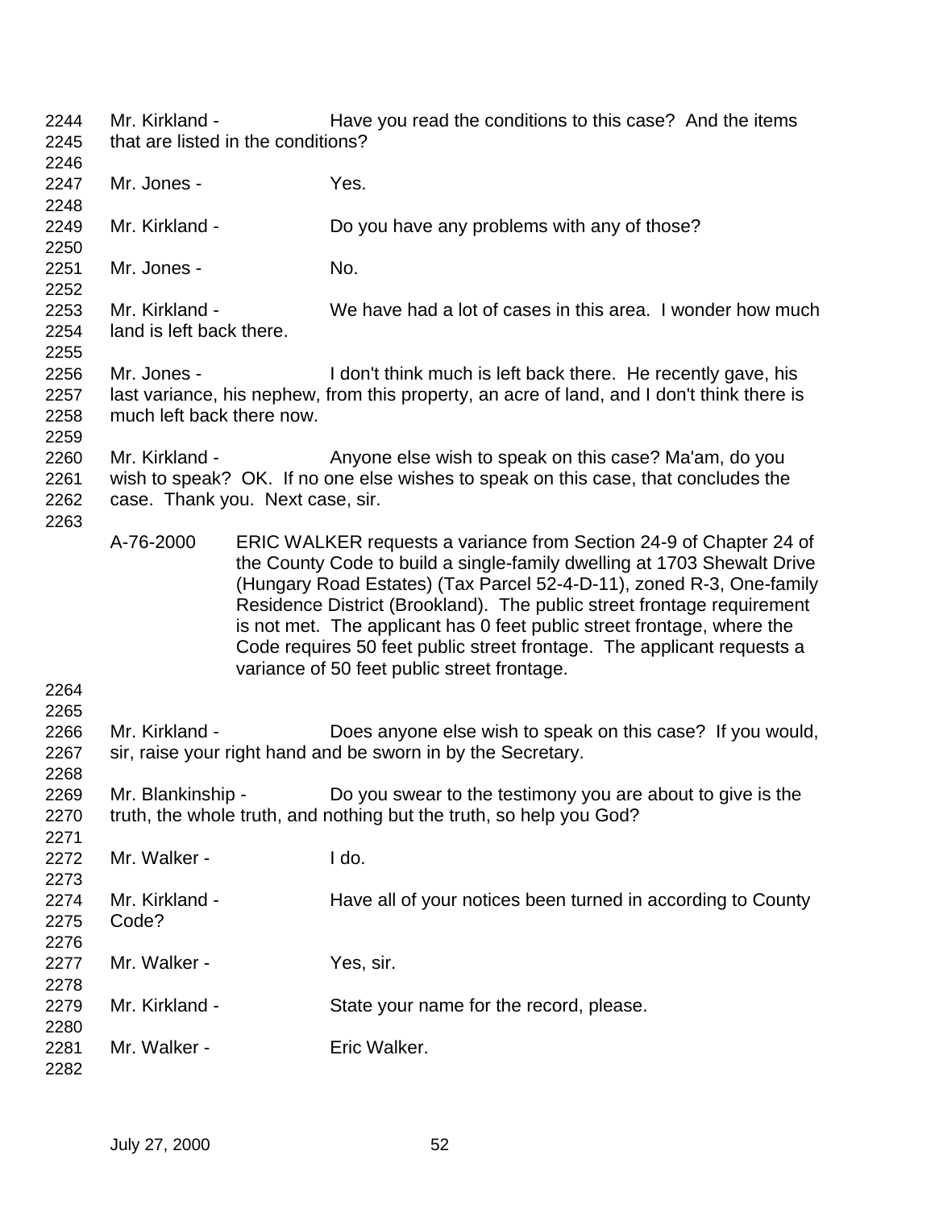Mr. Kirkland - Have you read the conditions to this case? And the items that are listed in the conditions?

Mr. Jones - Yes.

Mr. Kirkland - Do you have any problems with any of those?

Mr. Jones - No.

Mr. Kirkland - We have had a lot of cases in this area. I wonder how much land is left back there.

Mr. Jones - I don't think much is left back there. He recently gave, his last variance, his nephew, from this property, an acre of land, and I don't think there is much left back there now.

Mr. Kirkland - Anyone else wish to speak on this case? Ma'am, do you wish to speak? OK. If no one else wishes to speak on this case, that concludes the case. Thank you. Next case, sir.

A-76-2000 ERIC WALKER requests a variance from Section 24-9 of Chapter 24 of the County Code to build a single-family dwelling at 1703 Shewalt Drive (Hungary Road Estates) (Tax Parcel 52-4-D-11), zoned R-3, One-family Residence District (Brookland). The public street frontage requirement is not met. The applicant has 0 feet public street frontage, where the Code requires 50 feet public street frontage. The applicant requests a variance of 50 feet public street frontage.

Mr. Kirkland - Does anyone else wish to speak on this case? If you would, sir, raise your right hand and be sworn in by the Secretary.

Mr. Blankinship - Do you swear to the testimony you are about to give is the truth, the whole truth, and nothing but the truth, so help you God?

Mr. Walker - I do.

Mr. Kirkland - Have all of your notices been turned in according to County Code?

Mr. Walker - Yes, sir.

Mr. Kirkland - State your name for the record, please.

Mr. Walker - Eric Walker.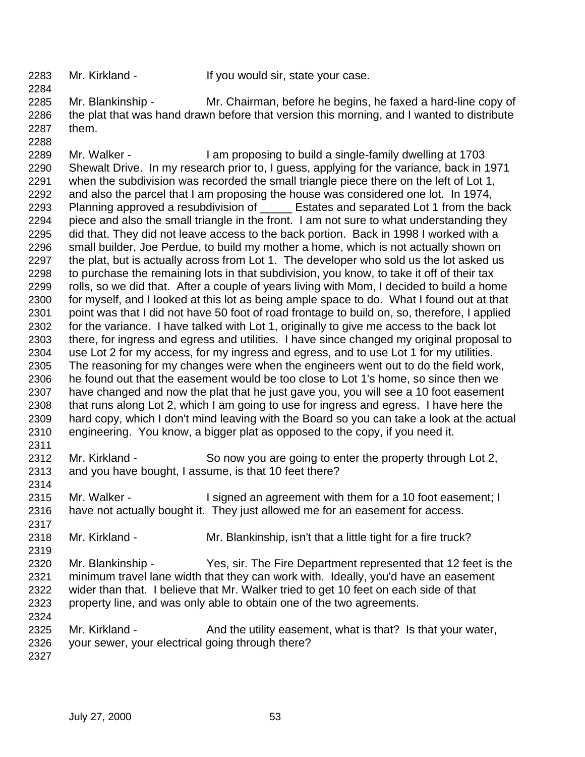Mr. Kirkland - If you would sir, state your case.

Mr. Blankinship - Mr. Chairman, before he begins, he faxed a hard-line copy of the plat that was hand drawn before that version this morning, and I wanted to distribute them.

Mr. Walker - I am proposing to build a single-family dwelling at 1703 Shewalt Drive. In my research prior to, I guess, applying for the variance, back in 1971 when the subdivision was recorded the small triangle piece there on the left of Lot 1, and also the parcel that I am proposing the house was considered one lot. In 1974, Planning approved a resubdivision of _____ Estates and separated Lot 1 from the back piece and also the small triangle in the front. I am not sure to what understanding they did that. They did not leave access to the back portion. Back in 1998 I worked with a small builder, Joe Perdue, to build my mother a home, which is not actually shown on the plat, but is actually across from Lot 1. The developer who sold us the lot asked us to purchase the remaining lots in that subdivision, you know, to take it off of their tax rolls, so we did that. After a couple of years living with Mom, I decided to build a home for myself, and I looked at this lot as being ample space to do. What I found out at that point was that I did not have 50 foot of road frontage to build on, so, therefore, I applied for the variance. I have talked with Lot 1, originally to give me access to the back lot there, for ingress and egress and utilities. I have since changed my original proposal to use Lot 2 for my access, for my ingress and egress, and to use Lot 1 for my utilities. The reasoning for my changes were when the engineers went out to do the field work, he found out that the easement would be too close to Lot 1's home, so since then we have changed and now the plat that he just gave you, you will see a 10 foot easement that runs along Lot 2, which I am going to use for ingress and egress. I have here the hard copy, which I don't mind leaving with the Board so you can take a look at the actual engineering. You know, a bigger plat as opposed to the copy, if you need it.

Mr. Kirkland - So now you are going to enter the property through Lot 2, and you have bought, I assume, is that 10 feet there?

Mr. Walker - I signed an agreement with them for a 10 foot easement; I have not actually bought it. They just allowed me for an easement for access.

Mr. Kirkland - Mr. Blankinship, isn't that a little tight for a fire truck?

Mr. Blankinship - Yes, sir. The Fire Department represented that 12 feet is the minimum travel lane width that they can work with. Ideally, you'd have an easement wider than that. I believe that Mr. Walker tried to get 10 feet on each side of that property line, and was only able to obtain one of the two agreements.

Mr. Kirkland - And the utility easement, what is that? Is that your water, your sewer, your electrical going through there?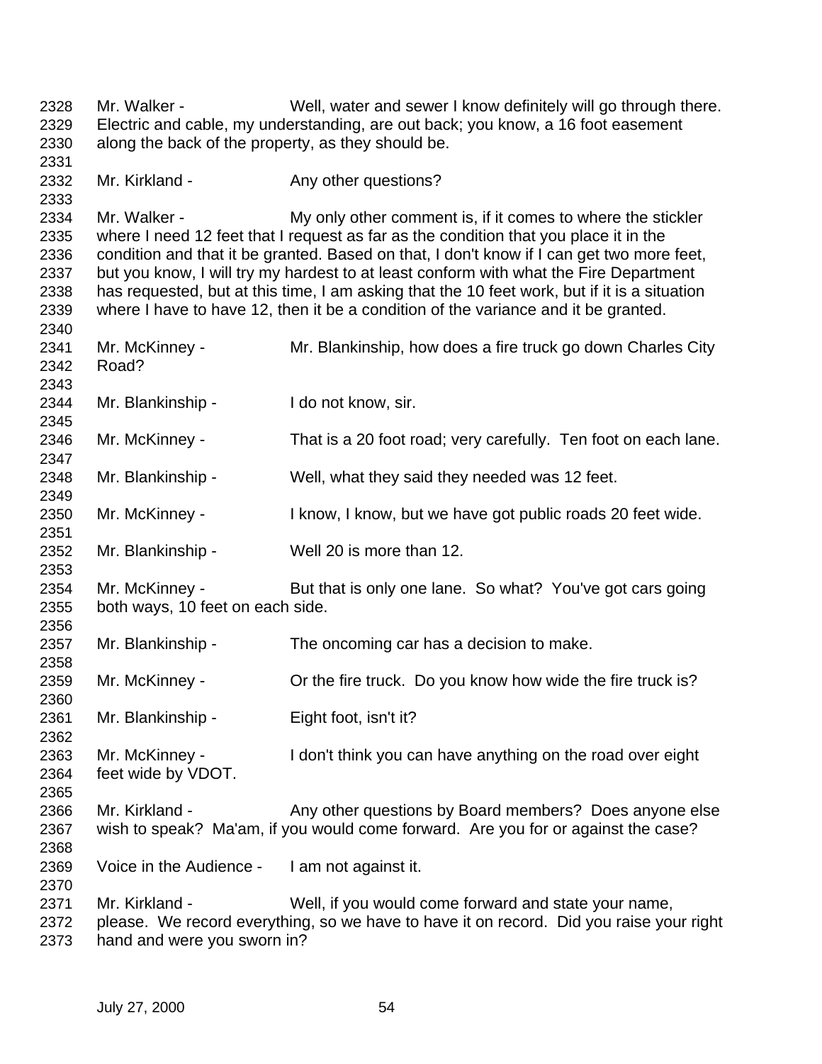Mr. Walker - Well, water and sewer I know definitely will go through there. Electric and cable, my understanding, are out back; you know, a 16 foot easement along the back of the property, as they should be.

Mr. Kirkland - Any other questions?

Mr. Walker - My only other comment is, if it comes to where the stickler where I need 12 feet that I request as far as the condition that you place it in the condition and that it be granted. Based on that, I don't know if I can get two more feet, but you know, I will try my hardest to at least conform with what the Fire Department has requested, but at this time, I am asking that the 10 feet work, but if it is a situation where I have to have 12, then it be a condition of the variance and it be granted.

Mr. McKinney - Mr. Blankinship, how does a fire truck go down Charles City Road?

Mr. Blankinship - I do not know, sir.

Mr. McKinney - That is a 20 foot road; very carefully. Ten foot on each lane.

Mr. Blankinship - Well, what they said they needed was 12 feet.

Mr. McKinney - I know, I know, but we have got public roads 20 feet wide.

Mr. Blankinship - Well 20 is more than 12.

Mr. McKinney - But that is only one lane. So what? You've got cars going both ways, 10 feet on each side.

Mr. Blankinship - The oncoming car has a decision to make.

Mr. McKinney - Or the fire truck. Do you know how wide the fire truck is?

Mr. Blankinship - Eight foot, isn't it?

Mr. McKinney - I don't think you can have anything on the road over eight feet wide by VDOT.

Mr. Kirkland - Any other questions by Board members? Does anyone else wish to speak? Ma'am, if you would come forward. Are you for or against the case?

Voice in the Audience - I am not against it.

Mr. Kirkland - Well, if you would come forward and state your name, please. We record everything, so we have to have it on record. Did you raise your right hand and were you sworn in?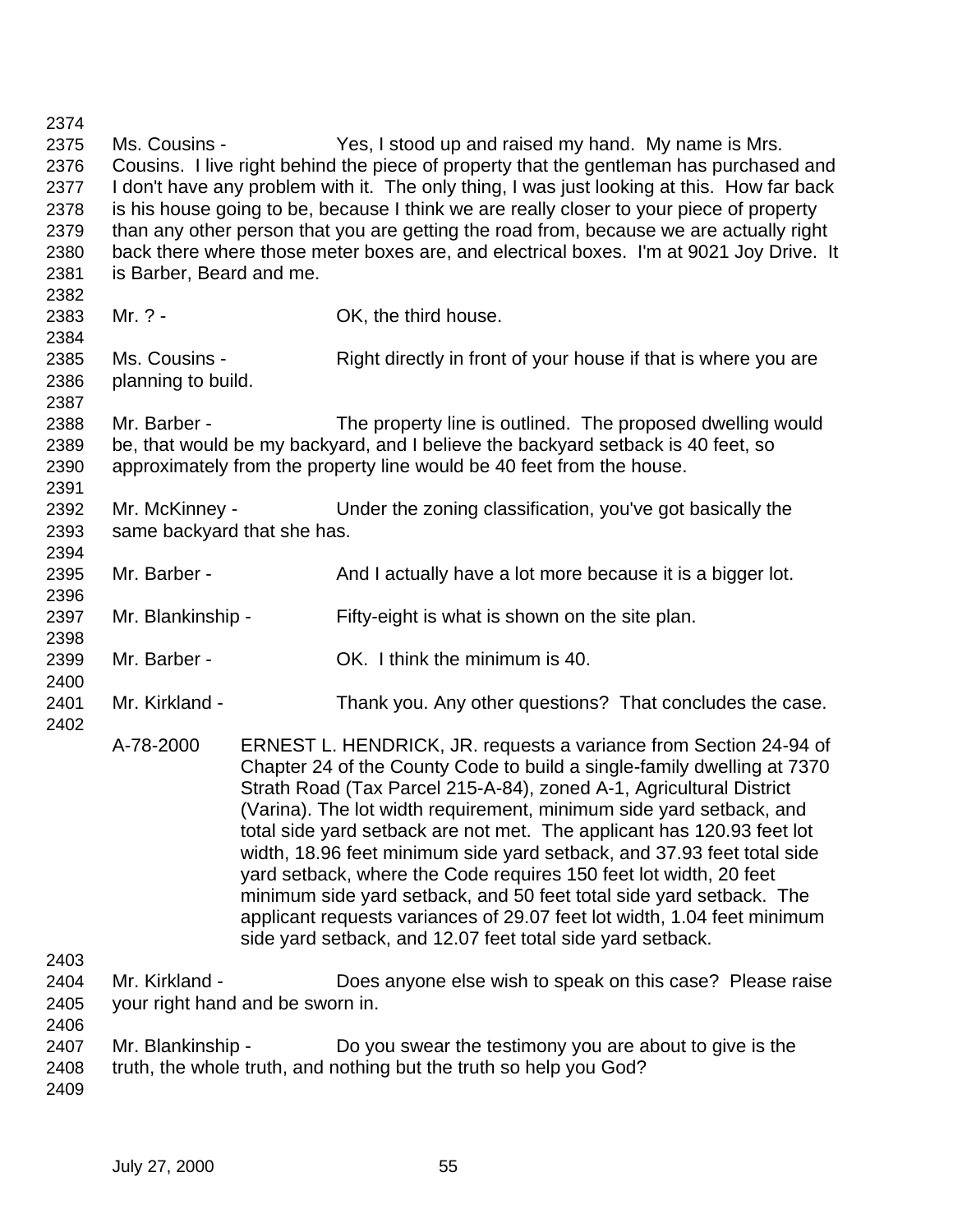Ms. Cousins - Yes, I stood up and raised my hand. My name is Mrs. Cousins. I live right behind the piece of property that the gentleman has purchased and I don't have any problem with it. The only thing, I was just looking at this. How far back is his house going to be, because I think we are really closer to your piece of property than any other person that you are getting the road from, because we are actually right back there where those meter boxes are, and electrical boxes. I'm at 9021 Joy Drive. It is Barber, Beard and me.

Mr. ? - OK, the third house.

Ms. Cousins - Right directly in front of your house if that is where you are planning to build.

Mr. Barber - The property line is outlined. The proposed dwelling would be, that would be my backyard, and I believe the backyard setback is 40 feet, so approximately from the property line would be 40 feet from the house.

Mr. McKinney - Under the zoning classification, you've got basically the same backyard that she has.

Mr. Barber - And I actually have a lot more because it is a bigger lot.

Mr. Blankinship - Fifty-eight is what is shown on the site plan.

Mr. Barber - OK. I think the minimum is 40.

Mr. Kirkland - Thank you. Any other questions? That concludes the case.

A-78-2000 ERNEST L. HENDRICK, JR. requests a variance from Section 24-94 of Chapter 24 of the County Code to build a single-family dwelling at 7370 Strath Road (Tax Parcel 215-A-84), zoned A-1, Agricultural District (Varina). The lot width requirement, minimum side yard setback, and total side yard setback are not met. The applicant has 120.93 feet lot width, 18.96 feet minimum side yard setback, and 37.93 feet total side yard setback, where the Code requires 150 feet lot width, 20 feet minimum side yard setback, and 50 feet total side yard setback. The applicant requests variances of 29.07 feet lot width, 1.04 feet minimum side yard setback, and 12.07 feet total side yard setback.

Mr. Kirkland - Does anyone else wish to speak on this case? Please raise your right hand and be sworn in.

Mr. Blankinship - Do you swear the testimony you are about to give is the truth, the whole truth, and nothing but the truth so help you God?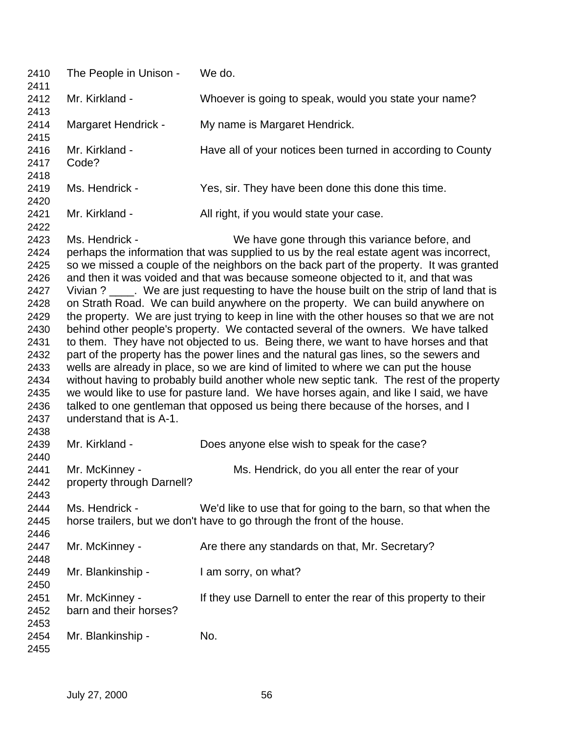2410 The People in Unison - We do.

2412 Mr. Kirkland - Whoever is going to speak, would you state your name?

2414 Margaret Hendrick - My name is Margaret Hendrick.

2416 Mr. Kirkland - Have all of your notices been turned in according to County
2417 Code?

2419 Ms. Hendrick - Yes, sir. They have been done this done this time.

2421 Mr. Kirkland - All right, if you would state your case.

2423 Ms. Hendrick - We have gone through this variance before, and
2424 perhaps the information that was supplied to us by the real estate agent was incorrect,
2425 so we missed a couple of the neighbors on the back part of the property. It was granted
2426 and then it was voided and that was because someone objected to it, and that was
2427 Vivian ? ____. We are just requesting to have the house built on the strip of land that is
2428 on Strath Road. We can build anywhere on the property. We can build anywhere on
2429 the property. We are just trying to keep in line with the other houses so that we are not
2430 behind other people's property. We contacted several of the owners. We have talked
2431 to them. They have not objected to us. Being there, we want to have horses and that
2432 part of the property has the power lines and the natural gas lines, so the sewers and
2433 wells are already in place, so we are kind of limited to where we can put the house
2434 without having to probably build another whole new septic tank. The rest of the property
2435 we would like to use for pasture land. We have horses again, and like I said, we have
2436 talked to one gentleman that opposed us being there because of the horses, and I
2437 understand that is A-1.

2439 Mr. Kirkland - Does anyone else wish to speak for the case?

2441 Mr. McKinney - Ms. Hendrick, do you all enter the rear of your
2442 property through Darnell?

2444 Ms. Hendrick - We'd like to use that for going to the barn, so that when the
2445 horse trailers, but we don't have to go through the front of the house.

2447 Mr. McKinney - Are there any standards on that, Mr. Secretary?

2449 Mr. Blankinship - I am sorry, on what?

2451 Mr. McKinney - If they use Darnell to enter the rear of this property to their
2452 barn and their horses?

2454 Mr. Blankinship - No.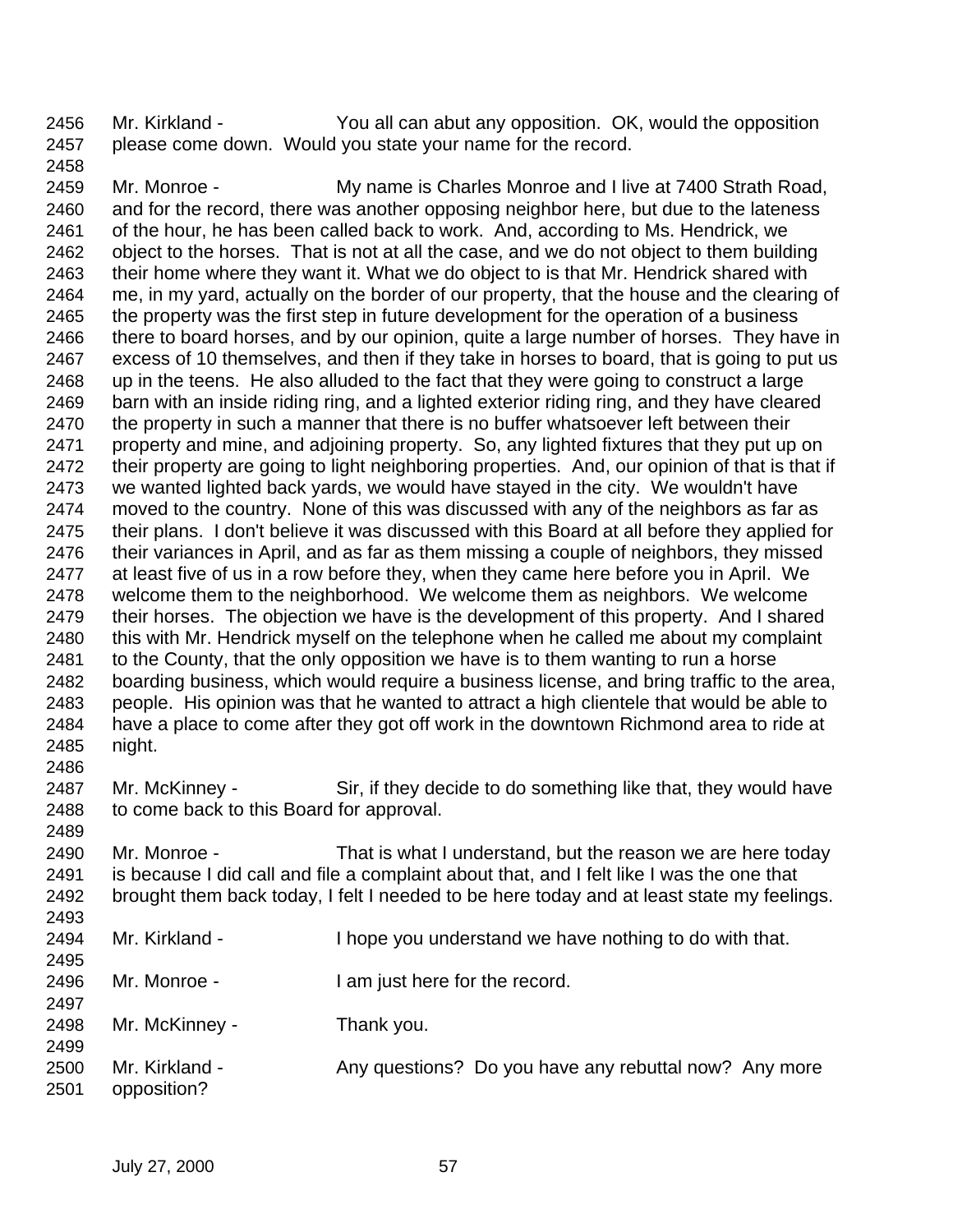2456 Mr. Kirkland - You all can abut any opposition. OK, would the opposition
2457 please come down. Would you state your name for the record.
2458
2459 Mr. Monroe - My name is Charles Monroe and I live at 7400 Strath Road,
2460 and for the record, there was another opposing neighbor here, but due to the lateness
2461 of the hour, he has been called back to work. And, according to Ms. Hendrick, we
2462 object to the horses. That is not at all the case, and we do not object to them building
2463 their home where they want it. What we do object to is that Mr. Hendrick shared with
2464 me, in my yard, actually on the border of our property, that the house and the clearing of
2465 the property was the first step in future development for the operation of a business
2466 there to board horses, and by our opinion, quite a large number of horses. They have in
2467 excess of 10 themselves, and then if they take in horses to board, that is going to put us
2468 up in the teens. He also alluded to the fact that they were going to construct a large
2469 barn with an inside riding ring, and a lighted exterior riding ring, and they have cleared
2470 the property in such a manner that there is no buffer whatsoever left between their
2471 property and mine, and adjoining property. So, any lighted fixtures that they put up on
2472 their property are going to light neighboring properties. And, our opinion of that is that if
2473 we wanted lighted back yards, we would have stayed in the city. We wouldn't have
2474 moved to the country. None of this was discussed with any of the neighbors as far as
2475 their plans. I don't believe it was discussed with this Board at all before they applied for
2476 their variances in April, and as far as them missing a couple of neighbors, they missed
2477 at least five of us in a row before they, when they came here before you in April. We
2478 welcome them to the neighborhood. We welcome them as neighbors. We welcome
2479 their horses. The objection we have is the development of this property. And I shared
2480 this with Mr. Hendrick myself on the telephone when he called me about my complaint
2481 to the County, that the only opposition we have is to them wanting to run a horse
2482 boarding business, which would require a business license, and bring traffic to the area,
2483 people. His opinion was that he wanted to attract a high clientele that would be able to
2484 have a place to come after they got off work in the downtown Richmond area to ride at
2485 night.
2486
2487 Mr. McKinney - Sir, if they decide to do something like that, they would have
2488 to come back to this Board for approval.
2489
2490 Mr. Monroe - That is what I understand, but the reason we are here today
2491 is because I did call and file a complaint about that, and I felt like I was the one that
2492 brought them back today, I felt I needed to be here today and at least state my feelings.
2493
2494 Mr. Kirkland - I hope you understand we have nothing to do with that.
2495
2496 Mr. Monroe - I am just here for the record.
2497
2498 Mr. McKinney - Thank you.
2499
2500 Mr. Kirkland - Any questions? Do you have any rebuttal now? Any more
2501 opposition?

July 27, 2000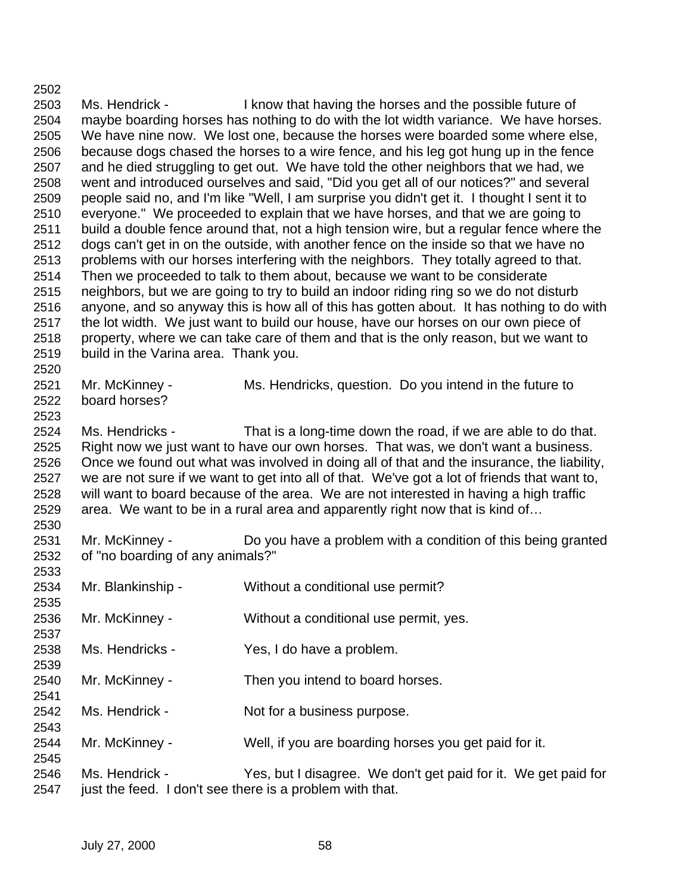Ms. Hendrick - I know that having the horses and the possible future of maybe boarding horses has nothing to do with the lot width variance. We have horses. We have nine now. We lost one, because the horses were boarded some where else, because dogs chased the horses to a wire fence, and his leg got hung up in the fence and he died struggling to get out. We have told the other neighbors that we had, we went and introduced ourselves and said, "Did you get all of our notices?" and several people said no, and I'm like "Well, I am surprise you didn't get it. I thought I sent it to everyone." We proceeded to explain that we have horses, and that we are going to build a double fence around that, not a high tension wire, but a regular fence where the dogs can't get in on the outside, with another fence on the inside so that we have no problems with our horses interfering with the neighbors. They totally agreed to that. Then we proceeded to talk to them about, because we want to be considerate neighbors, but we are going to try to build an indoor riding ring so we do not disturb anyone, and so anyway this is how all of this has gotten about. It has nothing to do with the lot width. We just want to build our house, have our horses on our own piece of property, where we can take care of them and that is the only reason, but we want to build in the Varina area. Thank you.

Mr. McKinney - Ms. Hendricks, question. Do you intend in the future to board horses?

Ms. Hendricks - That is a long-time down the road, if we are able to do that. Right now we just want to have our own horses. That was, we don't want a business. Once we found out what was involved in doing all of that and the insurance, the liability, we are not sure if we want to get into all of that. We've got a lot of friends that want to, will want to board because of the area. We are not interested in having a high traffic area. We want to be in a rural area and apparently right now that is kind of…

Mr. McKinney - Do you have a problem with a condition of this being granted of "no boarding of any animals?"

Mr. Blankinship - Without a conditional use permit?

Mr. McKinney - Without a conditional use permit, yes.

Ms. Hendricks - Yes, I do have a problem.

Mr. McKinney - Then you intend to board horses.

Ms. Hendrick - Not for a business purpose.

Mr. McKinney - Well, if you are boarding horses you get paid for it.

Ms. Hendrick - Yes, but I disagree. We don't get paid for it. We get paid for just the feed. I don't see there is a problem with that.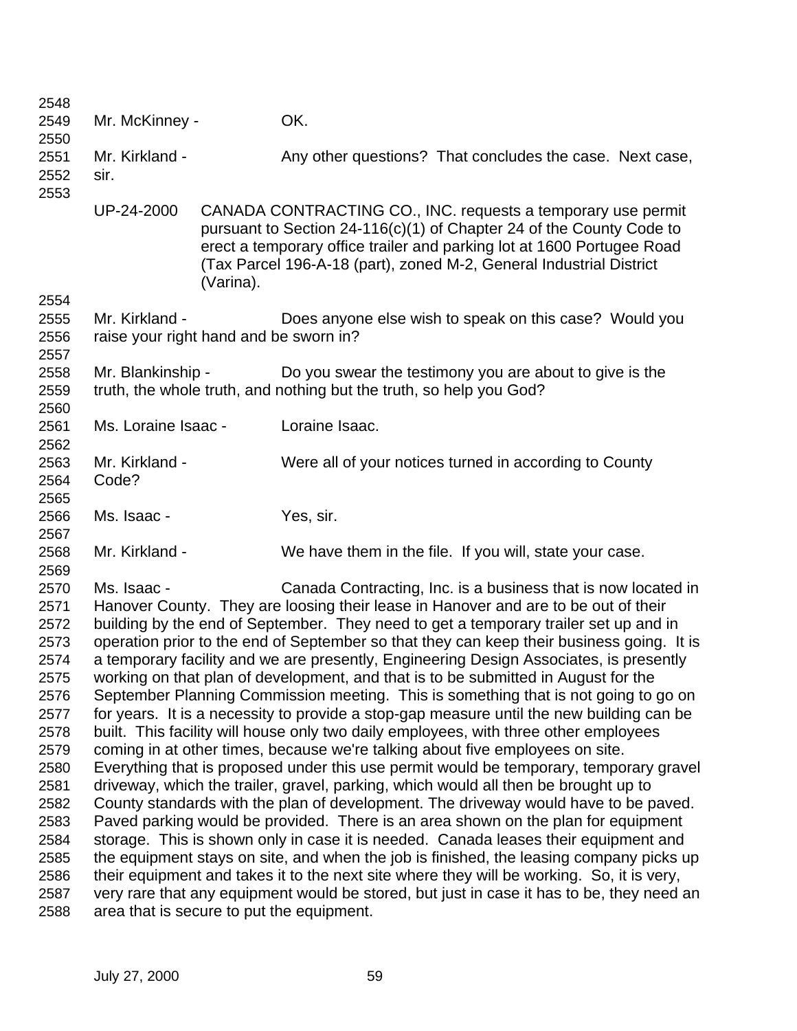Mr. McKinney - OK.

Mr. Kirkland - Any other questions? That concludes the case. Next case, sir.

UP-24-2000 CANADA CONTRACTING CO., INC. requests a temporary use permit pursuant to Section 24-116(c)(1) of Chapter 24 of the County Code to erect a temporary office trailer and parking lot at 1600 Portugee Road (Tax Parcel 196-A-18 (part), zoned M-2, General Industrial District (Varina).

Mr. Kirkland - Does anyone else wish to speak on this case? Would you raise your right hand and be sworn in?

Mr. Blankinship - Do you swear the testimony you are about to give is the truth, the whole truth, and nothing but the truth, so help you God?

Ms. Loraine Isaac - Loraine Isaac.

Mr. Kirkland - Were all of your notices turned in according to County Code?

Ms. Isaac - Yes, sir.

Mr. Kirkland - We have them in the file. If you will, state your case.

Ms. Isaac - Canada Contracting, Inc. is a business that is now located in Hanover County. They are loosing their lease in Hanover and are to be out of their building by the end of September. They need to get a temporary trailer set up and in operation prior to the end of September so that they can keep their business going. It is a temporary facility and we are presently, Engineering Design Associates, is presently working on that plan of development, and that is to be submitted in August for the September Planning Commission meeting. This is something that is not going to go on for years. It is a necessity to provide a stop-gap measure until the new building can be built. This facility will house only two daily employees, with three other employees coming in at other times, because we're talking about five employees on site. Everything that is proposed under this use permit would be temporary, temporary gravel driveway, which the trailer, gravel, parking, which would all then be brought up to County standards with the plan of development. The driveway would have to be paved. Paved parking would be provided. There is an area shown on the plan for equipment storage. This is shown only in case it is needed. Canada leases their equipment and the equipment stays on site, and when the job is finished, the leasing company picks up their equipment and takes it to the next site where they will be working. So, it is very, very rare that any equipment would be stored, but just in case it has to be, they need an area that is secure to put the equipment.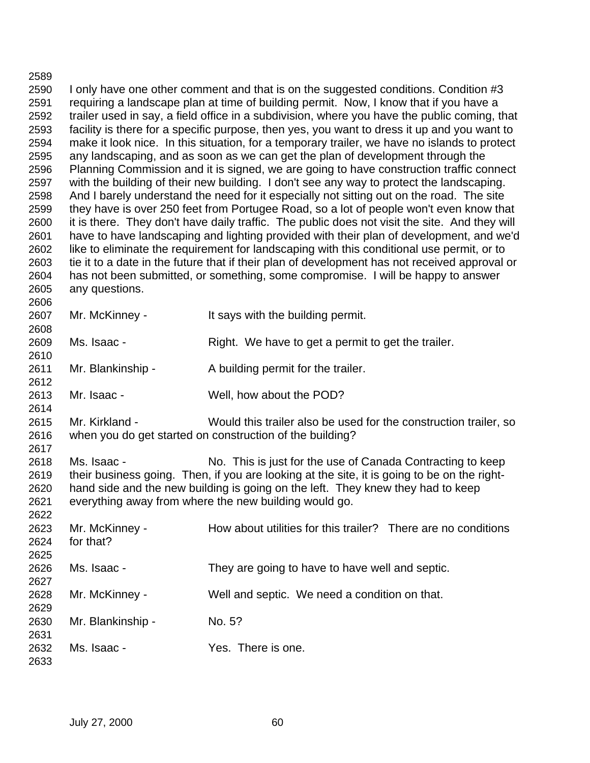I only have one other comment and that is on the suggested conditions. Condition #3 requiring a landscape plan at time of building permit. Now, I know that if you have a trailer used in say, a field office in a subdivision, where you have the public coming, that facility is there for a specific purpose, then yes, you want to dress it up and you want to make it look nice. In this situation, for a temporary trailer, we have no islands to protect any landscaping, and as soon as we can get the plan of development through the Planning Commission and it is signed, we are going to have construction traffic connect with the building of their new building. I don't see any way to protect the landscaping. And I barely understand the need for it especially not sitting out on the road. The site they have is over 250 feet from Portugee Road, so a lot of people won't even know that it is there. They don't have daily traffic. The public does not visit the site. And they will have to have landscaping and lighting provided with their plan of development, and we'd like to eliminate the requirement for landscaping with this conditional use permit, or to tie it to a date in the future that if their plan of development has not received approval or has not been submitted, or something, some compromise. I will be happy to answer any questions.

Mr. McKinney - It says with the building permit.

Ms. Isaac - Right. We have to get a permit to get the trailer.

Mr. Blankinship - A building permit for the trailer.

Mr. Isaac - Well, how about the POD?

Mr. Kirkland - Would this trailer also be used for the construction trailer, so when you do get started on construction of the building?

Ms. Isaac - No. This is just for the use of Canada Contracting to keep their business going. Then, if you are looking at the site, it is going to be on the right-hand side and the new building is going on the left. They knew they had to keep everything away from where the new building would go.

Mr. McKinney - How about utilities for this trailer? There are no conditions for that?

Ms. Isaac - They are going to have to have well and septic.

Mr. McKinney - Well and septic. We need a condition on that.

Mr. Blankinship - No. 5?

Ms. Isaac - Yes. There is one.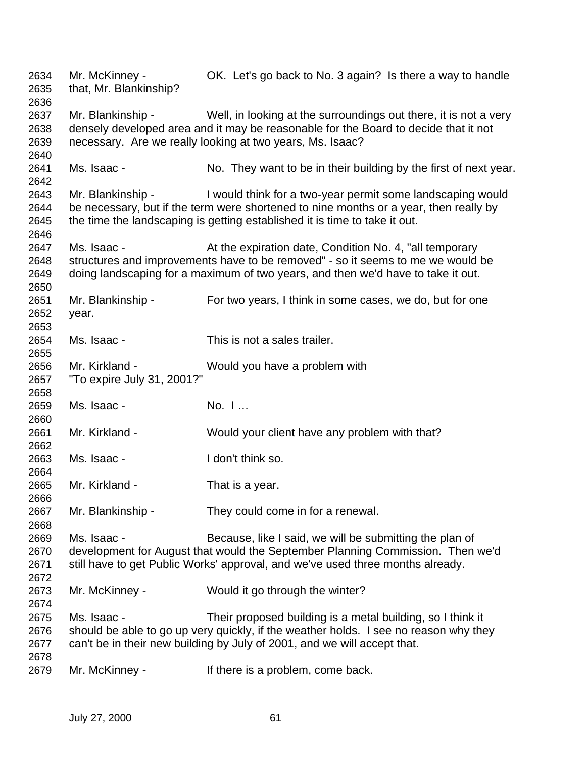Mr. McKinney - OK. Let's go back to No. 3 again? Is there a way to handle that, Mr. Blankinship?

Mr. Blankinship - Well, in looking at the surroundings out there, it is not a very densely developed area and it may be reasonable for the Board to decide that it not necessary. Are we really looking at two years, Ms. Isaac?

Ms. Isaac - No. They want to be in their building by the first of next year.

Mr. Blankinship - I would think for a two-year permit some landscaping would be necessary, but if the term were shortened to nine months or a year, then really by the time the landscaping is getting established it is time to take it out.

Ms. Isaac - At the expiration date, Condition No. 4, "all temporary structures and improvements have to be removed" - so it seems to me we would be doing landscaping for a maximum of two years, and then we'd have to take it out.

Mr. Blankinship - For two years, I think in some cases, we do, but for one year.

Ms. Isaac - This is not a sales trailer.

Mr. Kirkland - Would you have a problem with "To expire July 31, 2001?"

Ms. Isaac - No. I …

Mr. Kirkland - Would your client have any problem with that?

Ms. Isaac - I don't think so.

Mr. Kirkland - That is a year.

Mr. Blankinship - They could come in for a renewal.

Ms. Isaac - Because, like I said, we will be submitting the plan of development for August that would the September Planning Commission. Then we'd still have to get Public Works' approval, and we've used three months already.

Mr. McKinney - Would it go through the winter?

Ms. Isaac - Their proposed building is a metal building, so I think it should be able to go up very quickly, if the weather holds. I see no reason why they can't be in their new building by July of 2001, and we will accept that.

Mr. McKinney - If there is a problem, come back.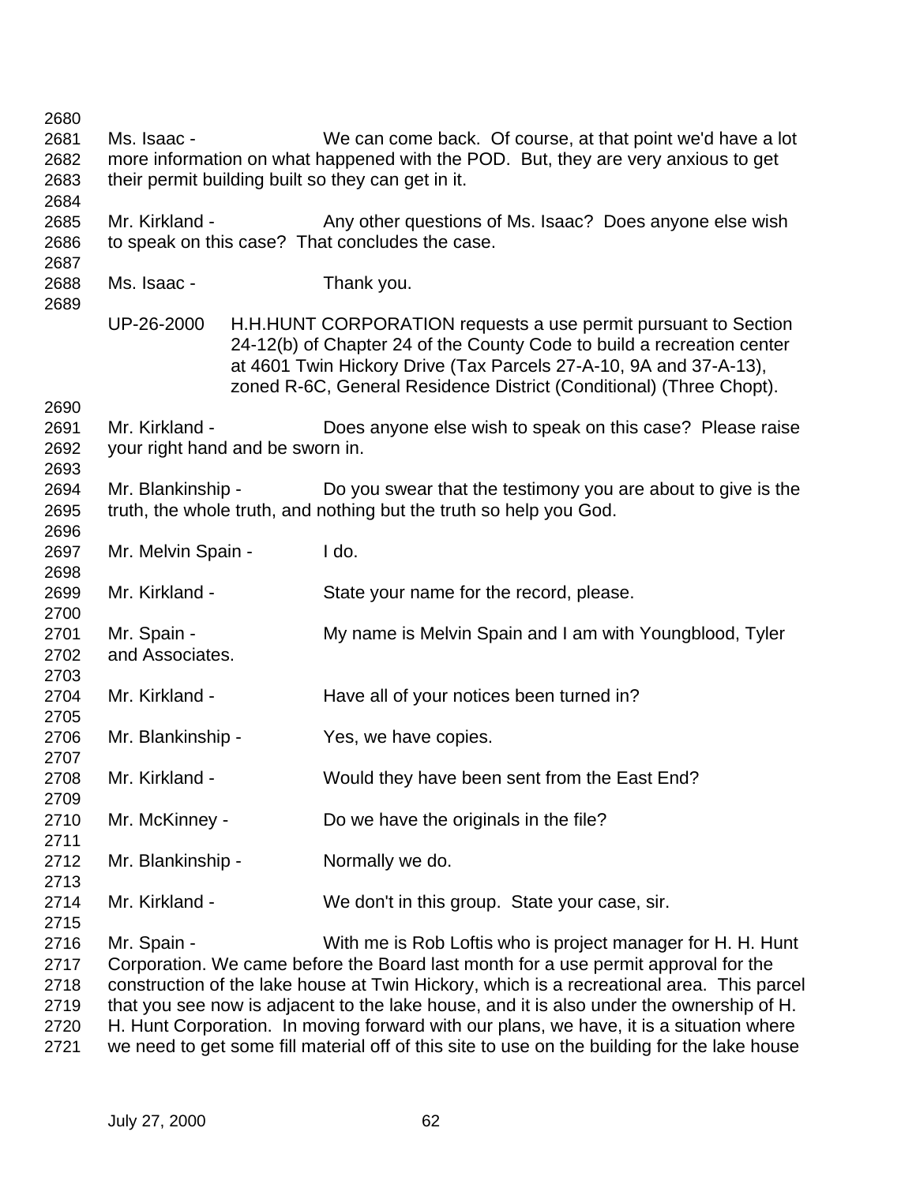Ms. Isaac - We can come back. Of course, at that point we'd have a lot more information on what happened with the POD. But, they are very anxious to get their permit building built so they can get in it.

Mr. Kirkland - Any other questions of Ms. Isaac? Does anyone else wish to speak on this case? That concludes the case.

Ms. Isaac - Thank you.

UP-26-2000 H.H.HUNT CORPORATION requests a use permit pursuant to Section 24-12(b) of Chapter 24 of the County Code to build a recreation center at 4601 Twin Hickory Drive (Tax Parcels 27-A-10, 9A and 37-A-13), zoned R-6C, General Residence District (Conditional) (Three Chopt).

Mr. Kirkland - Does anyone else wish to speak on this case? Please raise your right hand and be sworn in.

Mr. Blankinship - Do you swear that the testimony you are about to give is the truth, the whole truth, and nothing but the truth so help you God.

Mr. Melvin Spain - I do.

Mr. Kirkland - State your name for the record, please.

Mr. Spain - My name is Melvin Spain and I am with Youngblood, Tyler and Associates.

Mr. Kirkland - Have all of your notices been turned in?

Mr. Blankinship - Yes, we have copies.

Mr. Kirkland - Would they have been sent from the East End?

Mr. McKinney - Do we have the originals in the file?

Mr. Blankinship - Normally we do.

Mr. Kirkland - We don't in this group. State your case, sir.

Mr. Spain - With me is Rob Loftis who is project manager for H. H. Hunt Corporation. We came before the Board last month for a use permit approval for the construction of the lake house at Twin Hickory, which is a recreational area. This parcel that you see now is adjacent to the lake house, and it is also under the ownership of H. H. Hunt Corporation. In moving forward with our plans, we have, it is a situation where we need to get some fill material off of this site to use on the building for the lake house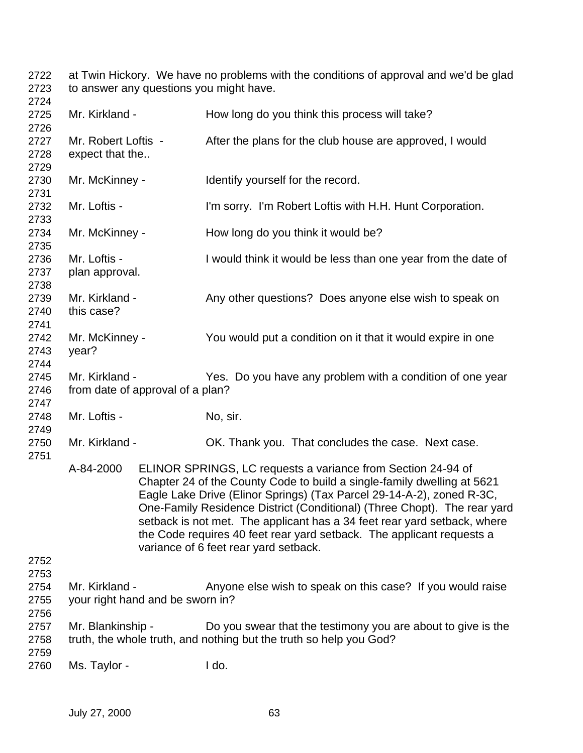2722 at Twin Hickory. We have no problems with the conditions of approval and we'd be glad
2723 to answer any questions you might have.
2724
2725 Mr. Kirkland - How long do you think this process will take?
2726
2727 Mr. Robert Loftis - After the plans for the club house are approved, I would
2728 expect that the..
2729
2730 Mr. McKinney - Identify yourself for the record.
2731
2732 Mr. Loftis - I'm sorry. I'm Robert Loftis with H.H. Hunt Corporation.
2733
2734 Mr. McKinney - How long do you think it would be?
2735
2736 Mr. Loftis - I would think it would be less than one year from the date of
2737 plan approval.
2738
2739 Mr. Kirkland - Any other questions? Does anyone else wish to speak on
2740 this case?
2741
2742 Mr. McKinney - You would put a condition on it that it would expire in one
2743 year?
2744
2745 Mr. Kirkland - Yes. Do you have any problem with a condition of one year
2746 from date of approval of a plan?
2747
2748 Mr. Loftis - No, sir.
2749
2750 Mr. Kirkland - OK. Thank you. That concludes the case. Next case.
2751

A-84-2000 ELINOR SPRINGS, LC requests a variance from Section 24-94 of Chapter 24 of the County Code to build a single-family dwelling at 5621 Eagle Lake Drive (Elinor Springs) (Tax Parcel 29-14-A-2), zoned R-3C, One-Family Residence District (Conditional) (Three Chopt). The rear yard setback is not met. The applicant has a 34 feet rear yard setback, where the Code requires 40 feet rear yard setback. The applicant requests a variance of 6 feet rear yard setback.

2752
2753
2754 Mr. Kirkland - Anyone else wish to speak on this case? If you would raise
2755 your right hand and be sworn in?
2756
2757 Mr. Blankinship - Do you swear that the testimony you are about to give is the
2758 truth, the whole truth, and nothing but the truth so help you God?
2759
2760 Ms. Taylor - I do.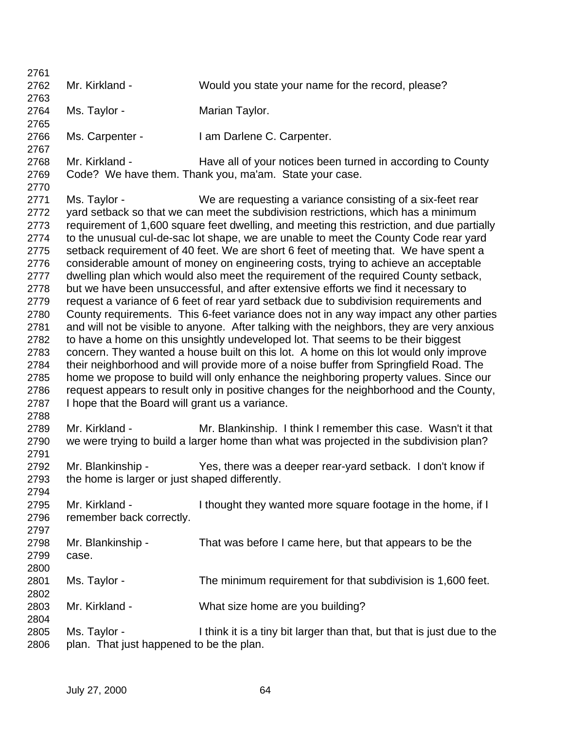2761
2762 Mr. Kirkland - Would you state your name for the record, please?
2763
2764 Ms. Taylor - Marian Taylor.
2765
2766 Ms. Carpenter - I am Darlene C. Carpenter.
2767
2768 Mr. Kirkland - Have all of your notices been turned in according to County
2769 Code? We have them. Thank you, ma'am. State your case.
2770
2771 Ms. Taylor - We are requesting a variance consisting of a six-feet rear
2772 yard setback so that we can meet the subdivision restrictions, which has a minimum
2773 requirement of 1,600 square feet dwelling, and meeting this restriction, and due partially
2774 to the unusual cul-de-sac lot shape, we are unable to meet the County Code rear yard
2775 setback requirement of 40 feet. We are short 6 feet of meeting that. We have spent a
2776 considerable amount of money on engineering costs, trying to achieve an acceptable
2777 dwelling plan which would also meet the requirement of the required County setback,
2778 but we have been unsuccessful, and after extensive efforts we find it necessary to
2779 request a variance of 6 feet of rear yard setback due to subdivision requirements and
2780 County requirements. This 6-feet variance does not in any way impact any other parties
2781 and will not be visible to anyone. After talking with the neighbors, they are very anxious
2782 to have a home on this unsightly undeveloped lot. That seems to be their biggest
2783 concern. They wanted a house built on this lot. A home on this lot would only improve
2784 their neighborhood and will provide more of a noise buffer from Springfield Road. The
2785 home we propose to build will only enhance the neighboring property values. Since our
2786 request appears to result only in positive changes for the neighborhood and the County,
2787 I hope that the Board will grant us a variance.
2788
2789 Mr. Kirkland - Mr. Blankinship. I think I remember this case. Wasn't it that
2790 we were trying to build a larger home than what was projected in the subdivision plan?
2791
2792 Mr. Blankinship - Yes, there was a deeper rear-yard setback. I don't know if
2793 the home is larger or just shaped differently.
2794
2795 Mr. Kirkland - I thought they wanted more square footage in the home, if I
2796 remember back correctly.
2797
2798 Mr. Blankinship - That was before I came here, but that appears to be the
2799 case.
2800
2801 Ms. Taylor - The minimum requirement for that subdivision is 1,600 feet.
2802
2803 Mr. Kirkland - What size home are you building?
2804
2805 Ms. Taylor - I think it is a tiny bit larger than that, but that is just due to the
2806 plan. That just happened to be the plan.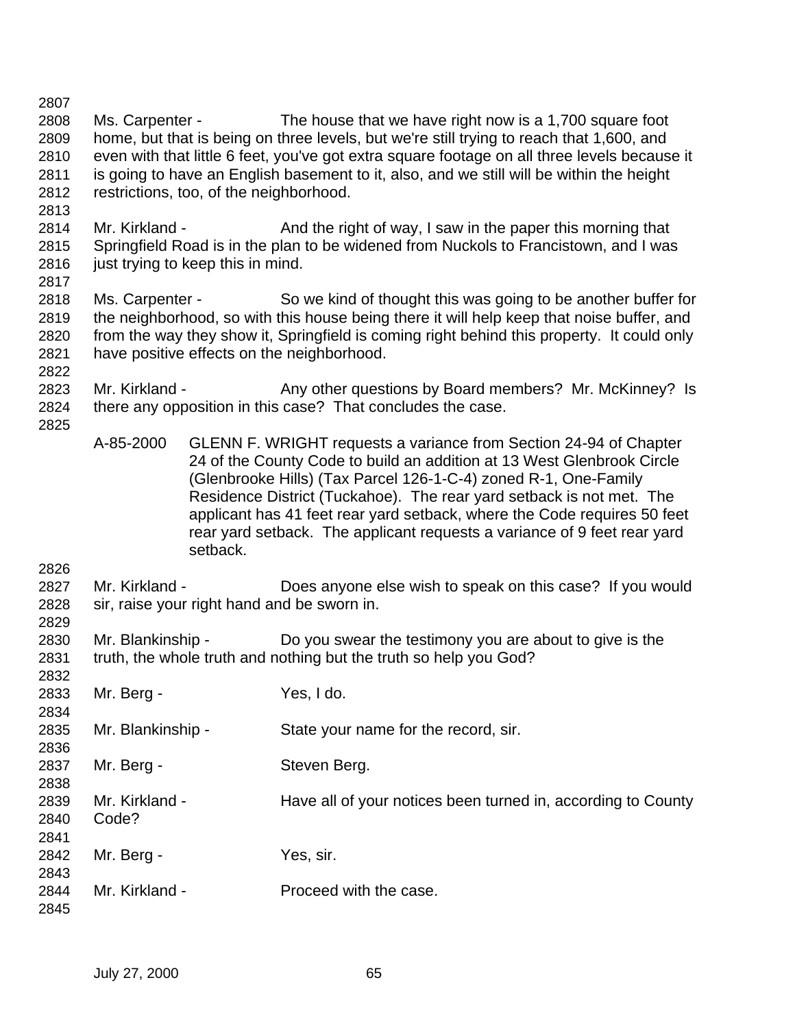Ms. Carpenter - The house that we have right now is a 1,700 square foot home, but that is being on three levels, but we're still trying to reach that 1,600, and even with that little 6 feet, you've got extra square footage on all three levels because it is going to have an English basement to it, also, and we still will be within the height restrictions, too, of the neighborhood.

Mr. Kirkland - And the right of way, I saw in the paper this morning that Springfield Road is in the plan to be widened from Nuckols to Francistown, and I was just trying to keep this in mind.

Ms. Carpenter - So we kind of thought this was going to be another buffer for the neighborhood, so with this house being there it will help keep that noise buffer, and from the way they show it, Springfield is coming right behind this property. It could only have positive effects on the neighborhood.

Mr. Kirkland - Any other questions by Board members? Mr. McKinney? Is there any opposition in this case? That concludes the case.

A-85-2000 GLENN F. WRIGHT requests a variance from Section 24-94 of Chapter 24 of the County Code to build an addition at 13 West Glenbrook Circle (Glenbrooke Hills) (Tax Parcel 126-1-C-4) zoned R-1, One-Family Residence District (Tuckahoe). The rear yard setback is not met. The applicant has 41 feet rear yard setback, where the Code requires 50 feet rear yard setback. The applicant requests a variance of 9 feet rear yard setback.

Mr. Kirkland - Does anyone else wish to speak on this case? If you would sir, raise your right hand and be sworn in.

Mr. Blankinship - Do you swear the testimony you are about to give is the truth, the whole truth and nothing but the truth so help you God?

Mr. Berg - Yes, I do.

Mr. Blankinship - State your name for the record, sir.

Mr. Berg - Steven Berg.

Mr. Kirkland - Have all of your notices been turned in, according to County Code?

Mr. Berg - Yes, sir.

Mr. Kirkland - Proceed with the case.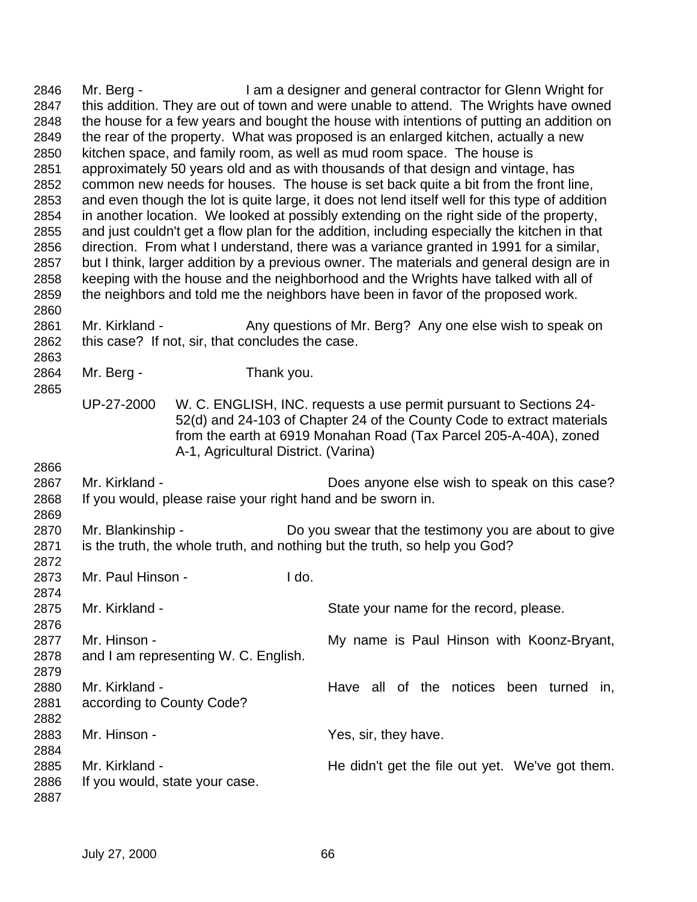2846 Mr. Berg - I am a designer and general contractor for Glenn Wright for
2847 this addition. They are out of town and were unable to attend. The Wrights have owned
2848 the house for a few years and bought the house with intentions of putting an addition on
2849 the rear of the property. What was proposed is an enlarged kitchen, actually a new
2850 kitchen space, and family room, as well as mud room space. The house is
2851 approximately 50 years old and as with thousands of that design and vintage, has
2852 common new needs for houses. The house is set back quite a bit from the front line,
2853 and even though the lot is quite large, it does not lend itself well for this type of addition
2854 in another location. We looked at possibly extending on the right side of the property,
2855 and just couldn't get a flow plan for the addition, including especially the kitchen in that
2856 direction. From what I understand, there was a variance granted in 1991 for a similar,
2857 but I think, larger addition by a previous owner. The materials and general design are in
2858 keeping with the house and the neighborhood and the Wrights have talked with all of
2859 the neighbors and told me the neighbors have been in favor of the proposed work.
2860
2861 Mr. Kirkland - Any questions of Mr. Berg? Any one else wish to speak on
2862 this case? If not, sir, that concludes the case.
2863
2864 Mr. Berg - Thank you.
2865

UP-27-2000 W. C. ENGLISH, INC. requests a use permit pursuant to Sections 24-52(d) and 24-103 of Chapter 24 of the County Code to extract materials from the earth at 6919 Monahan Road (Tax Parcel 205-A-40A), zoned A-1, Agricultural District. (Varina)

2866
2867 Mr. Kirkland - Does anyone else wish to speak on this case?
2868 If you would, please raise your right hand and be sworn in.
2869
2870 Mr. Blankinship - Do you swear that the testimony you are about to give
2871 is the truth, the whole truth, and nothing but the truth, so help you God?
2872
2873 Mr. Paul Hinson - I do.
2874
2875 Mr. Kirkland - State your name for the record, please.
2876
2877 Mr. Hinson - My name is Paul Hinson with Koonz-Bryant,
2878 and I am representing W. C. English.
2879
2880 Mr. Kirkland - Have all of the notices been turned in,
2881 according to County Code?
2882
2883 Mr. Hinson - Yes, sir, they have.
2884
2885 Mr. Kirkland - He didn't get the file out yet. We've got them.
2886 If you would, state your case.
2887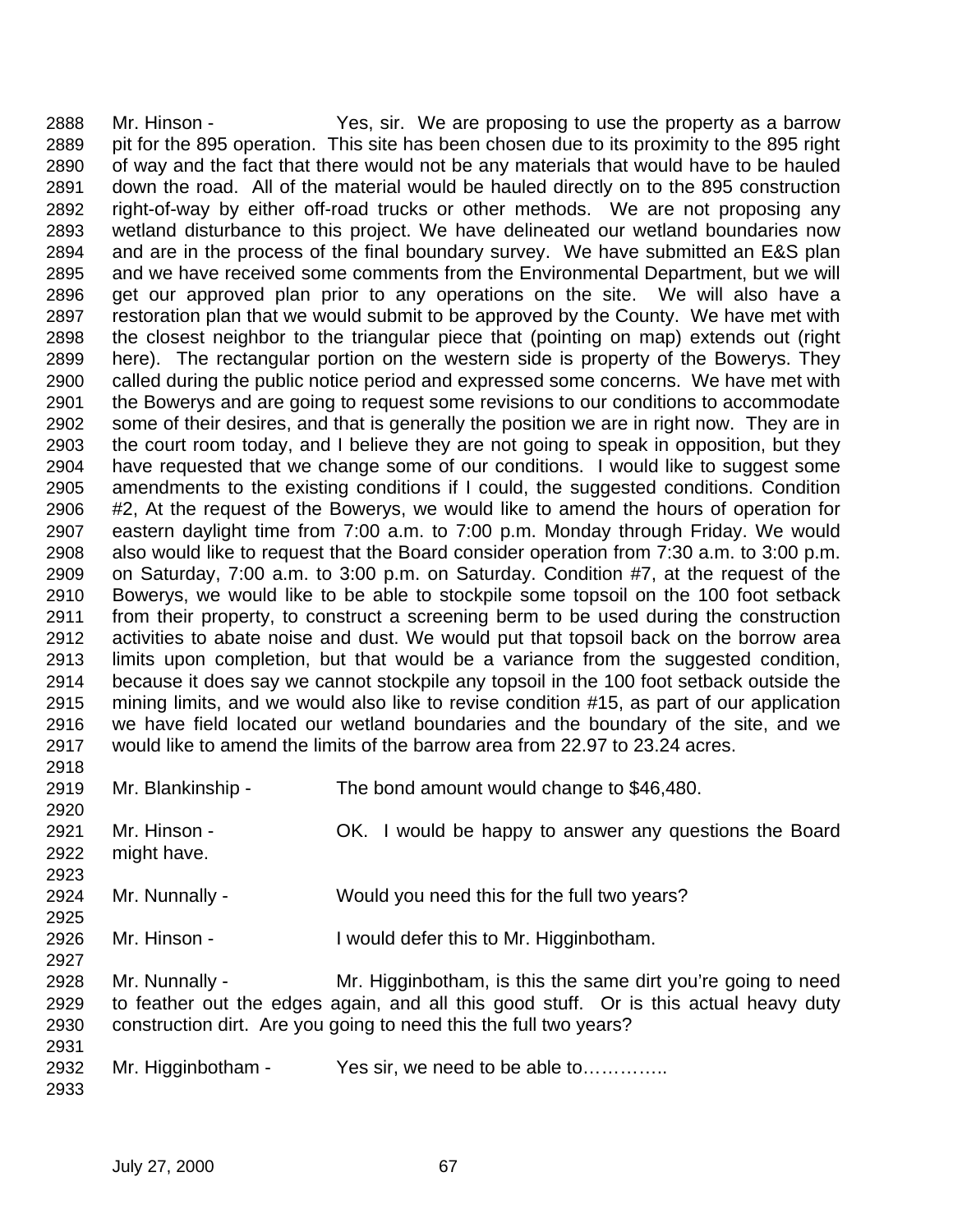Mr. Hinson - Yes, sir. We are proposing to use the property as a barrow pit for the 895 operation. This site has been chosen due to its proximity to the 895 right of way and the fact that there would not be any materials that would have to be hauled down the road. All of the material would be hauled directly on to the 895 construction right-of-way by either off-road trucks or other methods. We are not proposing any wetland disturbance to this project. We have delineated our wetland boundaries now and are in the process of the final boundary survey. We have submitted an E&S plan and we have received some comments from the Environmental Department, but we will get our approved plan prior to any operations on the site. We will also have a restoration plan that we would submit to be approved by the County. We have met with the closest neighbor to the triangular piece that (pointing on map) extends out (right here). The rectangular portion on the western side is property of the Bowerys. They called during the public notice period and expressed some concerns. We have met with the Bowerys and are going to request some revisions to our conditions to accommodate some of their desires, and that is generally the position we are in right now. They are in the court room today, and I believe they are not going to speak in opposition, but they have requested that we change some of our conditions. I would like to suggest some amendments to the existing conditions if I could, the suggested conditions. Condition #2, At the request of the Bowerys, we would like to amend the hours of operation for eastern daylight time from 7:00 a.m. to 7:00 p.m. Monday through Friday. We would also would like to request that the Board consider operation from 7:30 a.m. to 3:00 p.m. on Saturday, 7:00 a.m. to 3:00 p.m. on Saturday. Condition #7, at the request of the Bowerys, we would like to be able to stockpile some topsoil on the 100 foot setback from their property, to construct a screening berm to be used during the construction activities to abate noise and dust. We would put that topsoil back on the borrow area limits upon completion, but that would be a variance from the suggested condition, because it does say we cannot stockpile any topsoil in the 100 foot setback outside the mining limits, and we would also like to revise condition #15, as part of our application we have field located our wetland boundaries and the boundary of the site, and we would like to amend the limits of the barrow area from 22.97 to 23.24 acres.

Mr. Blankinship - The bond amount would change to $46,480.

Mr. Hinson - OK. I would be happy to answer any questions the Board might have.

Mr. Nunnally - Would you need this for the full two years?

Mr. Hinson - I would defer this to Mr. Higginbotham.

Mr. Nunnally - Mr. Higginbotham, is this the same dirt you're going to need to feather out the edges again, and all this good stuff. Or is this actual heavy duty construction dirt. Are you going to need this the full two years?

Mr. Higginbotham - Yes sir, we need to be able to…………..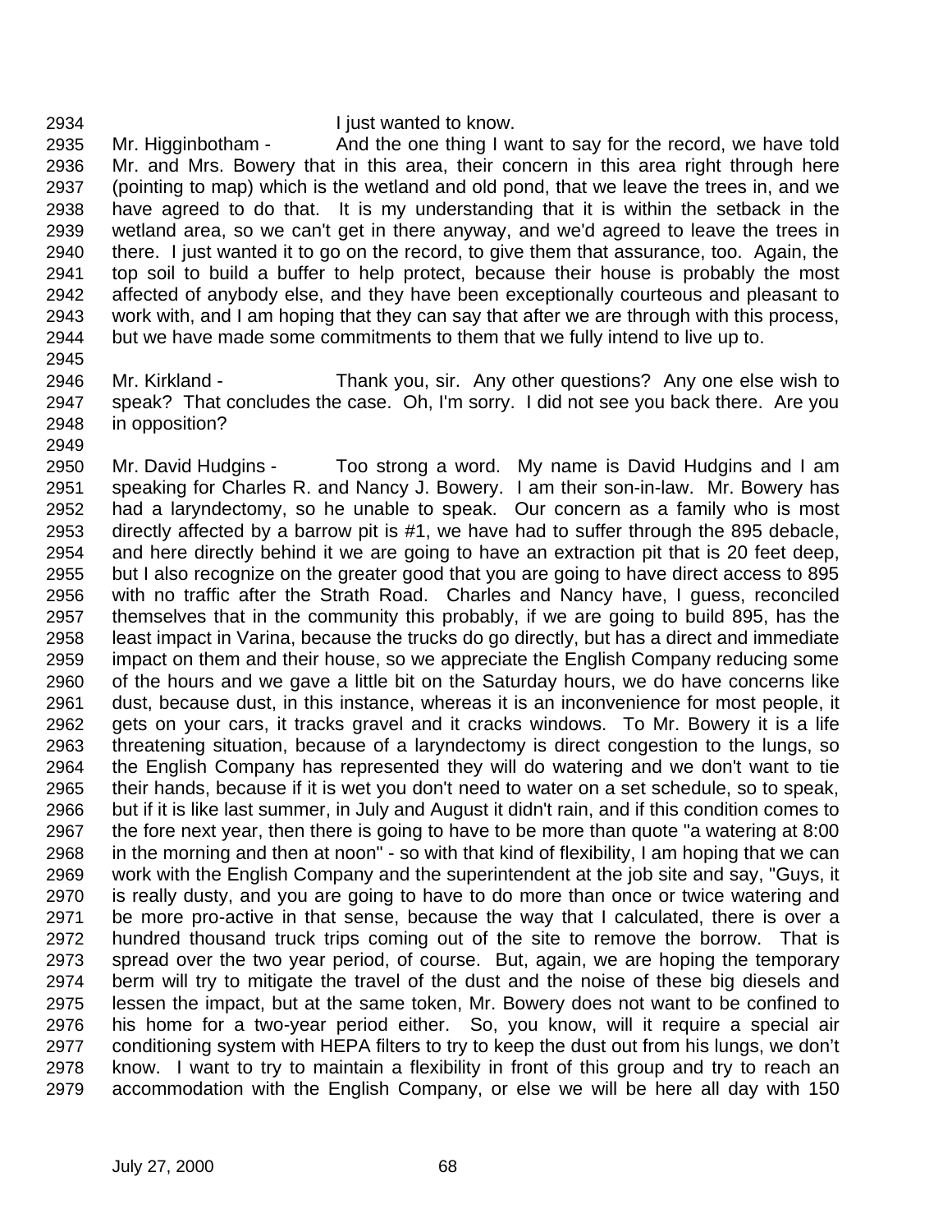I just wanted to know.

Mr. Higginbotham - And the one thing I want to say for the record, we have told Mr. and Mrs. Bowery that in this area, their concern in this area right through here (pointing to map) which is the wetland and old pond, that we leave the trees in, and we have agreed to do that. It is my understanding that it is within the setback in the wetland area, so we can't get in there anyway, and we'd agreed to leave the trees in there. I just wanted it to go on the record, to give them that assurance, too. Again, the top soil to build a buffer to help protect, because their house is probably the most affected of anybody else, and they have been exceptionally courteous and pleasant to work with, and I am hoping that they can say that after we are through with this process, but we have made some commitments to them that we fully intend to live up to.

Mr. Kirkland - Thank you, sir. Any other questions? Any one else wish to speak? That concludes the case. Oh, I'm sorry. I did not see you back there. Are you in opposition?

Mr. David Hudgins - Too strong a word. My name is David Hudgins and I am speaking for Charles R. and Nancy J. Bowery. I am their son-in-law. Mr. Bowery has had a laryndectomy, so he unable to speak. Our concern as a family who is most directly affected by a barrow pit is #1, we have had to suffer through the 895 debacle, and here directly behind it we are going to have an extraction pit that is 20 feet deep, but I also recognize on the greater good that you are going to have direct access to 895 with no traffic after the Strath Road. Charles and Nancy have, I guess, reconciled themselves that in the community this probably, if we are going to build 895, has the least impact in Varina, because the trucks do go directly, but has a direct and immediate impact on them and their house, so we appreciate the English Company reducing some of the hours and we gave a little bit on the Saturday hours, we do have concerns like dust, because dust, in this instance, whereas it is an inconvenience for most people, it gets on your cars, it tracks gravel and it cracks windows. To Mr. Bowery it is a life threatening situation, because of a laryndectomy is direct congestion to the lungs, so the English Company has represented they will do watering and we don't want to tie their hands, because if it is wet you don't need to water on a set schedule, so to speak, but if it is like last summer, in July and August it didn't rain, and if this condition comes to the fore next year, then there is going to have to be more than quote "a watering at 8:00 in the morning and then at noon" - so with that kind of flexibility, I am hoping that we can work with the English Company and the superintendent at the job site and say, "Guys, it is really dusty, and you are going to have to do more than once or twice watering and be more pro-active in that sense, because the way that I calculated, there is over a hundred thousand truck trips coming out of the site to remove the borrow. That is spread over the two year period, of course. But, again, we are hoping the temporary berm will try to mitigate the travel of the dust and the noise of these big diesels and lessen the impact, but at the same token, Mr. Bowery does not want to be confined to his home for a two-year period either. So, you know, will it require a special air conditioning system with HEPA filters to try to keep the dust out from his lungs, we don't know. I want to try to maintain a flexibility in front of this group and try to reach an accommodation with the English Company, or else we will be here all day with 150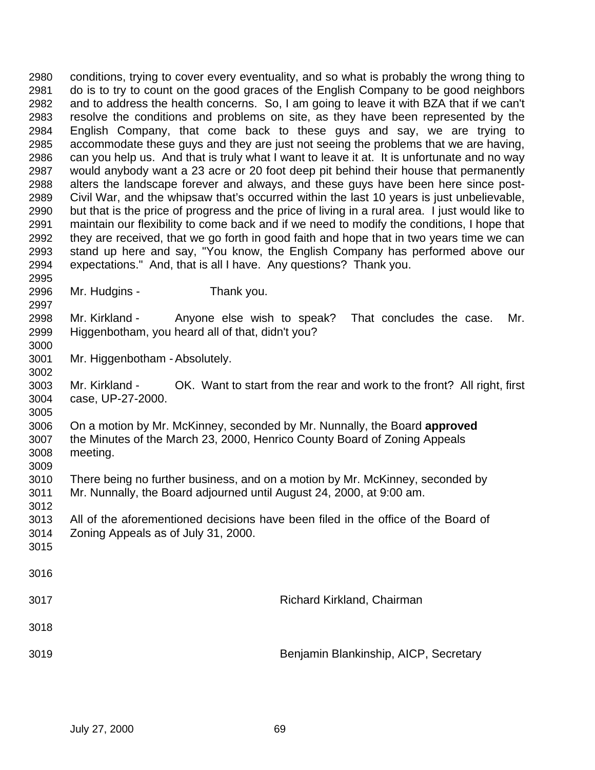conditions, trying to cover every eventuality, and so what is probably the wrong thing to do is to try to count on the good graces of the English Company to be good neighbors and to address the health concerns. So, I am going to leave it with BZA that if we can't resolve the conditions and problems on site, as they have been represented by the English Company, that come back to these guys and say, we are trying to accommodate these guys and they are just not seeing the problems that we are having, can you help us. And that is truly what I want to leave it at. It is unfortunate and no way would anybody want a 23 acre or 20 foot deep pit behind their house that permanently alters the landscape forever and always, and these guys have been here since post-Civil War, and the whipsaw that's occurred within the last 10 years is just unbelievable, but that is the price of progress and the price of living in a rural area. I just would like to maintain our flexibility to come back and if we need to modify the conditions, I hope that they are received, that we go forth in good faith and hope that in two years time we can stand up here and say, "You know, the English Company has performed above our expectations." And, that is all I have. Any questions? Thank you.

Mr. Hudgins - Thank you.

Mr. Kirkland - Anyone else wish to speak? That concludes the case. Mr. Higgenbotham, you heard all of that, didn't you?

Mr. Higgenbotham - Absolutely.

Mr. Kirkland - OK. Want to start from the rear and work to the front? All right, first case, UP-27-2000.

On a motion by Mr. McKinney, seconded by Mr. Nunnally, the Board **approved** the Minutes of the March 23, 2000, Henrico County Board of Zoning Appeals meeting.

There being no further business, and on a motion by Mr. McKinney, seconded by Mr. Nunnally, the Board adjourned until August 24, 2000, at 9:00 am.

All of the aforementioned decisions have been filed in the office of the Board of Zoning Appeals as of July 31, 2000.

Richard Kirkland, Chairman

Benjamin Blankinship, AICP, Secretary